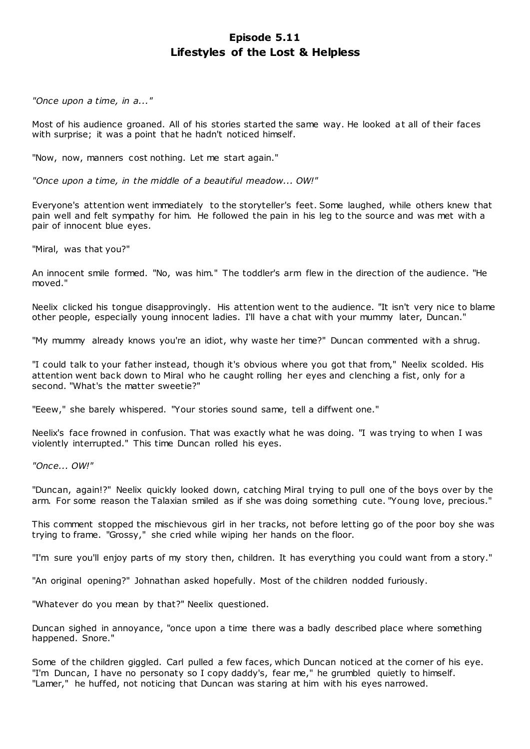# Episode 5.11
## Lifestyles of the Lost & Helpless

*"Once upon a time, in a..."*

Most of his audience groaned. All of his stories started the same way. He looked at all of their faces with surprise; it was a point that he hadn't noticed himself.

"Now, now, manners cost nothing. Let me start again."

*"Once upon a time, in the middle of a beautiful meadow... OW!"*

Everyone's attention went immediately to the storyteller's feet. Some laughed, while others knew that pain well and felt sympathy for him. He followed the pain in his leg to the source and was met with a pair of innocent blue eyes.

"Miral, was that you?"

An innocent smile formed. "No, was him." The toddler's arm flew in the direction of the audience. "He moved."

Neelix clicked his tongue disapprovingly. His attention went to the audience. "It isn't very nice to blame other people, especially young innocent ladies. I'll have a chat with your mummy later, Duncan."

"My mummy already knows you're an idiot, why waste her time?" Duncan commented with a shrug.

"I could talk to your father instead, though it's obvious where you got that from," Neelix scolded. His attention went back down to Miral who he caught rolling her eyes and clenching a fist, only for a second. "What's the matter sweetie?"

"Eeew," she barely whispered. "Your stories sound same, tell a diffwent one."

Neelix's face frowned in confusion. That was exactly what he was doing. "I was trying to when I was violently interrupted." This time Duncan rolled his eyes.

*"Once... OW!"*

"Duncan, again!?" Neelix quickly looked down, catching Miral trying to pull one of the boys over by the arm. For some reason the Talaxian smiled as if she was doing something cute. "Young love, precious."

This comment stopped the mischievous girl in her tracks, not before letting go of the poor boy she was trying to frame. "Grossy," she cried while wiping her hands on the floor.

"I'm sure you'll enjoy parts of my story then, children. It has everything you could want from a story."

"An original opening?" Johnathan asked hopefully. Most of the children nodded furiously.

"Whatever do you mean by that?" Neelix questioned.

Duncan sighed in annoyance, "once upon a time there was a badly described place where something happened. Snore."

Some of the children giggled. Carl pulled a few faces, which Duncan noticed at the corner of his eye. "I'm Duncan, I have no personaty so I copy daddy's, fear me," he grumbled quietly to himself. "Lamer," he huffed, not noticing that Duncan was staring at him with his eyes narrowed.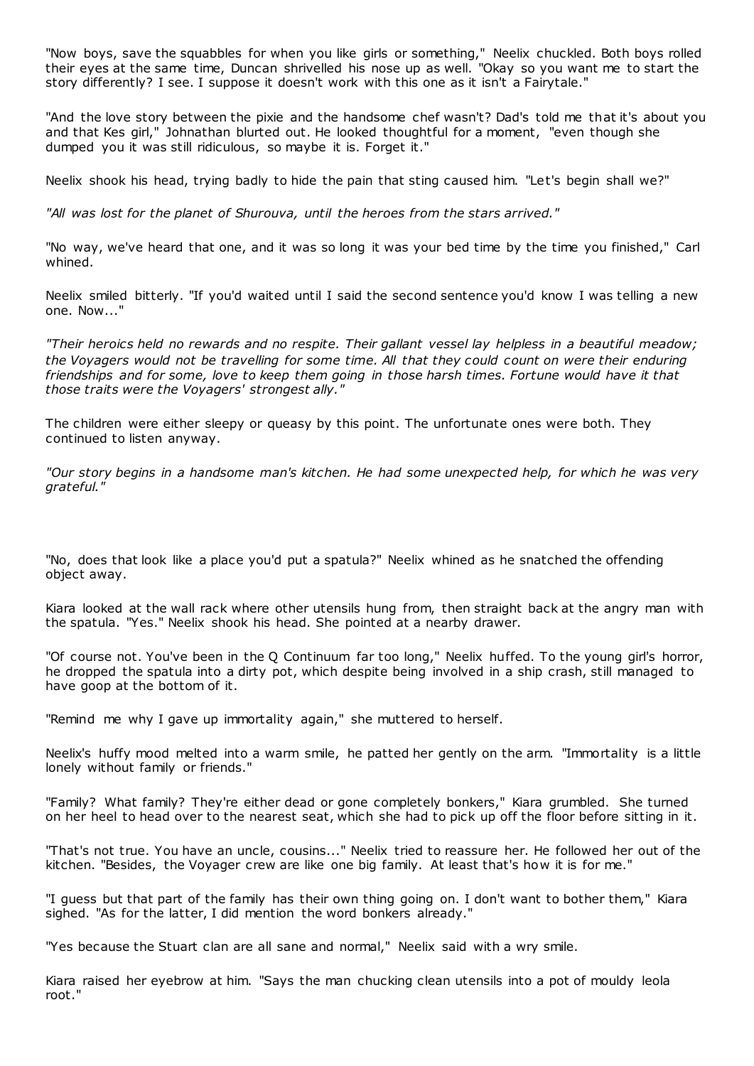"Now boys, save the squabbles for when you like girls or something," Neelix chuckled. Both boys rolled their eyes at the same time, Duncan shrivelled his nose up as well. "Okay so you want me to start the story differently? I see. I suppose it doesn't work with this one as it isn't a Fairytale."

"And the love story between the pixie and the handsome chef wasn't? Dad's told me that it's about you and that Kes girl," Johnathan blurted out. He looked thoughtful for a moment, "even though she dumped you it was still ridiculous, so maybe it is. Forget it."

Neelix shook his head, trying badly to hide the pain that sting caused him. "Let's begin shall we?"

*"All was lost for the planet of Shurouva, until the heroes from the stars arrived."*

"No way, we've heard that one, and it was so long it was your bed time by the time you finished," Carl whined.

Neelix smiled bitterly. "If you'd waited until I said the second sentence you'd know I was telling a new one. Now..."

*"Their heroics held no rewards and no respite. Their gallant vessel lay helpless in a beautiful meadow; the Voyagers would not be travelling for some time. All that they could count on were their enduring friendships and for some, love to keep them going in those harsh times. Fortune would have it that those traits were the Voyagers' strongest ally."*

The children were either sleepy or queasy by this point. The unfortunate ones were both. They continued to listen anyway.

*"Our story begins in a handsome man's kitchen. He had some unexpected help, for which he was very grateful."*

"No, does that look like a place you'd put a spatula?" Neelix whined as he snatched the offending object away.

Kiara looked at the wall rack where other utensils hung from, then straight back at the angry man with the spatula. "Yes." Neelix shook his head. She pointed at a nearby drawer.

"Of course not. You've been in the Q Continuum far too long," Neelix huffed. To the young girl's horror, he dropped the spatula into a dirty pot, which despite being involved in a ship crash, still managed to have goop at the bottom of it.

"Remind me why I gave up immortality again," she muttered to herself.

Neelix's huffy mood melted into a warm smile, he patted her gently on the arm. "Immortality is a little lonely without family or friends."

"Family? What family? They're either dead or gone completely bonkers," Kiara grumbled. She turned on her heel to head over to the nearest seat, which she had to pick up off the floor before sitting in it.

"That's not true. You have an uncle, cousins..." Neelix tried to reassure her. He followed her out of the kitchen. "Besides, the Voyager crew are like one big family. At least that's how it is for me."

"I guess but that part of the family has their own thing going on. I don't want to bother them," Kiara sighed. "As for the latter, I did mention the word bonkers already."

"Yes because the Stuart clan are all sane and normal," Neelix said with a wry smile.

Kiara raised her eyebrow at him. "Says the man chucking clean utensils into a pot of mouldy leola root."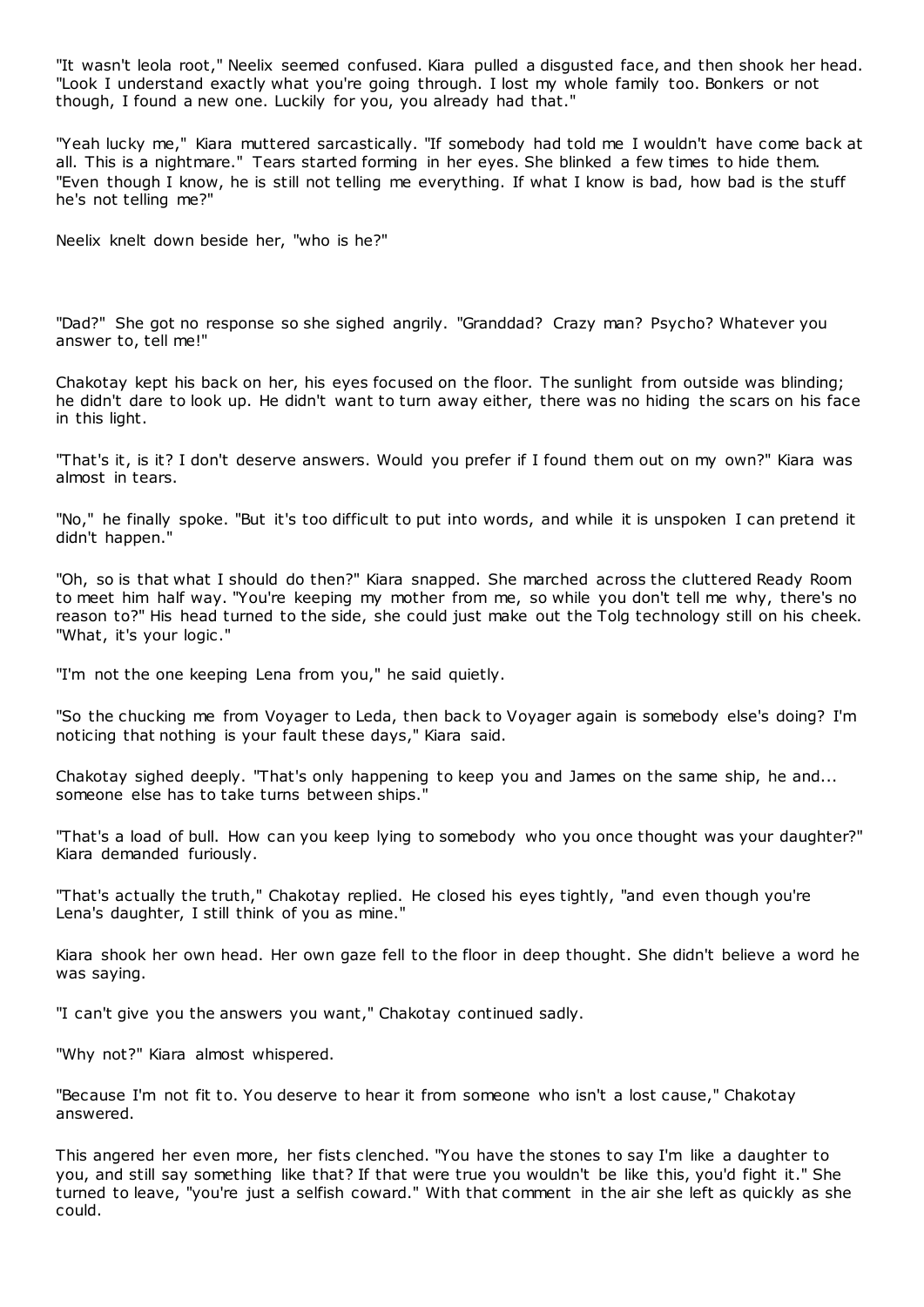"It wasn't leola root," Neelix seemed confused. Kiara pulled a disgusted face, and then shook her head. "Look I understand exactly what you're going through. I lost my whole family too. Bonkers or not though, I found a new one. Luckily for you, you already had that."

"Yeah lucky me," Kiara muttered sarcastically. "If somebody had told me I wouldn't have come back at all. This is a nightmare." Tears started forming in her eyes. She blinked a few times to hide them. "Even though I know, he is still not telling me everything. If what I know is bad, how bad is the stuff he's not telling me?"

Neelix knelt down beside her, "who is he?"

"Dad?" She got no response so she sighed angrily. "Granddad? Crazy man? Psycho? Whatever you answer to, tell me!"

Chakotay kept his back on her, his eyes focused on the floor. The sunlight from outside was blinding; he didn't dare to look up. He didn't want to turn away either, there was no hiding the scars on his face in this light.

"That's it, is it? I don't deserve answers. Would you prefer if I found them out on my own?" Kiara was almost in tears.

"No," he finally spoke. "But it's too difficult to put into words, and while it is unspoken I can pretend it didn't happen."

"Oh, so is that what I should do then?" Kiara snapped. She marched across the cluttered Ready Room to meet him half way. "You're keeping my mother from me, so while you don't tell me why, there's no reason to?" His head turned to the side, she could just make out the Tolg technology still on his cheek. "What, it's your logic."

"I'm not the one keeping Lena from you," he said quietly.

"So the chucking me from Voyager to Leda, then back to Voyager again is somebody else's doing? I'm noticing that nothing is your fault these days," Kiara said.

Chakotay sighed deeply. "That's only happening to keep you and James on the same ship, he and... someone else has to take turns between ships."

"That's a load of bull. How can you keep lying to somebody who you once thought was your daughter?" Kiara demanded furiously.

"That's actually the truth," Chakotay replied. He closed his eyes tightly, "and even though you're Lena's daughter, I still think of you as mine."

Kiara shook her own head. Her own gaze fell to the floor in deep thought. She didn't believe a word he was saying.

"I can't give you the answers you want," Chakotay continued sadly.

"Why not?" Kiara almost whispered.

"Because I'm not fit to. You deserve to hear it from someone who isn't a lost cause," Chakotay answered.

This angered her even more, her fists clenched. "You have the stones to say I'm like a daughter to you, and still say something like that? If that were true you wouldn't be like this, you'd fight it." She turned to leave, "you're just a selfish coward." With that comment in the air she left as quickly as she could.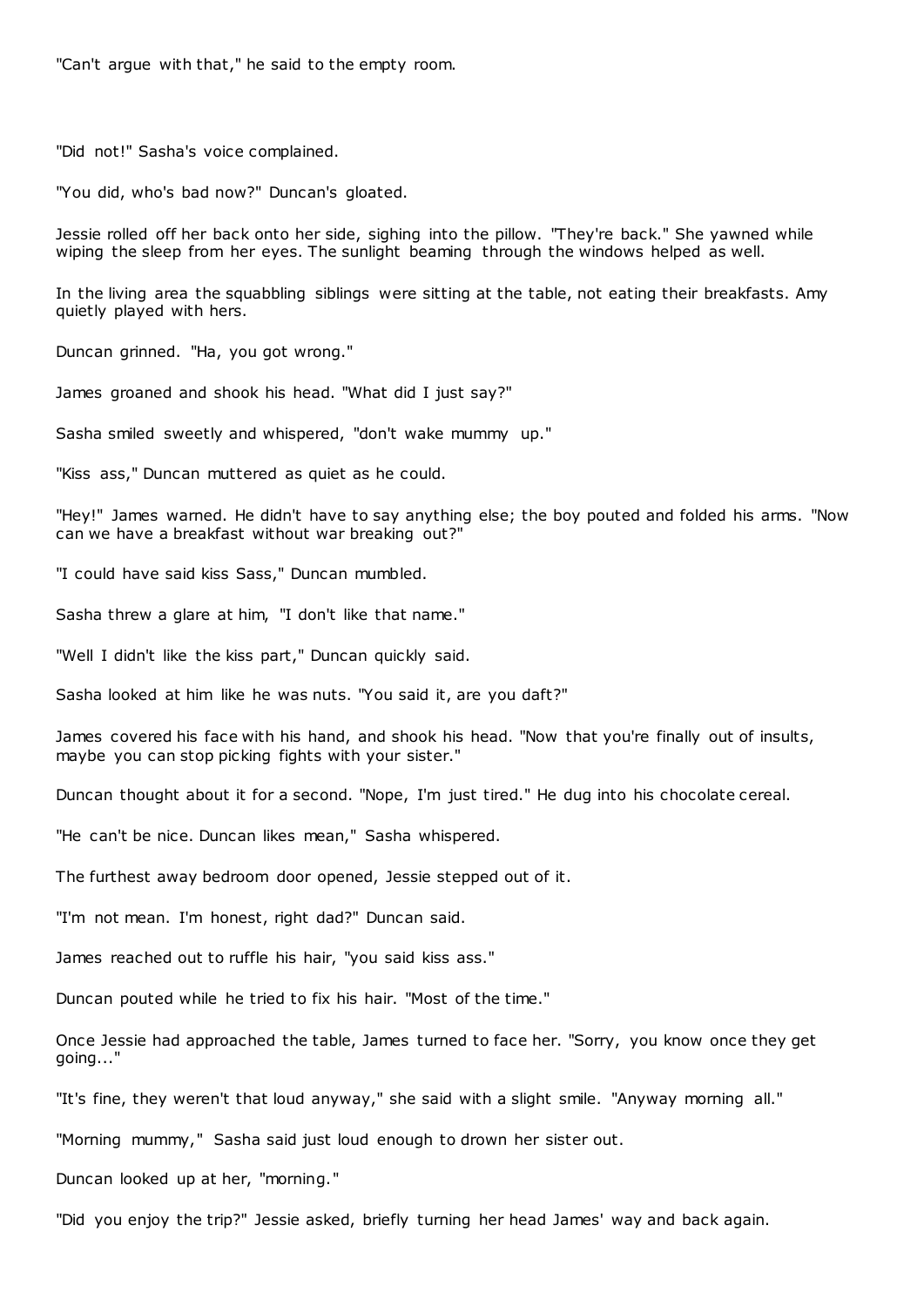"Can't argue with that," he said to the empty room.

"Did not!" Sasha's voice complained.

"You did, who's bad now?" Duncan's gloated.

Jessie rolled off her back onto her side, sighing into the pillow. "They're back." She yawned while wiping the sleep from her eyes. The sunlight beaming through the windows helped as well.

In the living area the squabbling siblings were sitting at the table, not eating their breakfasts. Amy quietly played with hers.

Duncan grinned. "Ha, you got wrong."

James groaned and shook his head. "What did I just say?"

Sasha smiled sweetly and whispered, "don't wake mummy up."

"Kiss ass," Duncan muttered as quiet as he could.

"Hey!" James warned. He didn't have to say anything else; the boy pouted and folded his arms. "Now can we have a breakfast without war breaking out?"

"I could have said kiss Sass," Duncan mumbled.

Sasha threw a glare at him, "I don't like that name."

"Well I didn't like the kiss part," Duncan quickly said.

Sasha looked at him like he was nuts. "You said it, are you daft?"

James covered his face with his hand, and shook his head. "Now that you're finally out of insults, maybe you can stop picking fights with your sister."

Duncan thought about it for a second. "Nope, I'm just tired." He dug into his chocolate cereal.

"He can't be nice. Duncan likes mean," Sasha whispered.

The furthest away bedroom door opened, Jessie stepped out of it.

"I'm not mean. I'm honest, right dad?" Duncan said.

James reached out to ruffle his hair, "you said kiss ass."

Duncan pouted while he tried to fix his hair. "Most of the time."

Once Jessie had approached the table, James turned to face her. "Sorry, you know once they get going..."

"It's fine, they weren't that loud anyway," she said with a slight smile. "Anyway morning all."

"Morning mummy," Sasha said just loud enough to drown her sister out.

Duncan looked up at her, "morning."

"Did you enjoy the trip?" Jessie asked, briefly turning her head James' way and back again.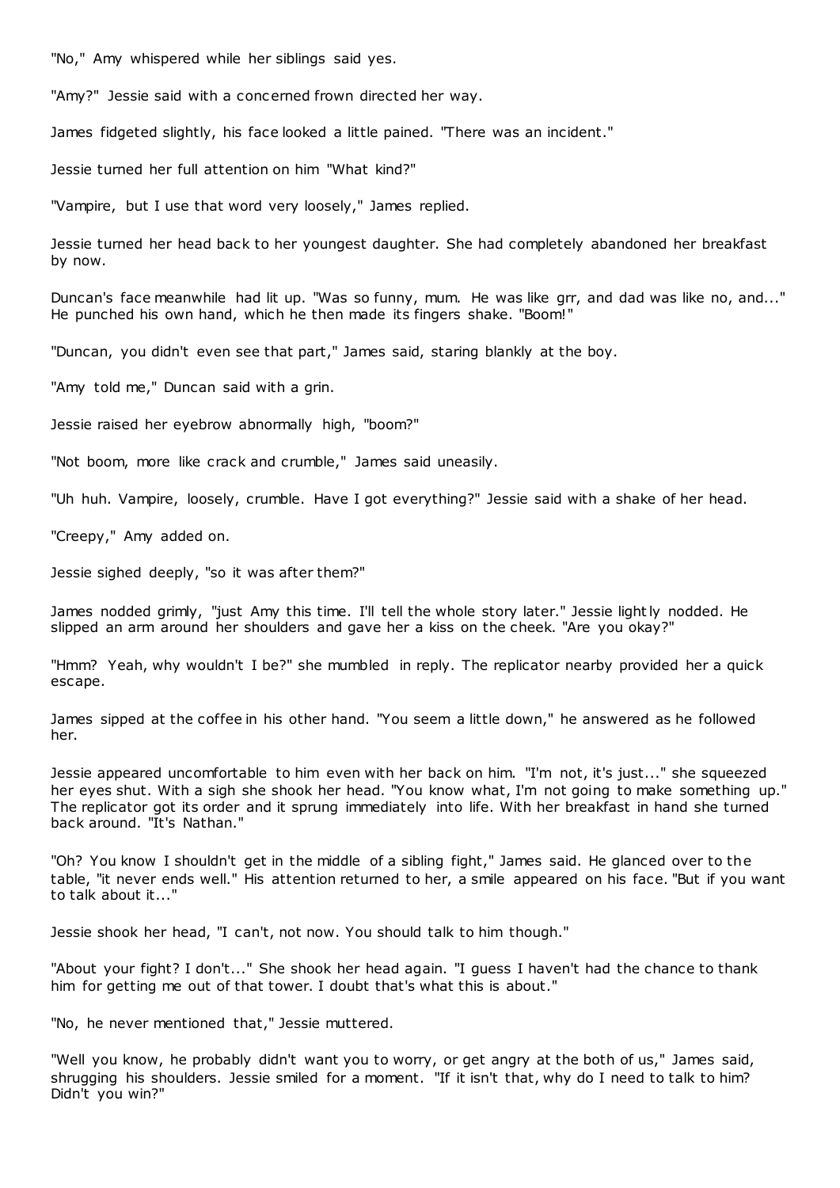"No," Amy whispered while her siblings said yes.

"Amy?" Jessie said with a concerned frown directed her way.

James fidgeted slightly, his face looked a little pained. "There was an incident."

Jessie turned her full attention on him "What kind?"

"Vampire, but I use that word very loosely," James replied.

Jessie turned her head back to her youngest daughter. She had completely abandoned her breakfast by now.

Duncan's face meanwhile had lit up. "Was so funny, mum. He was like grr, and dad was like no, and..." He punched his own hand, which he then made its fingers shake. "Boom!"

"Duncan, you didn't even see that part," James said, staring blankly at the boy.

"Amy told me," Duncan said with a grin.

Jessie raised her eyebrow abnormally high, "boom?"

"Not boom, more like crack and crumble," James said uneasily.

"Uh huh. Vampire, loosely, crumble. Have I got everything?" Jessie said with a shake of her head.

"Creepy," Amy added on.

Jessie sighed deeply, "so it was after them?"

James nodded grimly, "just Amy this time. I'll tell the whole story later." Jessie lightly nodded. He slipped an arm around her shoulders and gave her a kiss on the cheek. "Are you okay?"

"Hmm? Yeah, why wouldn't I be?" she mumbled in reply. The replicator nearby provided her a quick escape.

James sipped at the coffee in his other hand. "You seem a little down," he answered as he followed her.

Jessie appeared uncomfortable to him even with her back on him. "I'm not, it's just..." she squeezed her eyes shut. With a sigh she shook her head. "You know what, I'm not going to make something up." The replicator got its order and it sprung immediately into life. With her breakfast in hand she turned back around. "It's Nathan."

"Oh? You know I shouldn't get in the middle of a sibling fight," James said. He glanced over to the table, "it never ends well." His attention returned to her, a smile appeared on his face. "But if you want to talk about it..."

Jessie shook her head, "I can't, not now. You should talk to him though."

"About your fight? I don't..." She shook her head again. "I guess I haven't had the chance to thank him for getting me out of that tower. I doubt that's what this is about."

"No, he never mentioned that," Jessie muttered.

"Well you know, he probably didn't want you to worry, or get angry at the both of us," James said, shrugging his shoulders. Jessie smiled for a moment. "If it isn't that, why do I need to talk to him? Didn't you win?"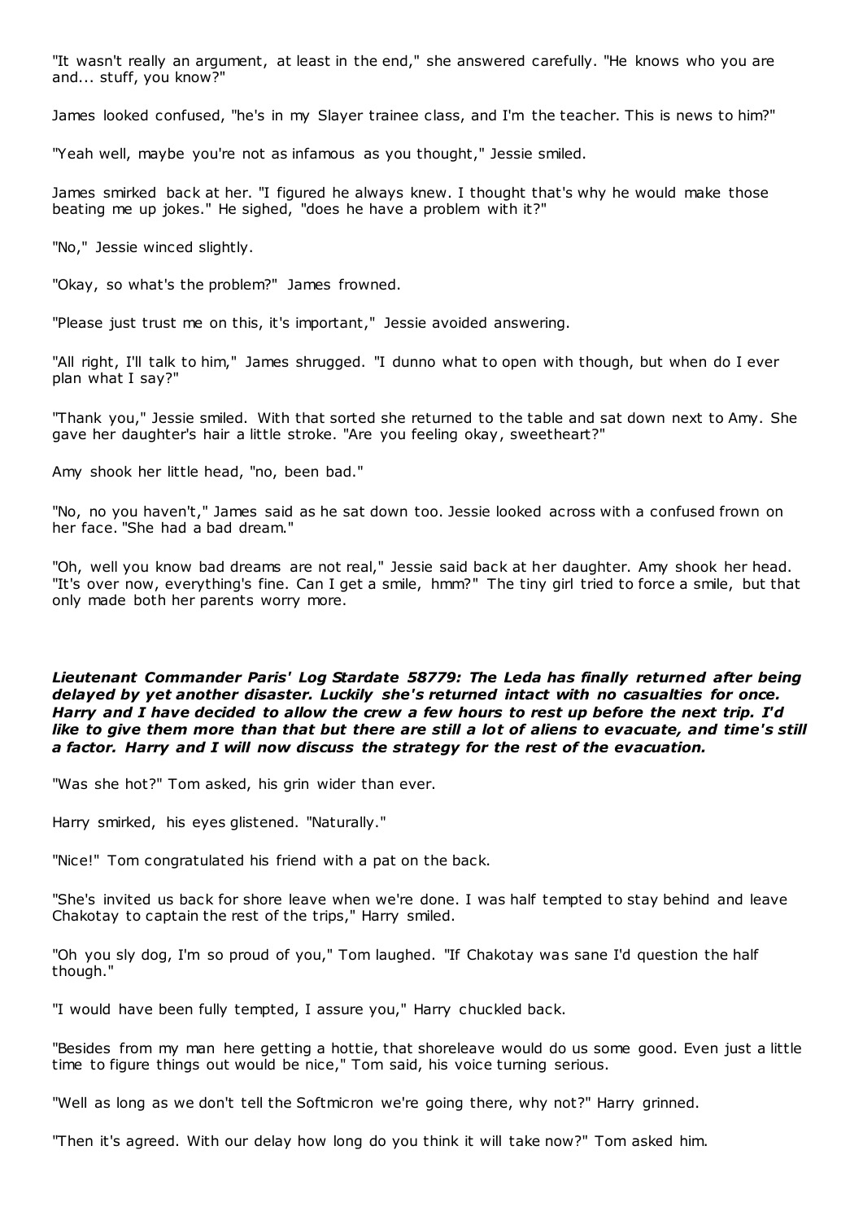"It wasn't really an argument, at least in the end," she answered carefully. "He knows who you are and... stuff, you know?"

James looked confused, "he's in my Slayer trainee class, and I'm the teacher. This is news to him?"

"Yeah well, maybe you're not as infamous as you thought," Jessie smiled.

James smirked back at her. "I figured he always knew. I thought that's why he would make those beating me up jokes." He sighed, "does he have a problem with it?"

"No," Jessie winced slightly.

"Okay, so what's the problem?" James frowned.

"Please just trust me on this, it's important," Jessie avoided answering.

"All right, I'll talk to him," James shrugged. "I dunno what to open with though, but when do I ever plan what I say?"

"Thank you," Jessie smiled. With that sorted she returned to the table and sat down next to Amy. She gave her daughter's hair a little stroke. "Are you feeling okay, sweetheart?"

Amy shook her little head, "no, been bad."

"No, no you haven't," James said as he sat down too. Jessie looked across with a confused frown on her face. "She had a bad dream."

"Oh, well you know bad dreams are not real," Jessie said back at her daughter. Amy shook her head. "It's over now, everything's fine. Can I get a smile, hmm?" The tiny girl tried to force a smile, but that only made both her parents worry more.

***Lieutenant Commander Paris' Log Stardate 58779: The Leda has finally returned after being delayed by yet another disaster. Luckily she's returned intact with no casualties for once. Harry and I have decided to allow the crew a few hours to rest up before the next trip. I'd like to give them more than that but there are still a lot of aliens to evacuate, and time's still a factor. Harry and I will now discuss the strategy for the rest of the evacuation.***

"Was she hot?" Tom asked, his grin wider than ever.

Harry smirked, his eyes glistened. "Naturally."

"Nice!" Tom congratulated his friend with a pat on the back.

"She's invited us back for shore leave when we're done. I was half tempted to stay behind and leave Chakotay to captain the rest of the trips," Harry smiled.

"Oh you sly dog, I'm so proud of you," Tom laughed. "If Chakotay was sane I'd question the half though."

"I would have been fully tempted, I assure you," Harry chuckled back.

"Besides from my man here getting a hottie, that shoreleave would do us some good. Even just a little time to figure things out would be nice," Tom said, his voice turning serious.

"Well as long as we don't tell the Softmicron we're going there, why not?" Harry grinned.

"Then it's agreed. With our delay how long do you think it will take now?" Tom asked him.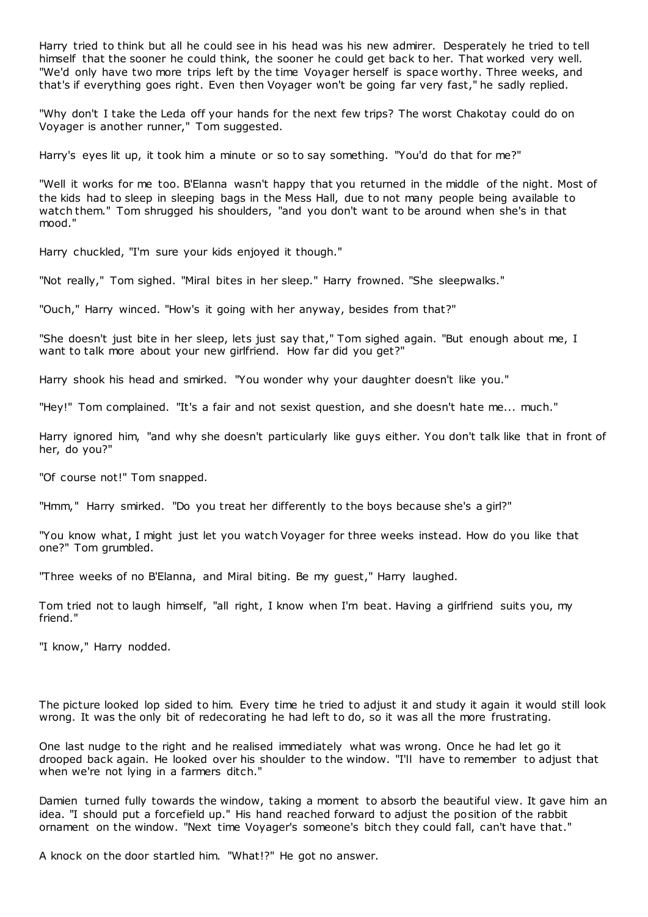Harry tried to think but all he could see in his head was his new admirer. Desperately he tried to tell himself that the sooner he could think, the sooner he could get back to her. That worked very well. "We'd only have two more trips left by the time Voyager herself is space worthy. Three weeks, and that's if everything goes right. Even then Voyager won't be going far very fast," he sadly replied.

"Why don't I take the Leda off your hands for the next few trips? The worst Chakotay could do on Voyager is another runner," Tom suggested.

Harry's eyes lit up, it took him a minute or so to say something. "You'd do that for me?"

"Well it works for me too. B'Elanna wasn't happy that you returned in the middle of the night. Most of the kids had to sleep in sleeping bags in the Mess Hall, due to not many people being available to watch them." Tom shrugged his shoulders, "and you don't want to be around when she's in that mood."

Harry chuckled, "I'm sure your kids enjoyed it though."

"Not really," Tom sighed. "Miral bites in her sleep." Harry frowned. "She sleepwalks."

"Ouch," Harry winced. "How's it going with her anyway, besides from that?"

"She doesn't just bite in her sleep, lets just say that," Tom sighed again. "But enough about me, I want to talk more about your new girlfriend. How far did you get?"

Harry shook his head and smirked. "You wonder why your daughter doesn't like you."

"Hey!" Tom complained. "It's a fair and not sexist question, and she doesn't hate me... much."

Harry ignored him, "and why she doesn't particularly like guys either. You don't talk like that in front of her, do you?"

"Of course not!" Tom snapped.

"Hmm," Harry smirked. "Do you treat her differently to the boys because she's a girl?"

"You know what, I might just let you watch Voyager for three weeks instead. How do you like that one?" Tom grumbled.

"Three weeks of no B'Elanna, and Miral biting. Be my guest," Harry laughed.

Tom tried not to laugh himself, "all right, I know when I'm beat. Having a girlfriend suits you, my friend."

"I know," Harry nodded.

The picture looked lop sided to him. Every time he tried to adjust it and study it again it would still look wrong. It was the only bit of redecorating he had left to do, so it was all the more frustrating.

One last nudge to the right and he realised immediately what was wrong. Once he had let go it drooped back again. He looked over his shoulder to the window. "I'll have to remember to adjust that when we're not lying in a farmers ditch."

Damien turned fully towards the window, taking a moment to absorb the beautiful view. It gave him an idea. "I should put a forcefield up." His hand reached forward to adjust the position of the rabbit ornament on the window. "Next time Voyager's someone's bitch they could fall, can't have that."

A knock on the door startled him. "What!?" He got no answer.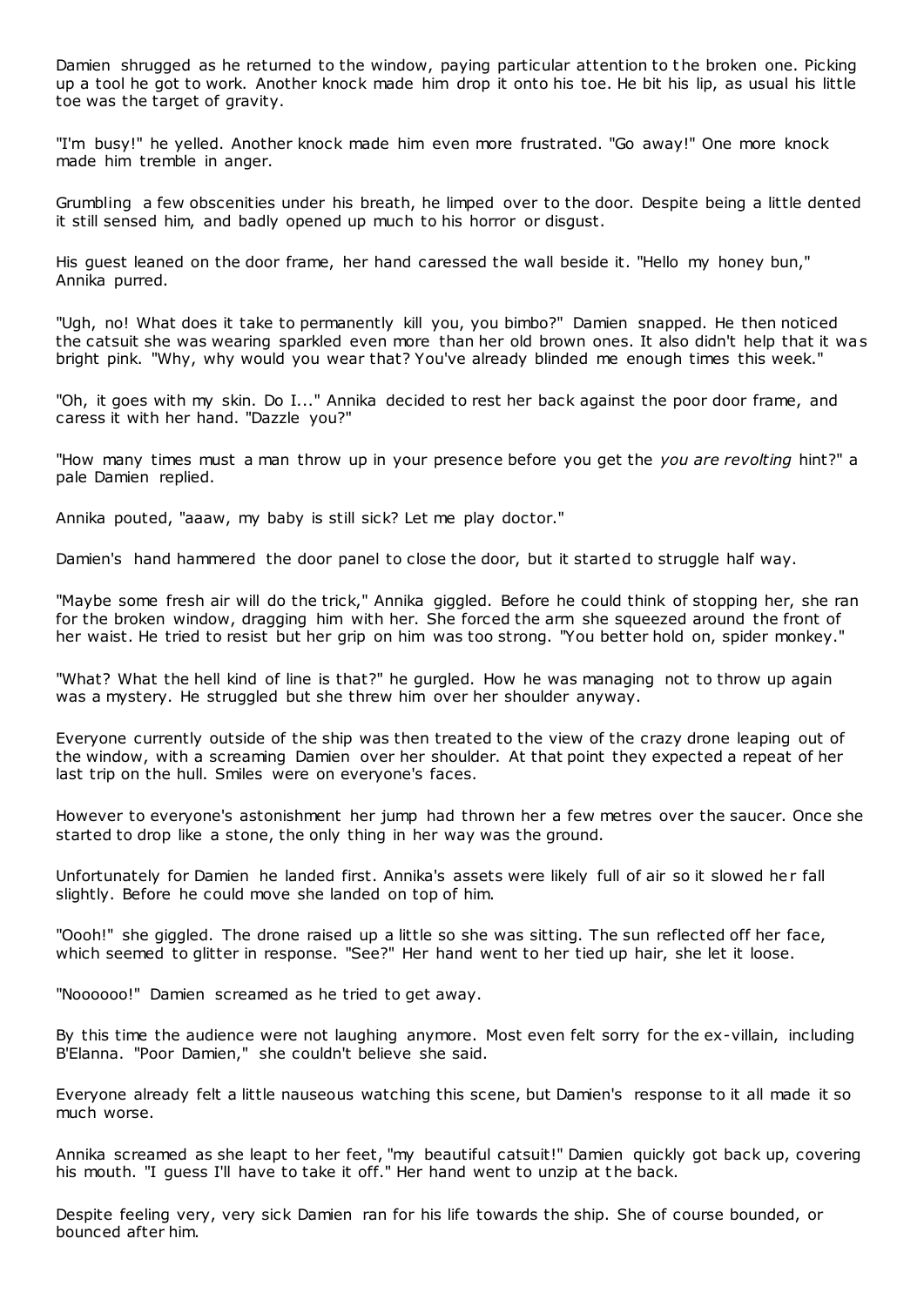Damien shrugged as he returned to the window, paying particular attention to the broken one. Picking up a tool he got to work. Another knock made him drop it onto his toe. He bit his lip, as usual his little toe was the target of gravity.

"I'm busy!" he yelled. Another knock made him even more frustrated. "Go away!" One more knock made him tremble in anger.

Grumbling a few obscenities under his breath, he limped over to the door. Despite being a little dented it still sensed him, and badly opened up much to his horror or disgust.

His guest leaned on the door frame, her hand caressed the wall beside it. "Hello my honey bun," Annika purred.

"Ugh, no! What does it take to permanently kill you, you bimbo?" Damien snapped. He then noticed the catsuit she was wearing sparkled even more than her old brown ones. It also didn't help that it was bright pink. "Why, why would you wear that? You've already blinded me enough times this week."

"Oh, it goes with my skin. Do I..." Annika decided to rest her back against the poor door frame, and caress it with her hand. "Dazzle you?"

"How many times must a man throw up in your presence before you get the *you are revolting* hint?" a pale Damien replied.

Annika pouted, "aaaw, my baby is still sick? Let me play doctor."

Damien's hand hammered the door panel to close the door, but it started to struggle half way.

"Maybe some fresh air will do the trick," Annika giggled. Before he could think of stopping her, she ran for the broken window, dragging him with her. She forced the arm she squeezed around the front of her waist. He tried to resist but her grip on him was too strong. "You better hold on, spider monkey."

"What? What the hell kind of line is that?" he gurgled. How he was managing not to throw up again was a mystery. He struggled but she threw him over her shoulder anyway.

Everyone currently outside of the ship was then treated to the view of the crazy drone leaping out of the window, with a screaming Damien over her shoulder. At that point they expected a repeat of her last trip on the hull. Smiles were on everyone's faces.

However to everyone's astonishment her jump had thrown her a few metres over the saucer. Once she started to drop like a stone, the only thing in her way was the ground.

Unfortunately for Damien he landed first. Annika's assets were likely full of air so it slowed her fall slightly. Before he could move she landed on top of him.

"Oooh!" she giggled. The drone raised up a little so she was sitting. The sun reflected off her face, which seemed to glitter in response. "See?" Her hand went to her tied up hair, she let it loose.

"Noooooo!" Damien screamed as he tried to get away.

By this time the audience were not laughing anymore. Most even felt sorry for the ex-villain, including B'Elanna. "Poor Damien," she couldn't believe she said.

Everyone already felt a little nauseous watching this scene, but Damien's response to it all made it so much worse.

Annika screamed as she leapt to her feet, "my beautiful catsuit!" Damien quickly got back up, covering his mouth. "I guess I'll have to take it off." Her hand went to unzip at the back.

Despite feeling very, very sick Damien ran for his life towards the ship. She of course bounded, or bounced after him.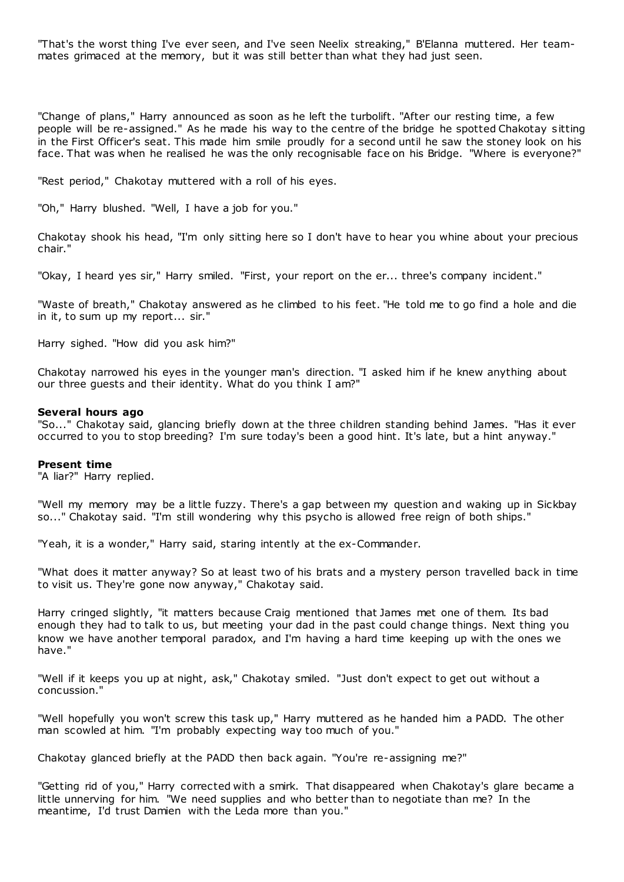"That's the worst thing I've ever seen, and I've seen Neelix streaking," B'Elanna muttered. Her team-mates grimaced at the memory, but it was still better than what they had just seen.

"Change of plans," Harry announced as soon as he left the turbolift. "After our resting time, a few people will be re-assigned." As he made his way to the centre of the bridge he spotted Chakotay sitting in the First Officer's seat. This made him smile proudly for a second until he saw the stoney look on his face. That was when he realised he was the only recognisable face on his Bridge. "Where is everyone?"

"Rest period," Chakotay muttered with a roll of his eyes.

"Oh," Harry blushed. "Well, I have a job for you."

Chakotay shook his head, "I'm only sitting here so I don't have to hear you whine about your precious chair."

"Okay, I heard yes sir," Harry smiled. "First, your report on the er... three's company incident."

"Waste of breath," Chakotay answered as he climbed to his feet. "He told me to go find a hole and die in it, to sum up my report... sir."

Harry sighed. "How did you ask him?"

Chakotay narrowed his eyes in the younger man's direction. "I asked him if he knew anything about our three guests and their identity. What do you think I am?"

**Several hours ago**
"So..." Chakotay said, glancing briefly down at the three children standing behind James. "Has it ever occurred to you to stop breeding? I'm sure today's been a good hint. It's late, but a hint anyway."

**Present time**
"A liar?" Harry replied.

"Well my memory may be a little fuzzy. There's a gap between my question and waking up in Sickbay so..." Chakotay said. "I'm still wondering why this psycho is allowed free reign of both ships."

"Yeah, it is a wonder," Harry said, staring intently at the ex-Commander.

"What does it matter anyway? So at least two of his brats and a mystery person travelled back in time to visit us. They're gone now anyway," Chakotay said.

Harry cringed slightly, "it matters because Craig mentioned that James met one of them. Its bad enough they had to talk to us, but meeting your dad in the past could change things. Next thing you know we have another temporal paradox, and I'm having a hard time keeping up with the ones we have."

"Well if it keeps you up at night, ask," Chakotay smiled. "Just don't expect to get out without a concussion."

"Well hopefully you won't screw this task up," Harry muttered as he handed him a PADD. The other man scowled at him. "I'm probably expecting way too much of you."

Chakotay glanced briefly at the PADD then back again. "You're re-assigning me?"

"Getting rid of you," Harry corrected with a smirk. That disappeared when Chakotay's glare became a little unnerving for him. "We need supplies and who better than to negotiate than me? In the meantime, I'd trust Damien with the Leda more than you."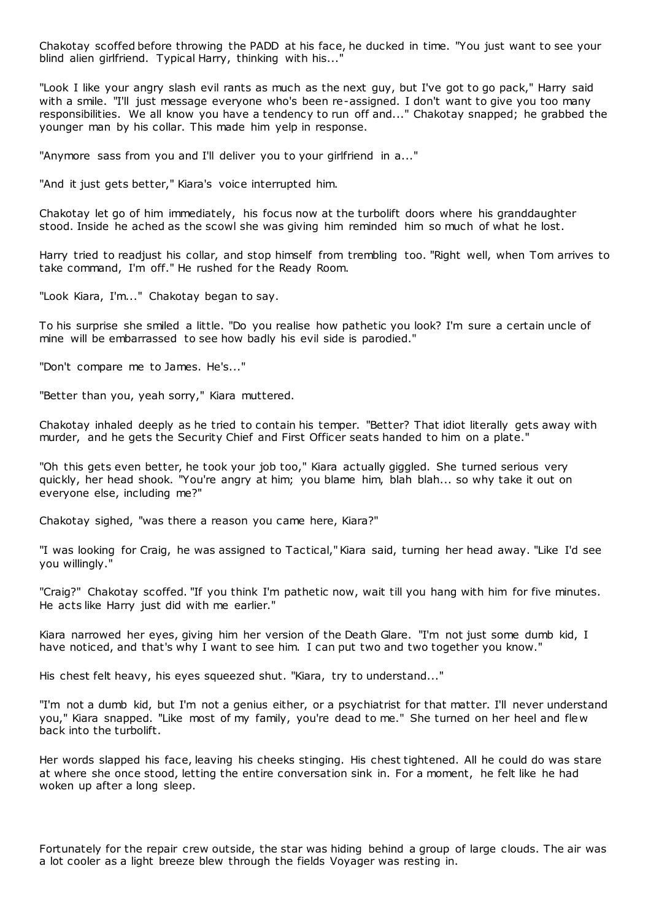Chakotay scoffed before throwing the PADD at his face, he ducked in time. "You just want to see your blind alien girlfriend. Typical Harry, thinking with his..."

"Look I like your angry slash evil rants as much as the next guy, but I've got to go pack," Harry said with a smile. "I'll just message everyone who's been re-assigned. I don't want to give you too many responsibilities. We all know you have a tendency to run off and..." Chakotay snapped; he grabbed the younger man by his collar. This made him yelp in response.

"Anymore sass from you and I'll deliver you to your girlfriend in a..."

"And it just gets better," Kiara's voice interrupted him.

Chakotay let go of him immediately, his focus now at the turbolift doors where his granddaughter stood. Inside he ached as the scowl she was giving him reminded him so much of what he lost.

Harry tried to readjust his collar, and stop himself from trembling too. "Right well, when Tom arrives to take command, I'm off." He rushed for the Ready Room.

"Look Kiara, I'm..." Chakotay began to say.

To his surprise she smiled a little. "Do you realise how pathetic you look? I'm sure a certain uncle of mine will be embarrassed to see how badly his evil side is parodied."

"Don't compare me to James. He's..."

"Better than you, yeah sorry," Kiara muttered.

Chakotay inhaled deeply as he tried to contain his temper. "Better? That idiot literally gets away with murder, and he gets the Security Chief and First Officer seats handed to him on a plate."

"Oh this gets even better, he took your job too," Kiara actually giggled. She turned serious very quickly, her head shook. "You're angry at him; you blame him, blah blah... so why take it out on everyone else, including me?"

Chakotay sighed, "was there a reason you came here, Kiara?"

"I was looking for Craig, he was assigned to Tactical," Kiara said, turning her head away. "Like I'd see you willingly."

"Craig?" Chakotay scoffed. "If you think I'm pathetic now, wait till you hang with him for five minutes. He acts like Harry just did with me earlier."

Kiara narrowed her eyes, giving him her version of the Death Glare. "I'm not just some dumb kid, I have noticed, and that's why I want to see him. I can put two and two together you know."

His chest felt heavy, his eyes squeezed shut. "Kiara, try to understand..."

"I'm not a dumb kid, but I'm not a genius either, or a psychiatrist for that matter. I'll never understand you," Kiara snapped. "Like most of my family, you're dead to me." She turned on her heel and flew back into the turbolift.

Her words slapped his face, leaving his cheeks stinging. His chest tightened. All he could do was stare at where she once stood, letting the entire conversation sink in. For a moment, he felt like he had woken up after a long sleep.

Fortunately for the repair crew outside, the star was hiding behind a group of large clouds. The air was a lot cooler as a light breeze blew through the fields Voyager was resting in.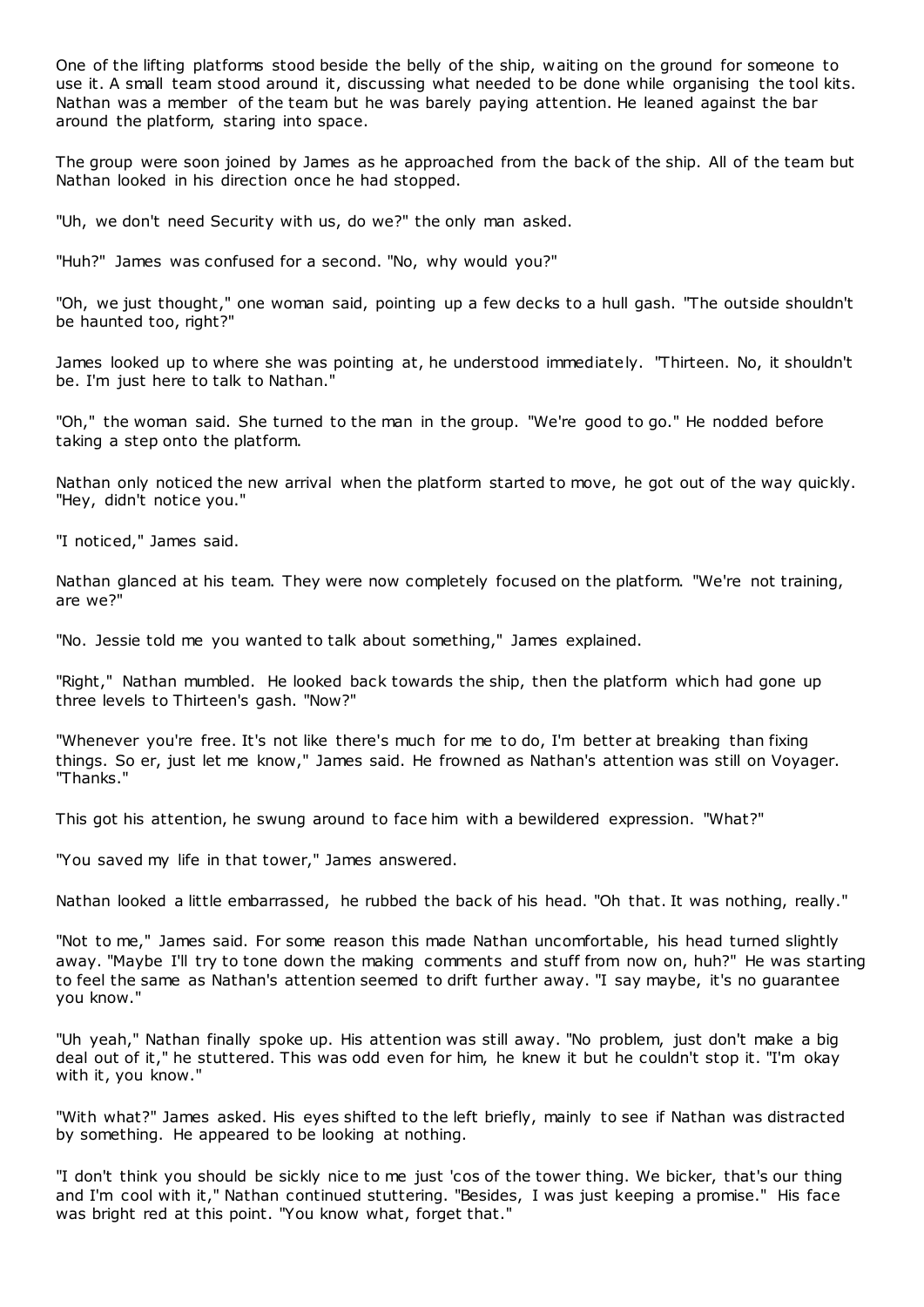One of the lifting platforms stood beside the belly of the ship, waiting on the ground for someone to use it. A small team stood around it, discussing what needed to be done while organising the tool kits. Nathan was a member of the team but he was barely paying attention. He leaned against the bar around the platform, staring into space.

The group were soon joined by James as he approached from the back of the ship. All of the team but Nathan looked in his direction once he had stopped.

"Uh, we don't need Security with us, do we?" the only man asked.

"Huh?" James was confused for a second. "No, why would you?"

"Oh, we just thought," one woman said, pointing up a few decks to a hull gash. "The outside shouldn't be haunted too, right?"

James looked up to where she was pointing at, he understood immediately. "Thirteen. No, it shouldn't be. I'm just here to talk to Nathan."

"Oh," the woman said. She turned to the man in the group. "We're good to go." He nodded before taking a step onto the platform.

Nathan only noticed the new arrival when the platform started to move, he got out of the way quickly. "Hey, didn't notice you."

"I noticed," James said.

Nathan glanced at his team. They were now completely focused on the platform. "We're not training, are we?"

"No. Jessie told me you wanted to talk about something," James explained.

"Right," Nathan mumbled. He looked back towards the ship, then the platform which had gone up three levels to Thirteen's gash. "Now?"

"Whenever you're free. It's not like there's much for me to do, I'm better at breaking than fixing things. So er, just let me know," James said. He frowned as Nathan's attention was still on Voyager. "Thanks."

This got his attention, he swung around to face him with a bewildered expression. "What?"

"You saved my life in that tower," James answered.

Nathan looked a little embarrassed, he rubbed the back of his head. "Oh that. It was nothing, really."

"Not to me," James said. For some reason this made Nathan uncomfortable, his head turned slightly away. "Maybe I'll try to tone down the making comments and stuff from now on, huh?" He was starting to feel the same as Nathan's attention seemed to drift further away. "I say maybe, it's no guarantee you know."

"Uh yeah," Nathan finally spoke up. His attention was still away. "No problem, just don't make a big deal out of it," he stuttered. This was odd even for him, he knew it but he couldn't stop it. "I'm okay with it, you know."

"With what?" James asked. His eyes shifted to the left briefly, mainly to see if Nathan was distracted by something. He appeared to be looking at nothing.

"I don't think you should be sickly nice to me just 'cos of the tower thing. We bicker, that's our thing and I'm cool with it," Nathan continued stuttering. "Besides, I was just keeping a promise." His face was bright red at this point. "You know what, forget that."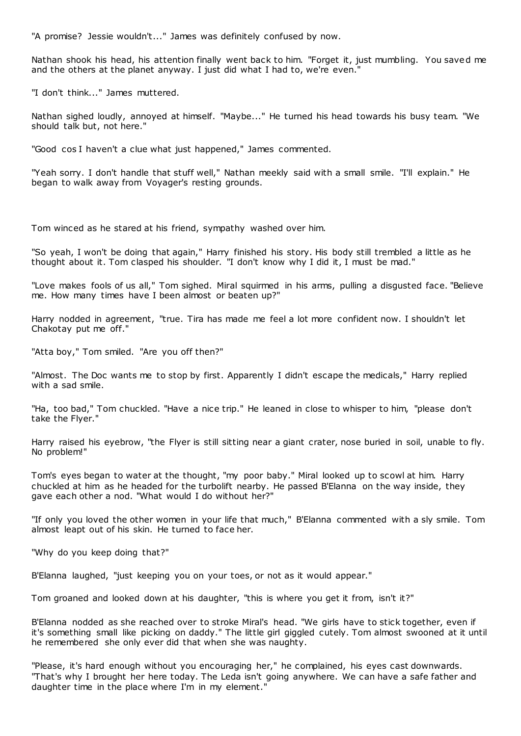"A promise? Jessie wouldn't..." James was definitely confused by now.

Nathan shook his head, his attention finally went back to him. "Forget it, just mumbling. You saved me and the others at the planet anyway. I just did what I had to, we're even."

"I don't think..." James muttered.

Nathan sighed loudly, annoyed at himself. "Maybe..." He turned his head towards his busy team. "We should talk but, not here."

"Good cos I haven't a clue what just happened," James commented.

"Yeah sorry. I don't handle that stuff well," Nathan meekly said with a small smile. "I'll explain." He began to walk away from Voyager's resting grounds.

Tom winced as he stared at his friend, sympathy washed over him.

"So yeah, I won't be doing that again," Harry finished his story. His body still trembled a little as he thought about it. Tom clasped his shoulder. "I don't know why I did it, I must be mad."

"Love makes fools of us all," Tom sighed. Miral squirmed in his arms, pulling a disgusted face. "Believe me. How many times have I been almost or beaten up?"

Harry nodded in agreement, "true. Tira has made me feel a lot more confident now. I shouldn't let Chakotay put me off."

"Atta boy," Tom smiled. "Are you off then?"

"Almost. The Doc wants me to stop by first. Apparently I didn't escape the medicals," Harry replied with a sad smile.

"Ha, too bad," Tom chuckled. "Have a nice trip." He leaned in close to whisper to him, "please don't take the Flyer."

Harry raised his eyebrow, "the Flyer is still sitting near a giant crater, nose buried in soil, unable to fly. No problem!"

Tom's eyes began to water at the thought, "my poor baby." Miral looked up to scowl at him. Harry chuckled at him as he headed for the turbolift nearby. He passed B'Elanna on the way inside, they gave each other a nod. "What would I do without her?"

"If only you loved the other women in your life that much," B'Elanna commented with a sly smile. Tom almost leapt out of his skin. He turned to face her.

"Why do you keep doing that?"

B'Elanna laughed, "just keeping you on your toes, or not as it would appear."

Tom groaned and looked down at his daughter, "this is where you get it from, isn't it?"

B'Elanna nodded as she reached over to stroke Miral's head. "We girls have to stick together, even if it's something small like picking on daddy." The little girl giggled cutely. Tom almost swooned at it until he remembered she only ever did that when she was naughty.

"Please, it's hard enough without you encouraging her," he complained, his eyes cast downwards. "That's why I brought her here today. The Leda isn't going anywhere. We can have a safe father and daughter time in the place where I'm in my element."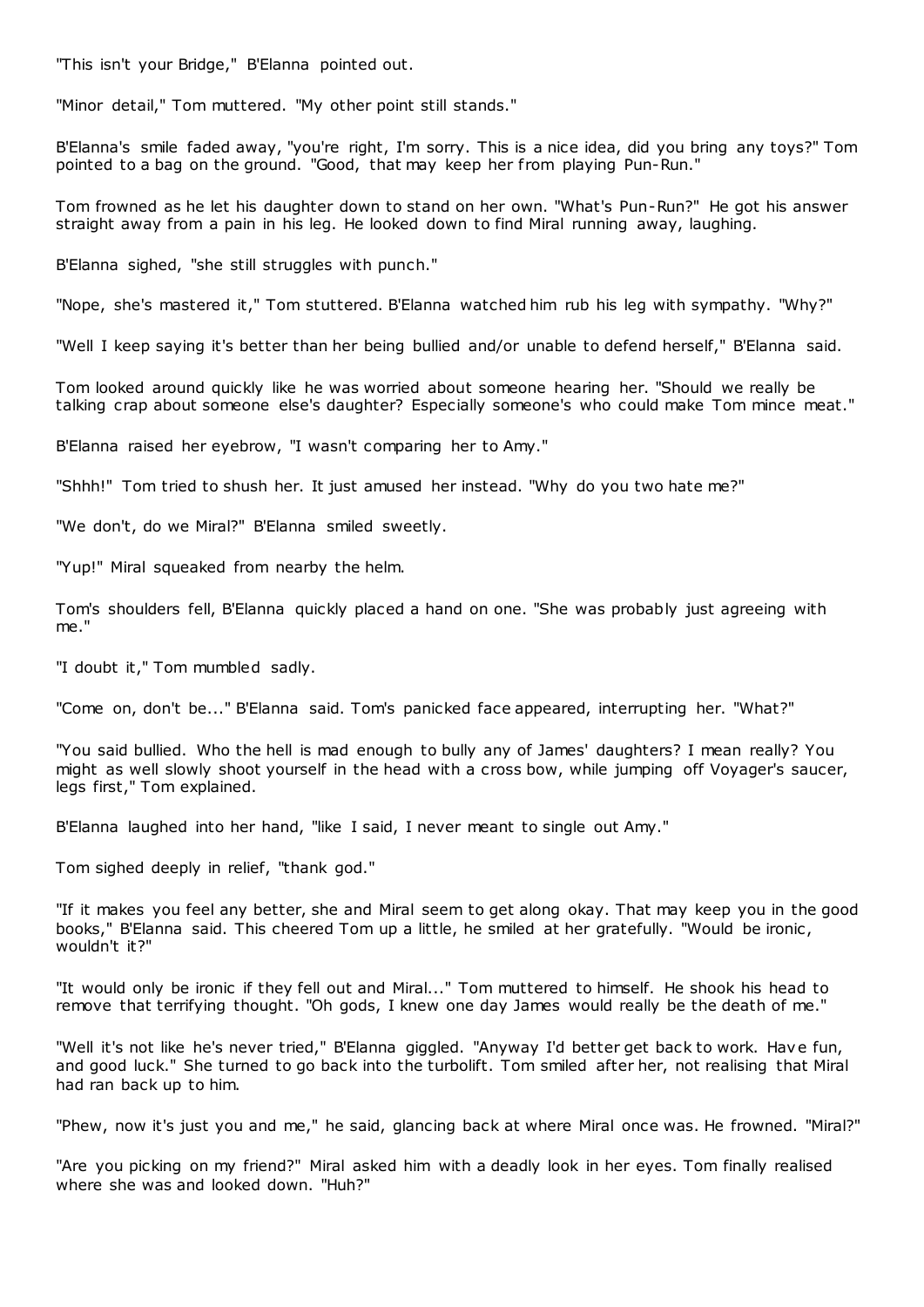"This isn't your Bridge," B'Elanna pointed out.

"Minor detail," Tom muttered. "My other point still stands."

B'Elanna's smile faded away, "you're right, I'm sorry. This is a nice idea, did you bring any toys?" Tom pointed to a bag on the ground. "Good, that may keep her from playing Pun-Run."

Tom frowned as he let his daughter down to stand on her own. "What's Pun-Run?" He got his answer straight away from a pain in his leg. He looked down to find Miral running away, laughing.

B'Elanna sighed, "she still struggles with punch."

"Nope, she's mastered it," Tom stuttered. B'Elanna watched him rub his leg with sympathy. "Why?"

"Well I keep saying it's better than her being bullied and/or unable to defend herself," B'Elanna said.

Tom looked around quickly like he was worried about someone hearing her. "Should we really be talking crap about someone else's daughter? Especially someone's who could make Tom mince meat."

B'Elanna raised her eyebrow, "I wasn't comparing her to Amy."

"Shhh!" Tom tried to shush her. It just amused her instead. "Why do you two hate me?"

"We don't, do we Miral?" B'Elanna smiled sweetly.

"Yup!" Miral squeaked from nearby the helm.

Tom's shoulders fell, B'Elanna quickly placed a hand on one. "She was probably just agreeing with me."

"I doubt it," Tom mumbled sadly.

"Come on, don't be..." B'Elanna said. Tom's panicked face appeared, interrupting her. "What?"

"You said bullied. Who the hell is mad enough to bully any of James' daughters? I mean really? You might as well slowly shoot yourself in the head with a cross bow, while jumping off Voyager's saucer, legs first," Tom explained.

B'Elanna laughed into her hand, "like I said, I never meant to single out Amy."

Tom sighed deeply in relief, "thank god."

"If it makes you feel any better, she and Miral seem to get along okay. That may keep you in the good books," B'Elanna said. This cheered Tom up a little, he smiled at her gratefully. "Would be ironic, wouldn't it?"

"It would only be ironic if they fell out and Miral..." Tom muttered to himself. He shook his head to remove that terrifying thought. "Oh gods, I knew one day James would really be the death of me."

"Well it's not like he's never tried," B'Elanna giggled. "Anyway I'd better get back to work. Have fun, and good luck." She turned to go back into the turbolift. Tom smiled after her, not realising that Miral had ran back up to him.

"Phew, now it's just you and me," he said, glancing back at where Miral once was. He frowned. "Miral?"

"Are you picking on my friend?" Miral asked him with a deadly look in her eyes. Tom finally realised where she was and looked down. "Huh?"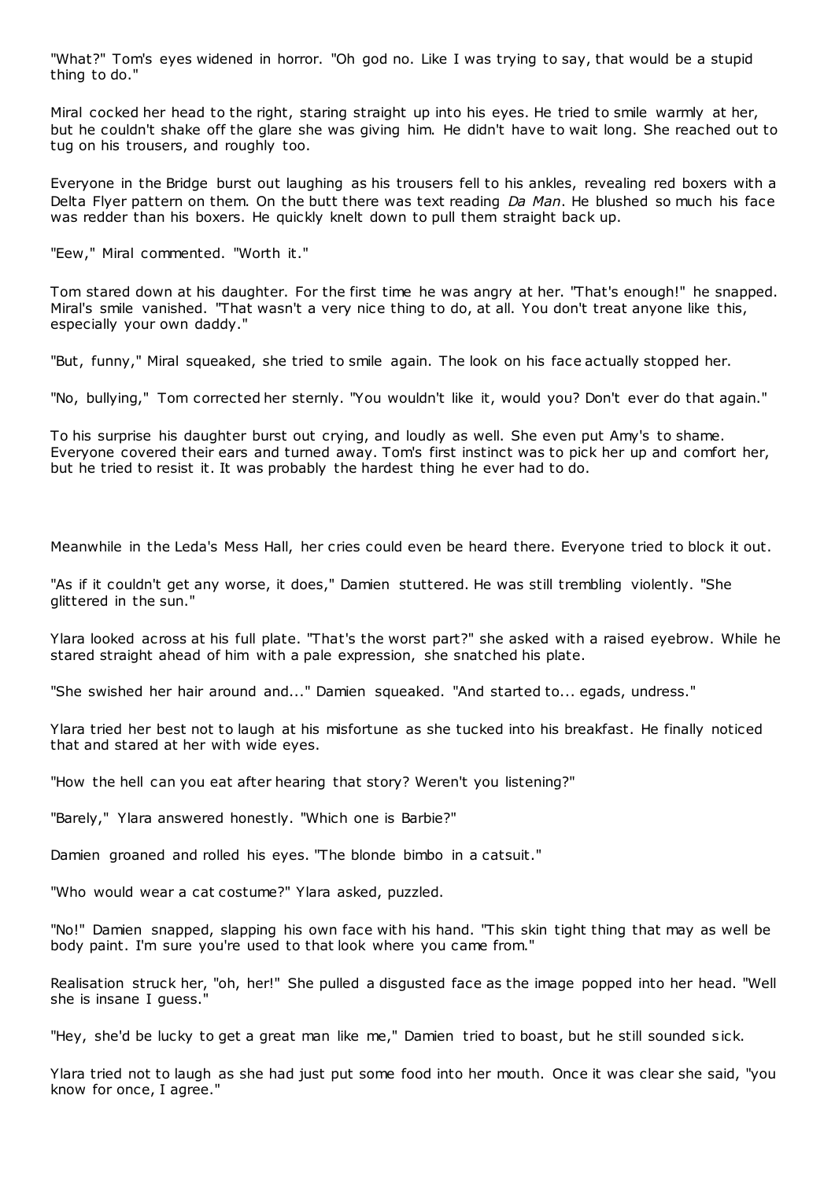"What?" Tom's eyes widened in horror. "Oh god no. Like I was trying to say, that would be a stupid thing to do."

Miral cocked her head to the right, staring straight up into his eyes. He tried to smile warmly at her, but he couldn't shake off the glare she was giving him. He didn't have to wait long. She reached out to tug on his trousers, and roughly too.

Everyone in the Bridge burst out laughing as his trousers fell to his ankles, revealing red boxers with a Delta Flyer pattern on them. On the butt there was text reading *Da Man*. He blushed so much his face was redder than his boxers. He quickly knelt down to pull them straight back up.

"Eew," Miral commented. "Worth it."

Tom stared down at his daughter. For the first time he was angry at her. "That's enough!" he snapped. Miral's smile vanished. "That wasn't a very nice thing to do, at all. You don't treat anyone like this, especially your own daddy."

"But, funny," Miral squeaked, she tried to smile again. The look on his face actually stopped her.

"No, bullying," Tom corrected her sternly. "You wouldn't like it, would you? Don't ever do that again."

To his surprise his daughter burst out crying, and loudly as well. She even put Amy's to shame. Everyone covered their ears and turned away. Tom's first instinct was to pick her up and comfort her, but he tried to resist it. It was probably the hardest thing he ever had to do.

Meanwhile in the Leda's Mess Hall, her cries could even be heard there. Everyone tried to block it out.

"As if it couldn't get any worse, it does," Damien stuttered. He was still trembling violently. "She glittered in the sun."

Ylara looked across at his full plate. "That's the worst part?" she asked with a raised eyebrow. While he stared straight ahead of him with a pale expression, she snatched his plate.

"She swished her hair around and..." Damien squeaked. "And started to... egads, undress."

Ylara tried her best not to laugh at his misfortune as she tucked into his breakfast. He finally noticed that and stared at her with wide eyes.

"How the hell can you eat after hearing that story? Weren't you listening?"

"Barely," Ylara answered honestly. "Which one is Barbie?"

Damien groaned and rolled his eyes. "The blonde bimbo in a catsuit."

"Who would wear a cat costume?" Ylara asked, puzzled.

"No!" Damien snapped, slapping his own face with his hand. "This skin tight thing that may as well be body paint. I'm sure you're used to that look where you came from."

Realisation struck her, "oh, her!" She pulled a disgusted face as the image popped into her head. "Well she is insane I guess."

"Hey, she'd be lucky to get a great man like me," Damien tried to boast, but he still sounded sick.

Ylara tried not to laugh as she had just put some food into her mouth. Once it was clear she said, "you know for once, I agree."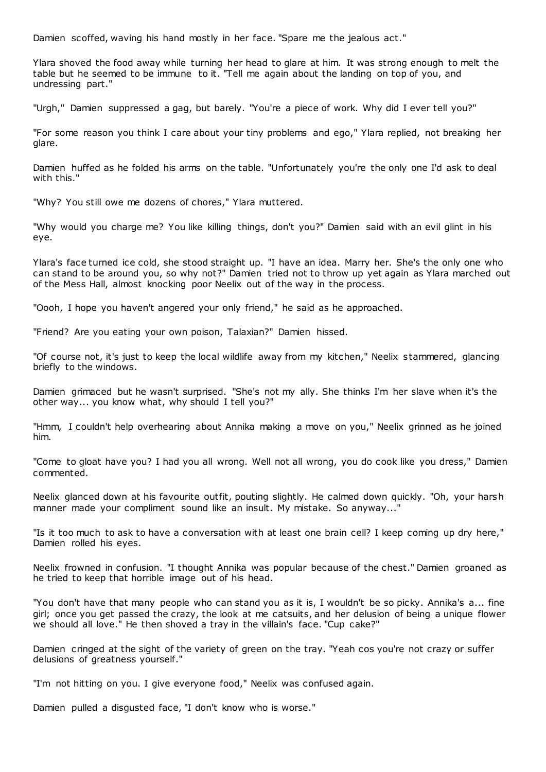Damien scoffed, waving his hand mostly in her face. "Spare me the jealous act."

Ylara shoved the food away while turning her head to glare at him. It was strong enough to melt the table but he seemed to be immune to it. "Tell me again about the landing on top of you, and undressing part."

"Urgh," Damien suppressed a gag, but barely. "You're a piece of work. Why did I ever tell you?"

"For some reason you think I care about your tiny problems and ego," Ylara replied, not breaking her glare.

Damien huffed as he folded his arms on the table. "Unfortunately you're the only one I'd ask to deal with this."

"Why? You still owe me dozens of chores," Ylara muttered.

"Why would you charge me? You like killing things, don't you?" Damien said with an evil glint in his eye.

Ylara's face turned ice cold, she stood straight up. "I have an idea. Marry her. She's the only one who can stand to be around you, so why not?" Damien tried not to throw up yet again as Ylara marched out of the Mess Hall, almost knocking poor Neelix out of the way in the process.

"Oooh, I hope you haven't angered your only friend," he said as he approached.

"Friend? Are you eating your own poison, Talaxian?" Damien hissed.

"Of course not, it's just to keep the local wildlife away from my kitchen," Neelix stammered, glancing briefly to the windows.

Damien grimaced but he wasn't surprised. "She's not my ally. She thinks I'm her slave when it's the other way... you know what, why should I tell you?"

"Hmm, I couldn't help overhearing about Annika making a move on you," Neelix grinned as he joined him.

"Come to gloat have you? I had you all wrong. Well not all wrong, you do cook like you dress," Damien commented.

Neelix glanced down at his favourite outfit, pouting slightly. He calmed down quickly. "Oh, your harsh manner made your compliment sound like an insult. My mistake. So anyway..."

"Is it too much to ask to have a conversation with at least one brain cell? I keep coming up dry here," Damien rolled his eyes.

Neelix frowned in confusion. "I thought Annika was popular because of the chest." Damien groaned as he tried to keep that horrible image out of his head.

"You don't have that many people who can stand you as it is, I wouldn't be so picky. Annika's a... fine girl; once you get passed the crazy, the look at me catsuits, and her delusion of being a unique flower we should all love." He then shoved a tray in the villain's face. "Cup cake?"

Damien cringed at the sight of the variety of green on the tray. "Yeah cos you're not crazy or suffer delusions of greatness yourself."

"I'm not hitting on you. I give everyone food," Neelix was confused again.

Damien pulled a disgusted face, "I don't know who is worse."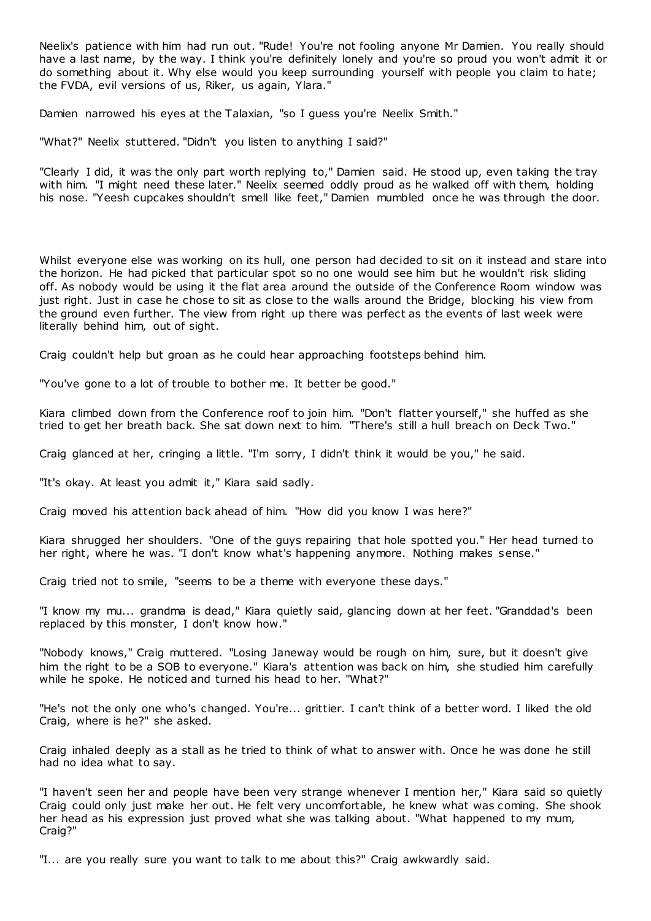Neelix's patience with him had run out. "Rude! You're not fooling anyone Mr Damien. You really should have a last name, by the way. I think you're definitely lonely and you're so proud you won't admit it or do something about it. Why else would you keep surrounding yourself with people you claim to hate; the FVDA, evil versions of us, Riker, us again, Ylara."

Damien narrowed his eyes at the Talaxian, "so I guess you're Neelix Smith."

"What?" Neelix stuttered. "Didn't you listen to anything I said?"

"Clearly I did, it was the only part worth replying to," Damien said. He stood up, even taking the tray with him. "I might need these later." Neelix seemed oddly proud as he walked off with them, holding his nose. "Yeesh cupcakes shouldn't smell like feet," Damien mumbled once he was through the door.

Whilst everyone else was working on its hull, one person had decided to sit on it instead and stare into the horizon. He had picked that particular spot so no one would see him but he wouldn't risk sliding off. As nobody would be using it the flat area around the outside of the Conference Room window was just right. Just in case he chose to sit as close to the walls around the Bridge, blocking his view from the ground even further. The view from right up there was perfect as the events of last week were literally behind him, out of sight.

Craig couldn't help but groan as he could hear approaching footsteps behind him.

"You've gone to a lot of trouble to bother me. It better be good."

Kiara climbed down from the Conference roof to join him. "Don't flatter yourself," she huffed as she tried to get her breath back. She sat down next to him. "There's still a hull breach on Deck Two."

Craig glanced at her, cringing a little. "I'm sorry, I didn't think it would be you," he said.

"It's okay. At least you admit it," Kiara said sadly.

Craig moved his attention back ahead of him. "How did you know I was here?"

Kiara shrugged her shoulders. "One of the guys repairing that hole spotted you." Her head turned to her right, where he was. "I don't know what's happening anymore. Nothing makes sense."

Craig tried not to smile, "seems to be a theme with everyone these days."

"I know my mu... grandma is dead," Kiara quietly said, glancing down at her feet. "Granddad's been replaced by this monster, I don't know how."

"Nobody knows," Craig muttered. "Losing Janeway would be rough on him, sure, but it doesn't give him the right to be a SOB to everyone." Kiara's attention was back on him, she studied him carefully while he spoke. He noticed and turned his head to her. "What?"

"He's not the only one who's changed. You're... grittier. I can't think of a better word. I liked the old Craig, where is he?" she asked.

Craig inhaled deeply as a stall as he tried to think of what to answer with. Once he was done he still had no idea what to say.

"I haven't seen her and people have been very strange whenever I mention her," Kiara said so quietly Craig could only just make her out. He felt very uncomfortable, he knew what was coming. She shook her head as his expression just proved what she was talking about. "What happened to my mum, Craig?"

"I... are you really sure you want to talk to me about this?" Craig awkwardly said.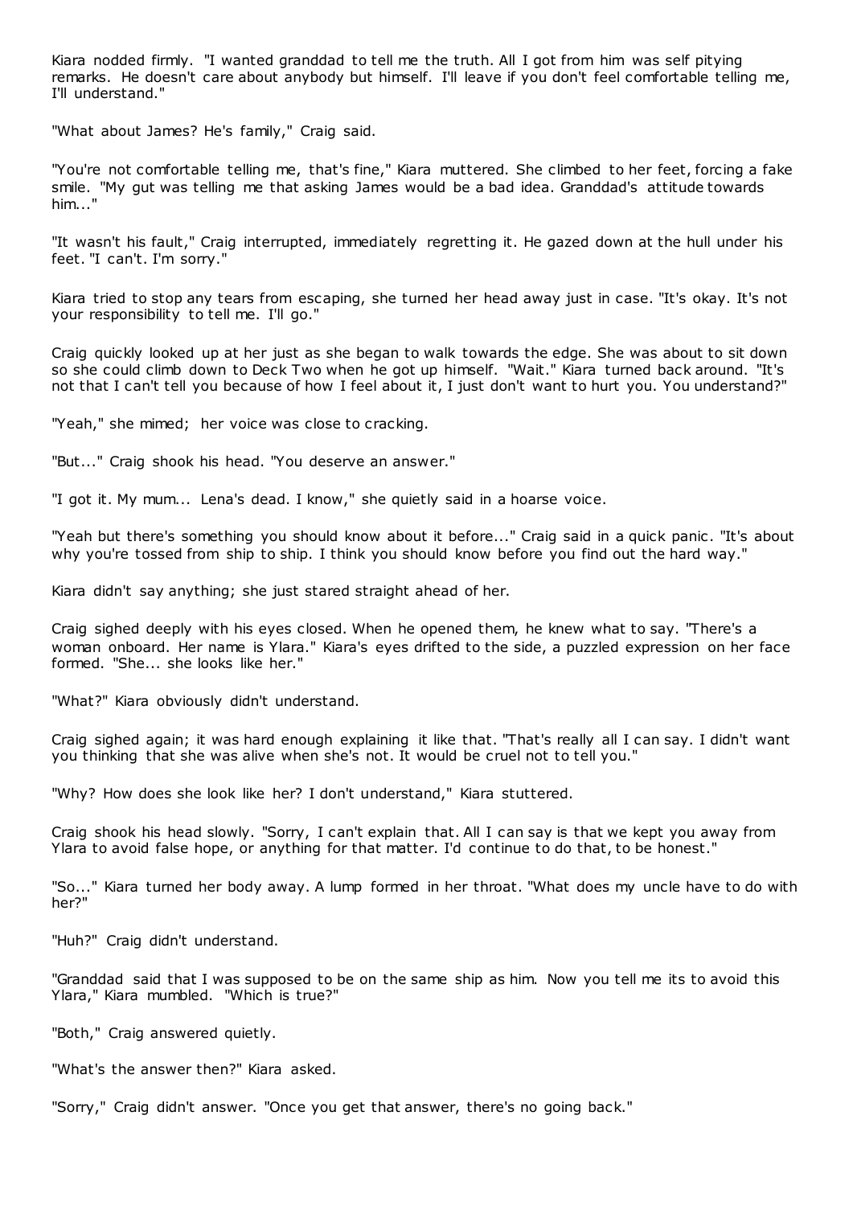Kiara nodded firmly. "I wanted granddad to tell me the truth. All I got from him was self pitying remarks. He doesn't care about anybody but himself. I'll leave if you don't feel comfortable telling me, I'll understand."

"What about James? He's family," Craig said.

"You're not comfortable telling me, that's fine," Kiara muttered. She climbed to her feet, forcing a fake smile. "My gut was telling me that asking James would be a bad idea. Granddad's attitude towards him..."

"It wasn't his fault," Craig interrupted, immediately regretting it. He gazed down at the hull under his feet. "I can't. I'm sorry."

Kiara tried to stop any tears from escaping, she turned her head away just in case. "It's okay. It's not your responsibility to tell me. I'll go."

Craig quickly looked up at her just as she began to walk towards the edge. She was about to sit down so she could climb down to Deck Two when he got up himself. "Wait." Kiara turned back around. "It's not that I can't tell you because of how I feel about it, I just don't want to hurt you. You understand?"

"Yeah," she mimed; her voice was close to cracking.

"But..." Craig shook his head. "You deserve an answer."

"I got it. My mum... Lena's dead. I know," she quietly said in a hoarse voice.

"Yeah but there's something you should know about it before..." Craig said in a quick panic. "It's about why you're tossed from ship to ship. I think you should know before you find out the hard way."

Kiara didn't say anything; she just stared straight ahead of her.

Craig sighed deeply with his eyes closed. When he opened them, he knew what to say. "There's a woman onboard. Her name is Ylara." Kiara's eyes drifted to the side, a puzzled expression on her face formed. "She... she looks like her."

"What?" Kiara obviously didn't understand.

Craig sighed again; it was hard enough explaining it like that. "That's really all I can say. I didn't want you thinking that she was alive when she's not. It would be cruel not to tell you."

"Why? How does she look like her? I don't understand," Kiara stuttered.

Craig shook his head slowly. "Sorry, I can't explain that. All I can say is that we kept you away from Ylara to avoid false hope, or anything for that matter. I'd continue to do that, to be honest."

"So..." Kiara turned her body away. A lump formed in her throat. "What does my uncle have to do with her?"

"Huh?" Craig didn't understand.

"Granddad said that I was supposed to be on the same ship as him. Now you tell me its to avoid this Ylara," Kiara mumbled. "Which is true?"

"Both," Craig answered quietly.

"What's the answer then?" Kiara asked.

"Sorry," Craig didn't answer. "Once you get that answer, there's no going back."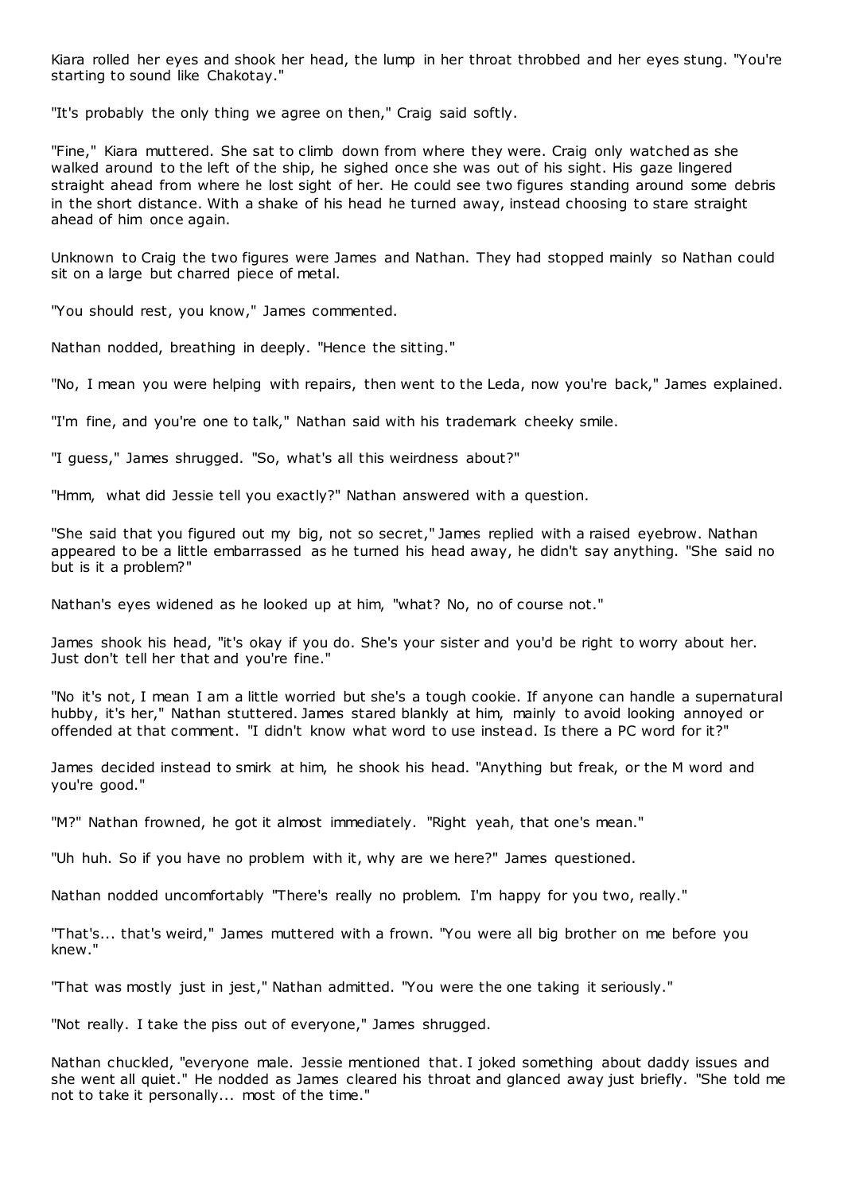Kiara rolled her eyes and shook her head, the lump in her throat throbbed and her eyes stung. "You're starting to sound like Chakotay."

"It's probably the only thing we agree on then," Craig said softly.

"Fine," Kiara muttered. She sat to climb down from where they were. Craig only watched as she walked around to the left of the ship, he sighed once she was out of his sight. His gaze lingered straight ahead from where he lost sight of her. He could see two figures standing around some debris in the short distance. With a shake of his head he turned away, instead choosing to stare straight ahead of him once again.

Unknown to Craig the two figures were James and Nathan. They had stopped mainly so Nathan could sit on a large but charred piece of metal.

"You should rest, you know," James commented.

Nathan nodded, breathing in deeply. "Hence the sitting."

"No, I mean you were helping with repairs, then went to the Leda, now you're back," James explained.

"I'm fine, and you're one to talk," Nathan said with his trademark cheeky smile.

"I guess," James shrugged. "So, what's all this weirdness about?"

"Hmm, what did Jessie tell you exactly?" Nathan answered with a question.

"She said that you figured out my big, not so secret," James replied with a raised eyebrow. Nathan appeared to be a little embarrassed as he turned his head away, he didn't say anything. "She said no but is it a problem?"

Nathan's eyes widened as he looked up at him, "what? No, no of course not."

James shook his head, "it's okay if you do. She's your sister and you'd be right to worry about her. Just don't tell her that and you're fine."

"No it's not, I mean I am a little worried but she's a tough cookie. If anyone can handle a supernatural hubby, it's her," Nathan stuttered. James stared blankly at him, mainly to avoid looking annoyed or offended at that comment. "I didn't know what word to use instead. Is there a PC word for it?"

James decided instead to smirk at him, he shook his head. "Anything but freak, or the M word and you're good."

"M?" Nathan frowned, he got it almost immediately. "Right yeah, that one's mean."

"Uh huh. So if you have no problem with it, why are we here?" James questioned.

Nathan nodded uncomfortably "There's really no problem. I'm happy for you two, really."

"That's... that's weird," James muttered with a frown. "You were all big brother on me before you knew."

"That was mostly just in jest," Nathan admitted. "You were the one taking it seriously."

"Not really. I take the piss out of everyone," James shrugged.

Nathan chuckled, "everyone male. Jessie mentioned that. I joked something about daddy issues and she went all quiet." He nodded as James cleared his throat and glanced away just briefly. "She told me not to take it personally... most of the time."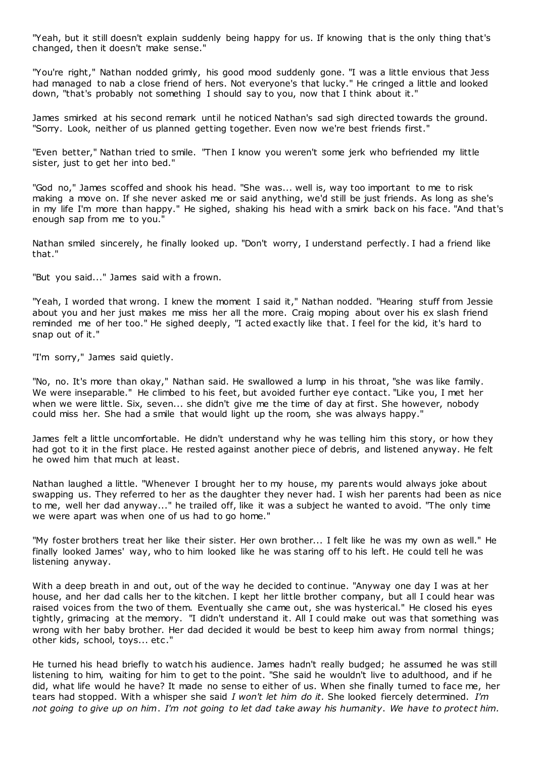"Yeah, but it still doesn't explain suddenly being happy for us. If knowing that is the only thing that's changed, then it doesn't make sense."

"You're right," Nathan nodded grimly, his good mood suddenly gone. "I was a little envious that Jess had managed to nab a close friend of hers. Not everyone's that lucky." He cringed a little and looked down, "that's probably not something I should say to you, now that I think about it."

James smirked at his second remark until he noticed Nathan's sad sigh directed towards the ground. "Sorry. Look, neither of us planned getting together. Even now we're best friends first."

"Even better," Nathan tried to smile. "Then I know you weren't some jerk who befriended my little sister, just to get her into bed."

"God no," James scoffed and shook his head. "She was... well is, way too important to me to risk making a move on. If she never asked me or said anything, we'd still be just friends. As long as she's in my life I'm more than happy." He sighed, shaking his head with a smirk back on his face. "And that's enough sap from me to you."

Nathan smiled sincerely, he finally looked up. "Don't worry, I understand perfectly. I had a friend like that."

"But you said..." James said with a frown.

"Yeah, I worded that wrong. I knew the moment I said it," Nathan nodded. "Hearing stuff from Jessie about you and her just makes me miss her all the more. Craig moping about over his ex slash friend reminded me of her too." He sighed deeply, "I acted exactly like that. I feel for the kid, it's hard to snap out of it."

"I'm sorry," James said quietly.

"No, no. It's more than okay," Nathan said. He swallowed a lump in his throat, "she was like family. We were inseparable." He climbed to his feet, but avoided further eye contact. "Like you, I met her when we were little. Six, seven... she didn't give me the time of day at first. She however, nobody could miss her. She had a smile that would light up the room, she was always happy."

James felt a little uncomfortable. He didn't understand why he was telling him this story, or how they had got to it in the first place. He rested against another piece of debris, and listened anyway. He felt he owed him that much at least.

Nathan laughed a little. "Whenever I brought her to my house, my parents would always joke about swapping us. They referred to her as the daughter they never had. I wish her parents had been as nice to me, well her dad anyway..." he trailed off, like it was a subject he wanted to avoid. "The only time we were apart was when one of us had to go home."

"My foster brothers treat her like their sister. Her own brother... I felt like he was my own as well." He finally looked James' way, who to him looked like he was staring off to his left. He could tell he was listening anyway.

With a deep breath in and out, out of the way he decided to continue. "Anyway one day I was at her house, and her dad calls her to the kitchen. I kept her little brother company, but all I could hear was raised voices from the two of them. Eventually she came out, she was hysterical." He closed his eyes tightly, grimacing at the memory. "I didn't understand it. All I could make out was that something was wrong with her baby brother. Her dad decided it would be best to keep him away from normal things; other kids, school, toys... etc."

He turned his head briefly to watch his audience. James hadn't really budged; he assumed he was still listening to him, waiting for him to get to the point. "She said he wouldn't live to adulthood, and if he did, what life would he have? It made no sense to either of us. When she finally turned to face me, her tears had stopped. With a whisper she said *I won't let him do it.* She looked fiercely determined. *I'm not going to give up on him. I'm not going to let dad take away his humanity. We have to protect him.*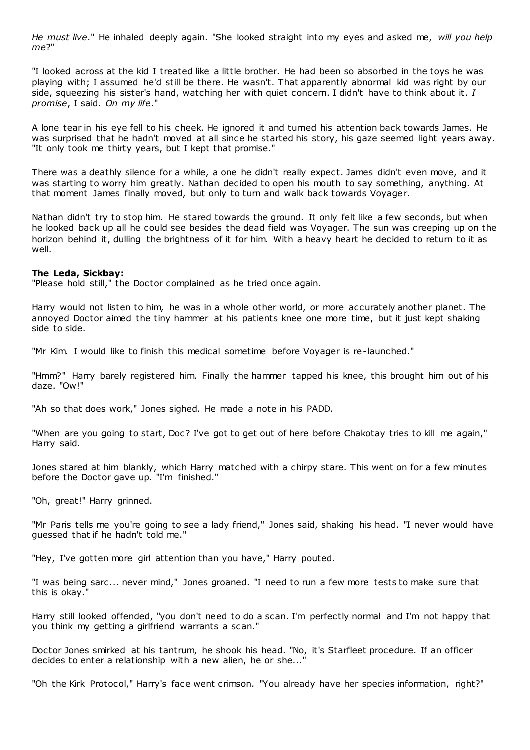*He must live*." He inhaled deeply again. "She looked straight into my eyes and asked me, *will you help me*?"

"I looked across at the kid I treated like a little brother. He had been so absorbed in the toys he was playing with; I assumed he'd still be there. He wasn't. That apparently abnormal kid was right by our side, squeezing his sister's hand, watching her with quiet concern. I didn't have to think about it. *I promise*, I said. *On my life*."

A lone tear in his eye fell to his cheek. He ignored it and turned his attention back towards James. He was surprised that he hadn't moved at all since he started his story, his gaze seemed light years away. "It only took me thirty years, but I kept that promise."

There was a deathly silence for a while, a one he didn't really expect. James didn't even move, and it was starting to worry him greatly. Nathan decided to open his mouth to say something, anything. At that moment James finally moved, but only to turn and walk back towards Voyager.

Nathan didn't try to stop him. He stared towards the ground. It only felt like a few seconds, but when he looked back up all he could see besides the dead field was Voyager. The sun was creeping up on the horizon behind it, dulling the brightness of it for him. With a heavy heart he decided to return to it as well.

**The Leda, Sickbay:**
"Please hold still," the Doctor complained as he tried once again.

Harry would not listen to him, he was in a whole other world, or more accurately another planet. The annoyed Doctor aimed the tiny hammer at his patients knee one more time, but it just kept shaking side to side.

"Mr Kim. I would like to finish this medical sometime before Voyager is re-launched."

"Hmm?" Harry barely registered him. Finally the hammer tapped his knee, this brought him out of his daze. "Ow!"

"Ah so that does work," Jones sighed. He made a note in his PADD.

"When are you going to start, Doc? I've got to get out of here before Chakotay tries to kill me again," Harry said.

Jones stared at him blankly, which Harry matched with a chirpy stare. This went on for a few minutes before the Doctor gave up. "I'm finished."

"Oh, great!" Harry grinned.

"Mr Paris tells me you're going to see a lady friend," Jones said, shaking his head. "I never would have guessed that if he hadn't told me."

"Hey, I've gotten more girl attention than you have," Harry pouted.

"I was being sarc... never mind," Jones groaned. "I need to run a few more tests to make sure that this is okay."

Harry still looked offended, "you don't need to do a scan. I'm perfectly normal and I'm not happy that you think my getting a girlfriend warrants a scan."

Doctor Jones smirked at his tantrum, he shook his head. "No, it's Starfleet procedure. If an officer decides to enter a relationship with a new alien, he or she..."

"Oh the Kirk Protocol," Harry's face went crimson. "You already have her species information, right?"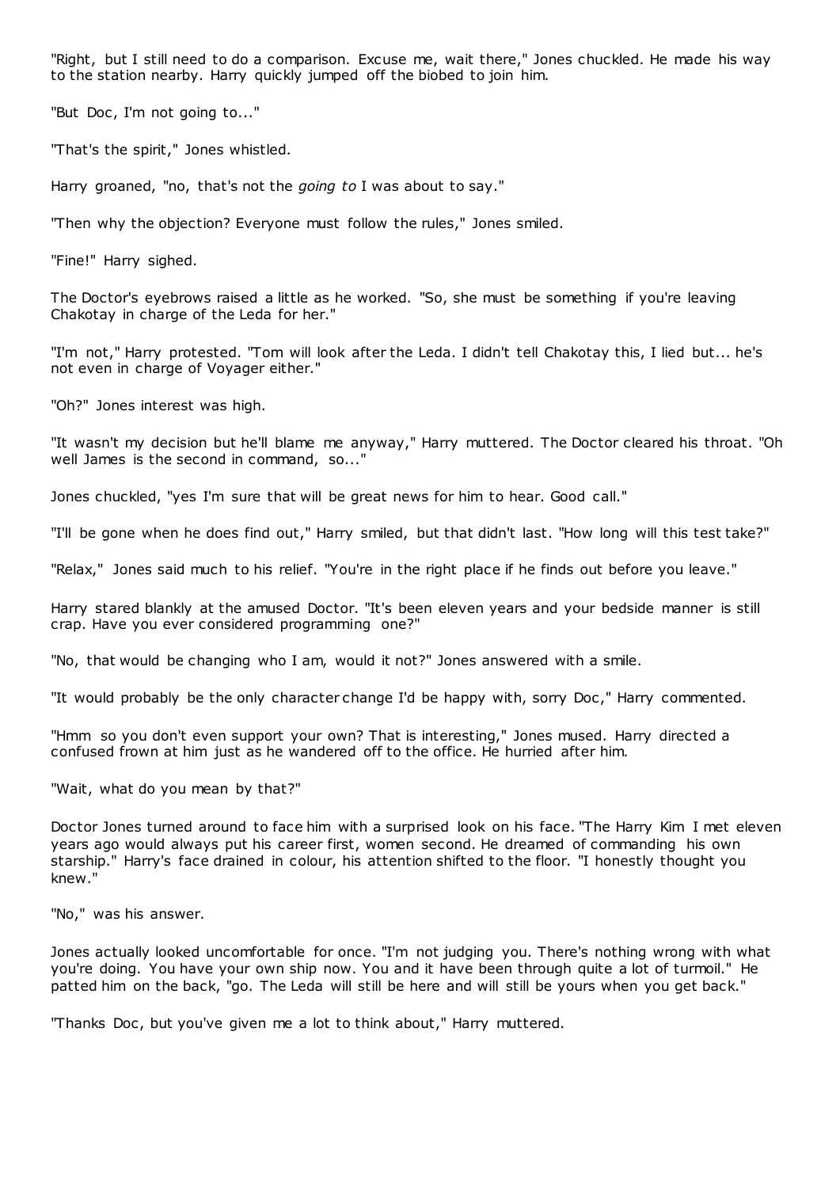"Right, but I still need to do a comparison. Excuse me, wait there," Jones chuckled. He made his way to the station nearby. Harry quickly jumped off the biobed to join him.

"But Doc, I'm not going to..."

"That's the spirit," Jones whistled.

Harry groaned, "no, that's not the *going to* I was about to say."

"Then why the objection? Everyone must follow the rules," Jones smiled.

"Fine!" Harry sighed.

The Doctor's eyebrows raised a little as he worked. "So, she must be something if you're leaving Chakotay in charge of the Leda for her."

"I'm not," Harry protested. "Tom will look after the Leda. I didn't tell Chakotay this, I lied but... he's not even in charge of Voyager either."

"Oh?" Jones interest was high.

"It wasn't my decision but he'll blame me anyway," Harry muttered. The Doctor cleared his throat. "Oh well James is the second in command, so..."

Jones chuckled, "yes I'm sure that will be great news for him to hear. Good call."

"I'll be gone when he does find out," Harry smiled, but that didn't last. "How long will this test take?"

"Relax," Jones said much to his relief. "You're in the right place if he finds out before you leave."

Harry stared blankly at the amused Doctor. "It's been eleven years and your bedside manner is still crap. Have you ever considered programming one?"

"No, that would be changing who I am, would it not?" Jones answered with a smile.

"It would probably be the only character change I'd be happy with, sorry Doc," Harry commented.

"Hmm so you don't even support your own? That is interesting," Jones mused. Harry directed a confused frown at him just as he wandered off to the office. He hurried after him.

"Wait, what do you mean by that?"

Doctor Jones turned around to face him with a surprised look on his face. "The Harry Kim I met eleven years ago would always put his career first, women second. He dreamed of commanding his own starship." Harry's face drained in colour, his attention shifted to the floor. "I honestly thought you knew."

"No," was his answer.

Jones actually looked uncomfortable for once. "I'm not judging you. There's nothing wrong with what you're doing. You have your own ship now. You and it have been through quite a lot of turmoil." He patted him on the back, "go. The Leda will still be here and will still be yours when you get back."

"Thanks Doc, but you've given me a lot to think about," Harry muttered.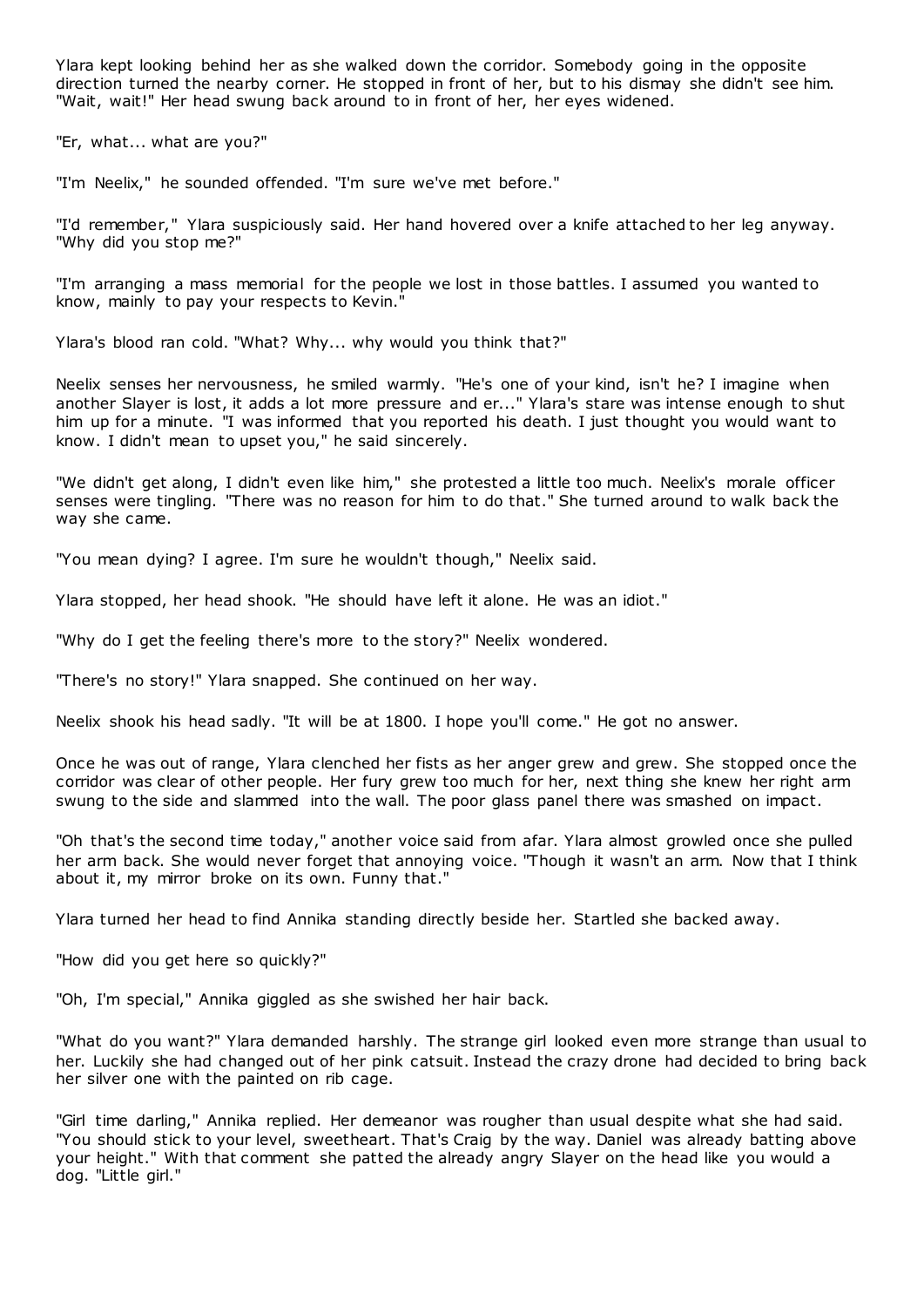Ylara kept looking behind her as she walked down the corridor. Somebody going in the opposite direction turned the nearby corner. He stopped in front of her, but to his dismay she didn't see him. "Wait, wait!" Her head swung back around to in front of her, her eyes widened.

"Er, what... what are you?"

"I'm Neelix," he sounded offended. "I'm sure we've met before."

"I'd remember," Ylara suspiciously said. Her hand hovered over a knife attached to her leg anyway. "Why did you stop me?"

"I'm arranging a mass memorial for the people we lost in those battles. I assumed you wanted to know, mainly to pay your respects to Kevin."

Ylara's blood ran cold. "What? Why... why would you think that?"

Neelix senses her nervousness, he smiled warmly. "He's one of your kind, isn't he? I imagine when another Slayer is lost, it adds a lot more pressure and er..." Ylara's stare was intense enough to shut him up for a minute. "I was informed that you reported his death. I just thought you would want to know. I didn't mean to upset you," he said sincerely.

"We didn't get along, I didn't even like him," she protested a little too much. Neelix's morale officer senses were tingling. "There was no reason for him to do that." She turned around to walk back the way she came.

"You mean dying? I agree. I'm sure he wouldn't though," Neelix said.

Ylara stopped, her head shook. "He should have left it alone. He was an idiot."

"Why do I get the feeling there's more to the story?" Neelix wondered.

"There's no story!" Ylara snapped. She continued on her way.

Neelix shook his head sadly. "It will be at 1800. I hope you'll come." He got no answer.

Once he was out of range, Ylara clenched her fists as her anger grew and grew. She stopped once the corridor was clear of other people. Her fury grew too much for her, next thing she knew her right arm swung to the side and slammed into the wall. The poor glass panel there was smashed on impact.

"Oh that's the second time today," another voice said from afar. Ylara almost growled once she pulled her arm back. She would never forget that annoying voice. "Though it wasn't an arm. Now that I think about it, my mirror broke on its own. Funny that."

Ylara turned her head to find Annika standing directly beside her. Startled she backed away.

"How did you get here so quickly?"

"Oh, I'm special," Annika giggled as she swished her hair back.

"What do you want?" Ylara demanded harshly. The strange girl looked even more strange than usual to her. Luckily she had changed out of her pink catsuit. Instead the crazy drone had decided to bring back her silver one with the painted on rib cage.

"Girl time darling," Annika replied. Her demeanor was rougher than usual despite what she had said. "You should stick to your level, sweetheart. That's Craig by the way. Daniel was already batting above your height." With that comment she patted the already angry Slayer on the head like you would a dog. "Little girl."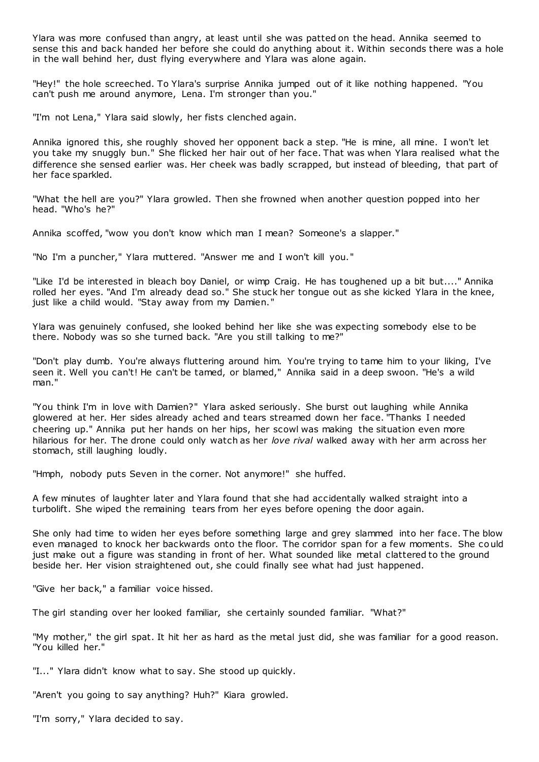Ylara was more confused than angry, at least until she was patted on the head. Annika seemed to sense this and back handed her before she could do anything about it. Within seconds there was a hole in the wall behind her, dust flying everywhere and Ylara was alone again.

"Hey!" the hole screeched. To Ylara's surprise Annika jumped out of it like nothing happened. "You can't push me around anymore, Lena. I'm stronger than you."

"I'm not Lena," Ylara said slowly, her fists clenched again.

Annika ignored this, she roughly shoved her opponent back a step. "He is mine, all mine. I won't let you take my snuggly bun." She flicked her hair out of her face. That was when Ylara realised what the difference she sensed earlier was. Her cheek was badly scrapped, but instead of bleeding, that part of her face sparkled.

"What the hell are you?" Ylara growled. Then she frowned when another question popped into her head. "Who's he?"

Annika scoffed, "wow you don't know which man I mean? Someone's a slapper."

"No I'm a puncher," Ylara muttered. "Answer me and I won't kill you."

"Like I'd be interested in bleach boy Daniel, or wimp Craig. He has toughened up a bit but...." Annika rolled her eyes. "And I'm already dead so." She stuck her tongue out as she kicked Ylara in the knee, just like a child would. "Stay away from my Damien."

Ylara was genuinely confused, she looked behind her like she was expecting somebody else to be there. Nobody was so she turned back. "Are you still talking to me?"

"Don't play dumb. You're always fluttering around him. You're trying to tame him to your liking, I've seen it. Well you can't! He can't be tamed, or blamed," Annika said in a deep swoon. "He's a wild man."

"You think I'm in love with Damien?" Ylara asked seriously. She burst out laughing while Annika glowered at her. Her sides already ached and tears streamed down her face. "Thanks I needed cheering up." Annika put her hands on her hips, her scowl was making the situation even more hilarious for her. The drone could only watch as her *love rival* walked away with her arm across her stomach, still laughing loudly.

"Hmph, nobody puts Seven in the corner. Not anymore!" she huffed.

A few minutes of laughter later and Ylara found that she had accidentally walked straight into a turbolift. She wiped the remaining tears from her eyes before opening the door again.

She only had time to widen her eyes before something large and grey slammed into her face. The blow even managed to knock her backwards onto the floor. The corridor span for a few moments. She could just make out a figure was standing in front of her. What sounded like metal clattered to the ground beside her. Her vision straightened out, she could finally see what had just happened.

"Give her back," a familiar voice hissed.

The girl standing over her looked familiar, she certainly sounded familiar. "What?"

"My mother," the girl spat. It hit her as hard as the metal just did, she was familiar for a good reason. "You killed her."

"I..." Ylara didn't know what to say. She stood up quickly.

"Aren't you going to say anything? Huh?" Kiara growled.

"I'm sorry," Ylara decided to say.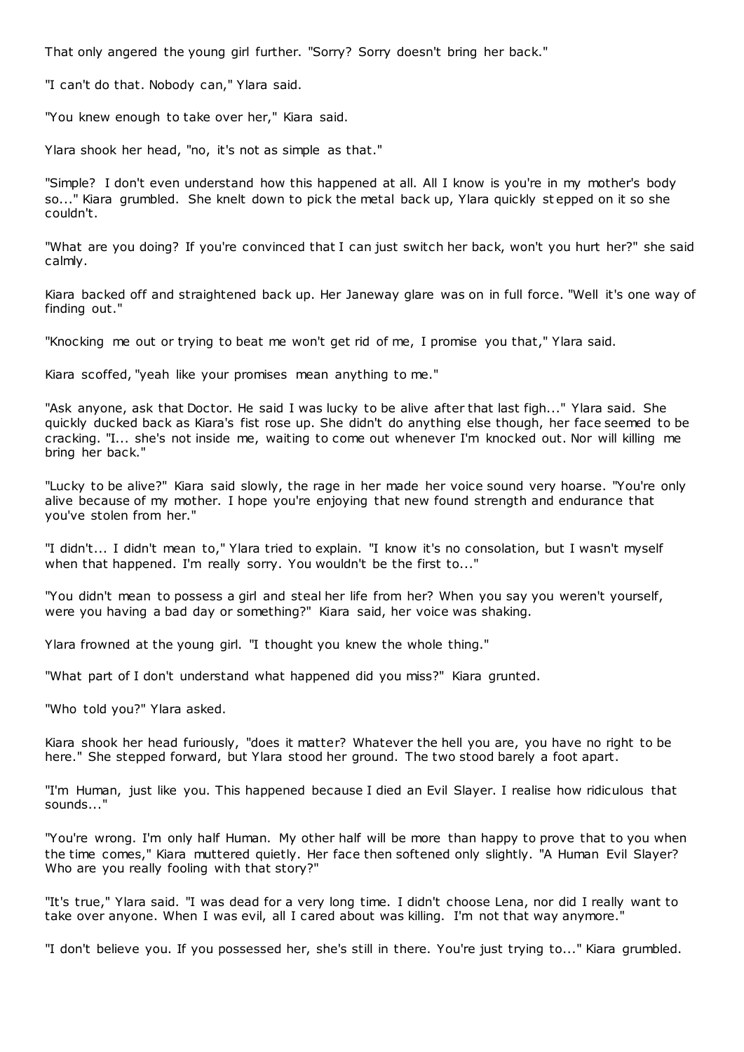That only angered the young girl further. "Sorry? Sorry doesn't bring her back."

"I can't do that. Nobody can," Ylara said.

"You knew enough to take over her," Kiara said.

Ylara shook her head, "no, it's not as simple as that."

"Simple? I don't even understand how this happened at all. All I know is you're in my mother's body so..." Kiara grumbled. She knelt down to pick the metal back up, Ylara quickly stepped on it so she couldn't.

"What are you doing? If you're convinced that I can just switch her back, won't you hurt her?" she said calmly.

Kiara backed off and straightened back up. Her Janeway glare was on in full force. "Well it's one way of finding out."

"Knocking me out or trying to beat me won't get rid of me, I promise you that," Ylara said.

Kiara scoffed, "yeah like your promises mean anything to me."

"Ask anyone, ask that Doctor. He said I was lucky to be alive after that last figh..." Ylara said. She quickly ducked back as Kiara's fist rose up. She didn't do anything else though, her face seemed to be cracking. "I... she's not inside me, waiting to come out whenever I'm knocked out. Nor will killing me bring her back."

"Lucky to be alive?" Kiara said slowly, the rage in her made her voice sound very hoarse. "You're only alive because of my mother. I hope you're enjoying that new found strength and endurance that you've stolen from her."

"I didn't... I didn't mean to," Ylara tried to explain. "I know it's no consolation, but I wasn't myself when that happened. I'm really sorry. You wouldn't be the first to..."

"You didn't mean to possess a girl and steal her life from her? When you say you weren't yourself, were you having a bad day or something?" Kiara said, her voice was shaking.

Ylara frowned at the young girl. "I thought you knew the whole thing."

"What part of I don't understand what happened did you miss?" Kiara grunted.

"Who told you?" Ylara asked.

Kiara shook her head furiously, "does it matter? Whatever the hell you are, you have no right to be here." She stepped forward, but Ylara stood her ground. The two stood barely a foot apart.

"I'm Human, just like you. This happened because I died an Evil Slayer. I realise how ridiculous that sounds..."

"You're wrong. I'm only half Human. My other half will be more than happy to prove that to you when the time comes," Kiara muttered quietly. Her face then softened only slightly. "A Human Evil Slayer? Who are you really fooling with that story?"

"It's true," Ylara said. "I was dead for a very long time. I didn't choose Lena, nor did I really want to take over anyone. When I was evil, all I cared about was killing. I'm not that way anymore."

"I don't believe you. If you possessed her, she's still in there. You're just trying to..." Kiara grumbled.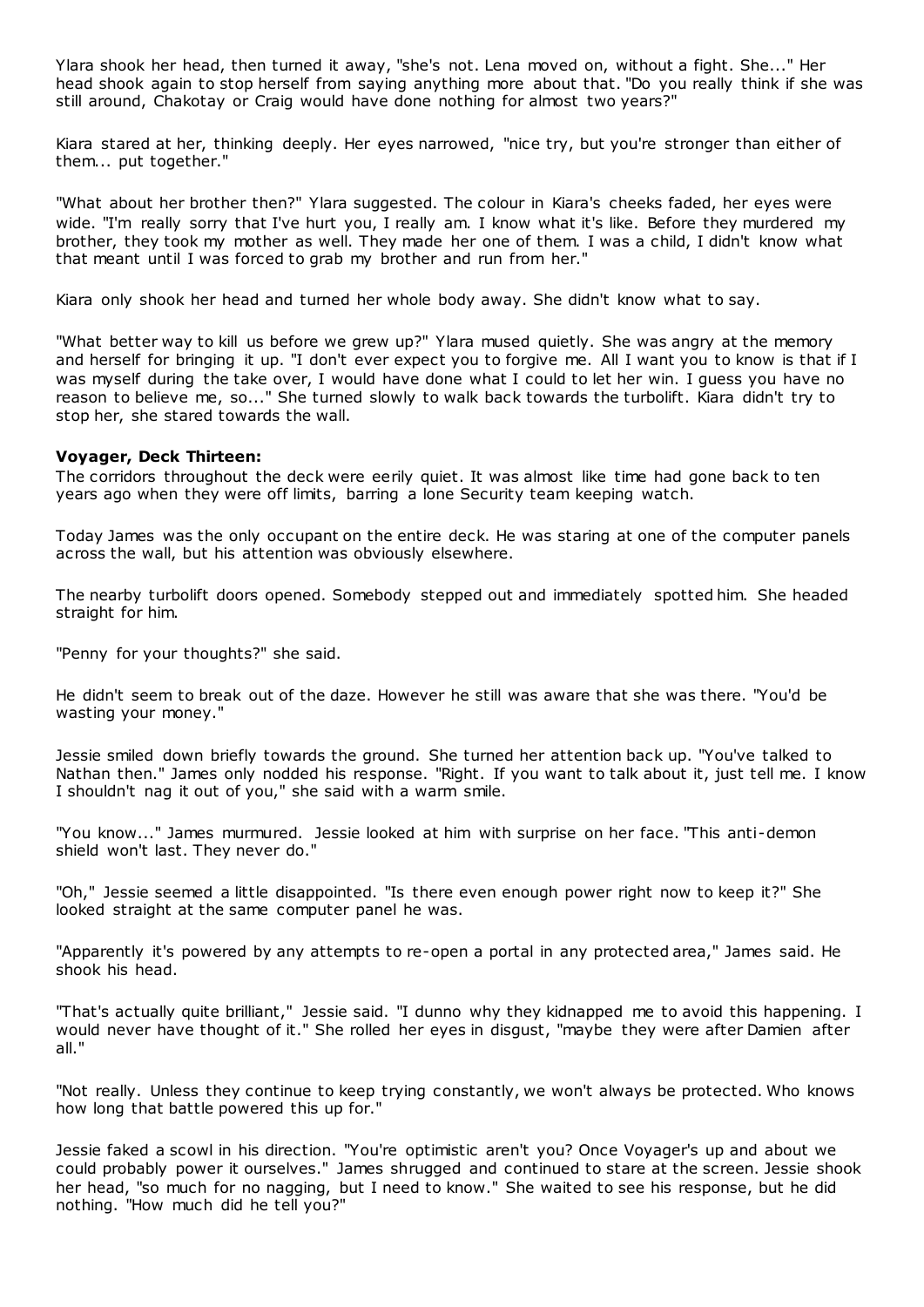Ylara shook her head, then turned it away, "she's not. Lena moved on, without a fight. She..." Her head shook again to stop herself from saying anything more about that. "Do you really think if she was still around, Chakotay or Craig would have done nothing for almost two years?"

Kiara stared at her, thinking deeply. Her eyes narrowed, "nice try, but you're stronger than either of them... put together."

"What about her brother then?" Ylara suggested. The colour in Kiara's cheeks faded, her eyes were wide. "I'm really sorry that I've hurt you, I really am. I know what it's like. Before they murdered my brother, they took my mother as well. They made her one of them. I was a child, I didn't know what that meant until I was forced to grab my brother and run from her."

Kiara only shook her head and turned her whole body away. She didn't know what to say.

"What better way to kill us before we grew up?" Ylara mused quietly. She was angry at the memory and herself for bringing it up. "I don't ever expect you to forgive me. All I want you to know is that if I was myself during the take over, I would have done what I could to let her win. I guess you have no reason to believe me, so..." She turned slowly to walk back towards the turbolift. Kiara didn't try to stop her, she stared towards the wall.

**Voyager, Deck Thirteen:**

The corridors throughout the deck were eerily quiet. It was almost like time had gone back to ten years ago when they were off limits, barring a lone Security team keeping watch.

Today James was the only occupant on the entire deck. He was staring at one of the computer panels across the wall, but his attention was obviously elsewhere.

The nearby turbolift doors opened. Somebody stepped out and immediately spotted him. She headed straight for him.

"Penny for your thoughts?" she said.

He didn't seem to break out of the daze. However he still was aware that she was there. "You'd be wasting your money."

Jessie smiled down briefly towards the ground. She turned her attention back up. "You've talked to Nathan then." James only nodded his response. "Right. If you want to talk about it, just tell me. I know I shouldn't nag it out of you," she said with a warm smile.

"You know..." James murmured. Jessie looked at him with surprise on her face. "This anti-demon shield won't last. They never do."

"Oh," Jessie seemed a little disappointed. "Is there even enough power right now to keep it?" She looked straight at the same computer panel he was.

"Apparently it's powered by any attempts to re-open a portal in any protected area," James said. He shook his head.

"That's actually quite brilliant," Jessie said. "I dunno why they kidnapped me to avoid this happening. I would never have thought of it." She rolled her eyes in disgust, "maybe they were after Damien after all."

"Not really. Unless they continue to keep trying constantly, we won't always be protected. Who knows how long that battle powered this up for."

Jessie faked a scowl in his direction. "You're optimistic aren't you? Once Voyager's up and about we could probably power it ourselves." James shrugged and continued to stare at the screen. Jessie shook her head, "so much for no nagging, but I need to know." She waited to see his response, but he did nothing. "How much did he tell you?"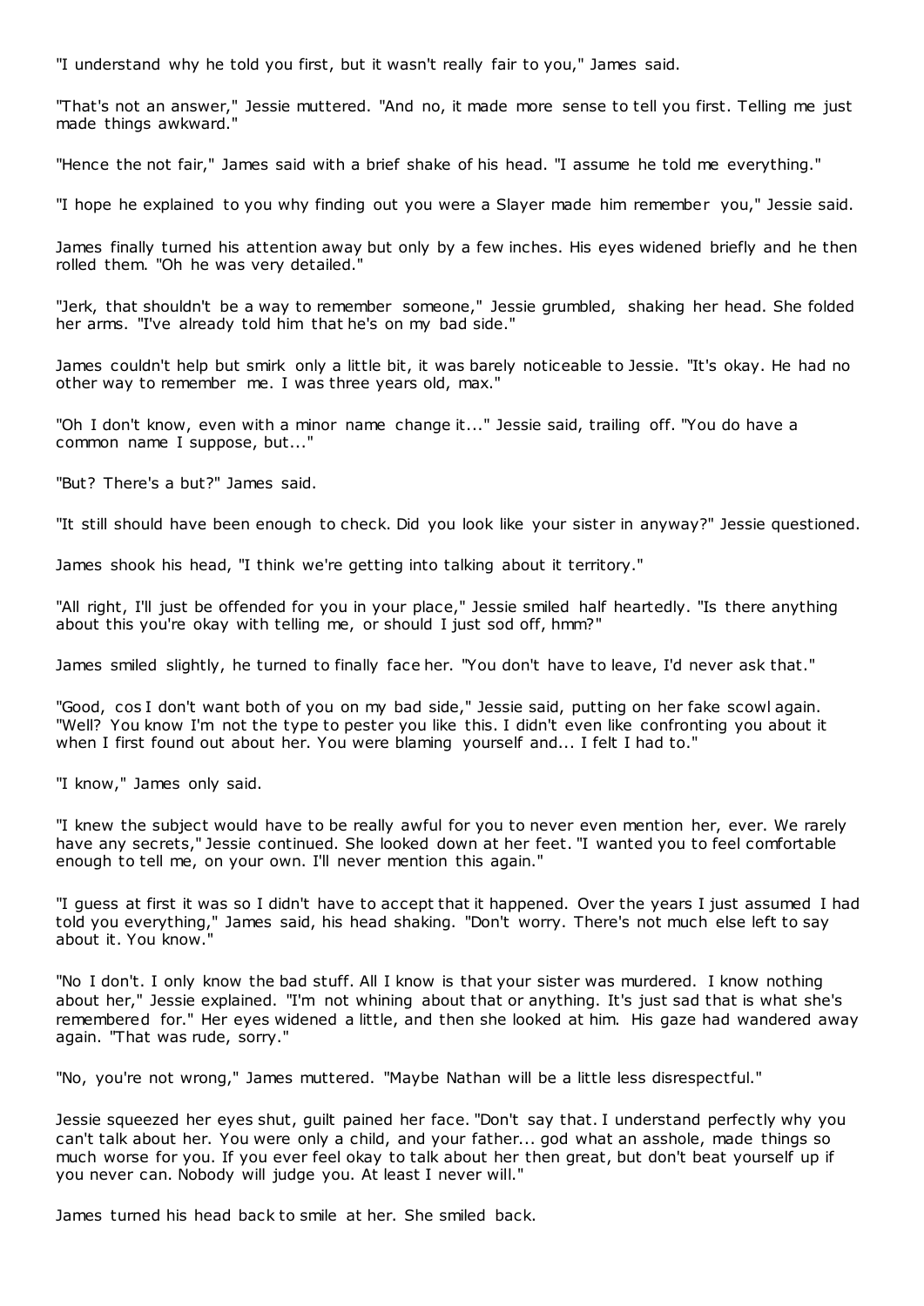"I understand why he told you first, but it wasn't really fair to you," James said.

"That's not an answer," Jessie muttered. "And no, it made more sense to tell you first. Telling me just made things awkward."

"Hence the not fair," James said with a brief shake of his head. "I assume he told me everything."

"I hope he explained to you why finding out you were a Slayer made him remember you," Jessie said.

James finally turned his attention away but only by a few inches. His eyes widened briefly and he then rolled them. "Oh he was very detailed."

"Jerk, that shouldn't be a way to remember someone," Jessie grumbled, shaking her head. She folded her arms. "I've already told him that he's on my bad side."

James couldn't help but smirk only a little bit, it was barely noticeable to Jessie. "It's okay. He had no other way to remember me. I was three years old, max."

"Oh I don't know, even with a minor name change it..." Jessie said, trailing off. "You do have a common name I suppose, but..."

"But? There's a but?" James said.

"It still should have been enough to check. Did you look like your sister in anyway?" Jessie questioned.

James shook his head, "I think we're getting into talking about it territory."

"All right, I'll just be offended for you in your place," Jessie smiled half heartedly. "Is there anything about this you're okay with telling me, or should I just sod off, hmm?"

James smiled slightly, he turned to finally face her. "You don't have to leave, I'd never ask that."

"Good, cos I don't want both of you on my bad side," Jessie said, putting on her fake scowl again. "Well? You know I'm not the type to pester you like this. I didn't even like confronting you about it when I first found out about her. You were blaming yourself and... I felt I had to."

"I know," James only said.

"I knew the subject would have to be really awful for you to never even mention her, ever. We rarely have any secrets," Jessie continued. She looked down at her feet. "I wanted you to feel comfortable enough to tell me, on your own. I'll never mention this again."

"I guess at first it was so I didn't have to accept that it happened. Over the years I just assumed I had told you everything," James said, his head shaking. "Don't worry. There's not much else left to say about it. You know."

"No I don't. I only know the bad stuff. All I know is that your sister was murdered. I know nothing about her," Jessie explained. "I'm not whining about that or anything. It's just sad that is what she's remembered for." Her eyes widened a little, and then she looked at him. His gaze had wandered away again. "That was rude, sorry."

"No, you're not wrong," James muttered. "Maybe Nathan will be a little less disrespectful."

Jessie squeezed her eyes shut, guilt pained her face. "Don't say that. I understand perfectly why you can't talk about her. You were only a child, and your father... god what an asshole, made things so much worse for you. If you ever feel okay to talk about her then great, but don't beat yourself up if you never can. Nobody will judge you. At least I never will."

James turned his head back to smile at her. She smiled back.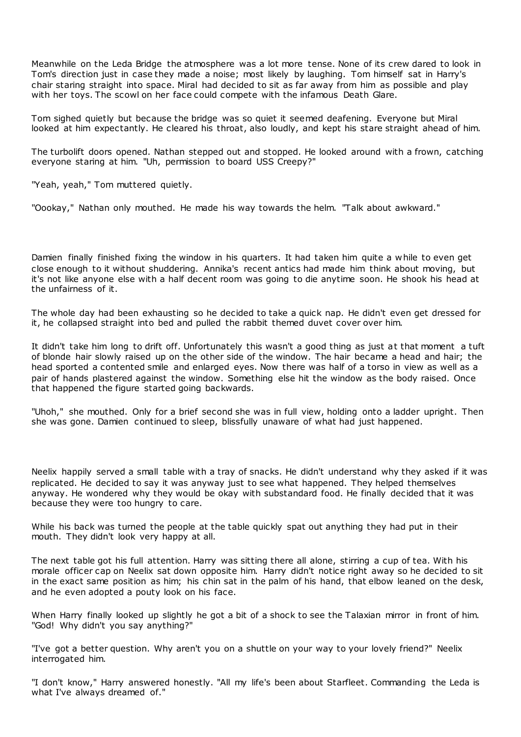Meanwhile on the Leda Bridge the atmosphere was a lot more tense. None of its crew dared to look in Tom's direction just in case they made a noise; most likely by laughing. Tom himself sat in Harry's chair staring straight into space. Miral had decided to sit as far away from him as possible and play with her toys. The scowl on her face could compete with the infamous Death Glare.

Tom sighed quietly but because the bridge was so quiet it seemed deafening. Everyone but Miral looked at him expectantly. He cleared his throat, also loudly, and kept his stare straight ahead of him.

The turbolift doors opened. Nathan stepped out and stopped. He looked around with a frown, catching everyone staring at him. "Uh, permission to board USS Creepy?"

"Yeah, yeah," Tom muttered quietly.

"Oookay," Nathan only mouthed. He made his way towards the helm. "Talk about awkward."

Damien finally finished fixing the window in his quarters. It had taken him quite a while to even get close enough to it without shuddering. Annika's recent antics had made him think about moving, but it's not like anyone else with a half decent room was going to die anytime soon. He shook his head at the unfairness of it.

The whole day had been exhausting so he decided to take a quick nap. He didn't even get dressed for it, he collapsed straight into bed and pulled the rabbit themed duvet cover over him.

It didn't take him long to drift off. Unfortunately this wasn't a good thing as just at that moment a tuft of blonde hair slowly raised up on the other side of the window. The hair became a head and hair; the head sported a contented smile and enlarged eyes. Now there was half of a torso in view as well as a pair of hands plastered against the window. Something else hit the window as the body raised. Once that happened the figure started going backwards.

"Uhoh," she mouthed. Only for a brief second she was in full view, holding onto a ladder upright. Then she was gone. Damien continued to sleep, blissfully unaware of what had just happened.

Neelix happily served a small table with a tray of snacks. He didn't understand why they asked if it was replicated. He decided to say it was anyway just to see what happened. They helped themselves anyway. He wondered why they would be okay with substandard food. He finally decided that it was because they were too hungry to care.

While his back was turned the people at the table quickly spat out anything they had put in their mouth. They didn't look very happy at all.

The next table got his full attention. Harry was sitting there all alone, stirring a cup of tea. With his morale officer cap on Neelix sat down opposite him. Harry didn't notice right away so he decided to sit in the exact same position as him; his chin sat in the palm of his hand, that elbow leaned on the desk, and he even adopted a pouty look on his face.

When Harry finally looked up slightly he got a bit of a shock to see the Talaxian mirror in front of him. "God! Why didn't you say anything?"

"I've got a better question. Why aren't you on a shuttle on your way to your lovely friend?" Neelix interrogated him.

"I don't know," Harry answered honestly. "All my life's been about Starfleet. Commanding the Leda is what I've always dreamed of."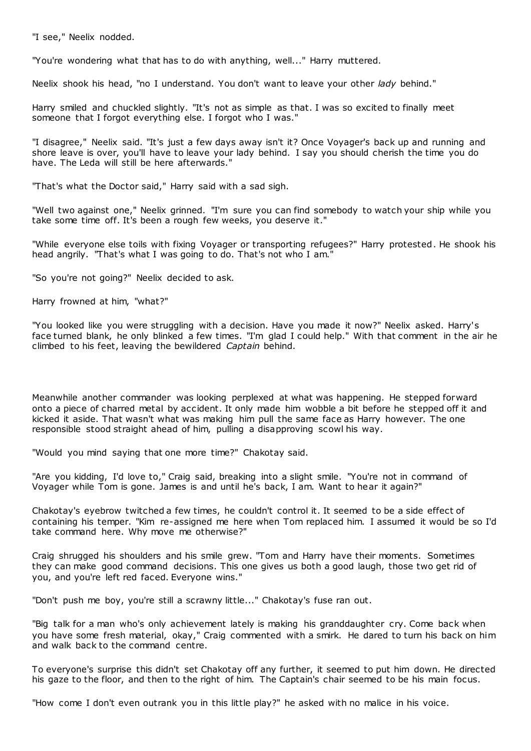"I see," Neelix nodded.

"You're wondering what that has to do with anything, well..." Harry muttered.

Neelix shook his head, "no I understand. You don't want to leave your other *lady* behind."

Harry smiled and chuckled slightly. "It's not as simple as that. I was so excited to finally meet someone that I forgot everything else. I forgot who I was."

"I disagree," Neelix said. "It's just a few days away isn't it? Once Voyager's back up and running and shore leave is over, you'll have to leave your lady behind. I say you should cherish the time you do have. The Leda will still be here afterwards."

"That's what the Doctor said," Harry said with a sad sigh.

"Well two against one," Neelix grinned. "I'm sure you can find somebody to watch your ship while you take some time off. It's been a rough few weeks, you deserve it."

"While everyone else toils with fixing Voyager or transporting refugees?" Harry protested. He shook his head angrily. "That's what I was going to do. That's not who I am."

"So you're not going?" Neelix decided to ask.

Harry frowned at him, "what?"

"You looked like you were struggling with a decision. Have you made it now?" Neelix asked. Harry's face turned blank, he only blinked a few times. "I'm glad I could help." With that comment in the air he climbed to his feet, leaving the bewildered *Captain* behind.

Meanwhile another commander was looking perplexed at what was happening. He stepped forward onto a piece of charred metal by accident. It only made him wobble a bit before he stepped off it and kicked it aside. That wasn't what was making him pull the same face as Harry however. The one responsible stood straight ahead of him, pulling a disapproving scowl his way.

"Would you mind saying that one more time?" Chakotay said.

"Are you kidding, I'd love to," Craig said, breaking into a slight smile. "You're not in command of Voyager while Tom is gone. James is and until he's back, I am. Want to hear it again?"

Chakotay's eyebrow twitched a few times, he couldn't control it. It seemed to be a side effect of containing his temper. "Kim re-assigned me here when Tom replaced him. I assumed it would be so I'd take command here. Why move me otherwise?"

Craig shrugged his shoulders and his smile grew. "Tom and Harry have their moments. Sometimes they can make good command decisions. This one gives us both a good laugh, those two get rid of you, and you're left red faced. Everyone wins."

"Don't push me boy, you're still a scrawny little..." Chakotay's fuse ran out.

"Big talk for a man who's only achievement lately is making his granddaughter cry. Come back when you have some fresh material, okay," Craig commented with a smirk. He dared to turn his back on him and walk back to the command centre.

To everyone's surprise this didn't set Chakotay off any further, it seemed to put him down. He directed his gaze to the floor, and then to the right of him. The Captain's chair seemed to be his main focus.

"How come I don't even outrank you in this little play?" he asked with no malice in his voice.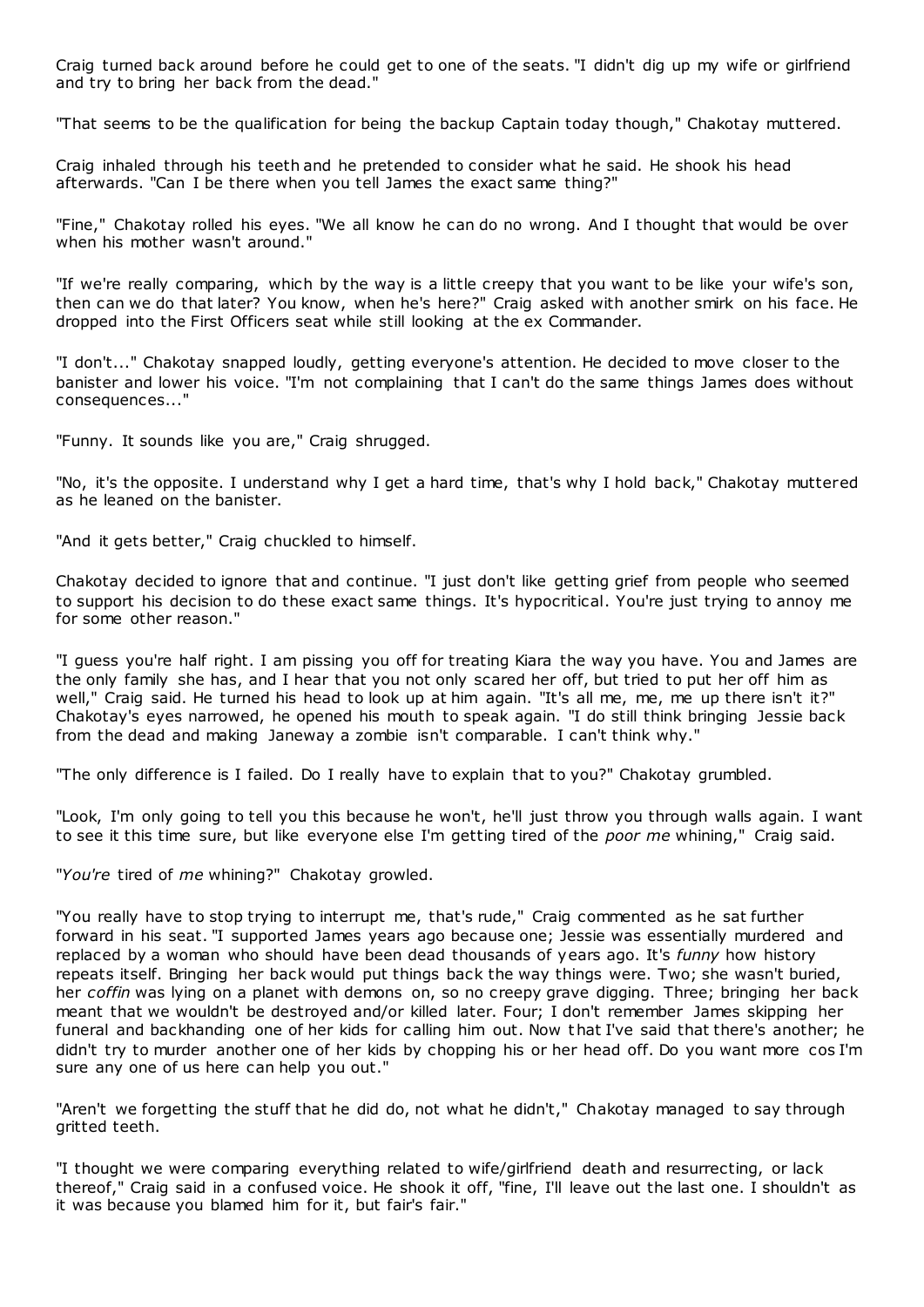Craig turned back around before he could get to one of the seats. "I didn't dig up my wife or girlfriend and try to bring her back from the dead."

"That seems to be the qualification for being the backup Captain today though," Chakotay muttered.

Craig inhaled through his teeth and he pretended to consider what he said. He shook his head afterwards. "Can I be there when you tell James the exact same thing?"

"Fine," Chakotay rolled his eyes. "We all know he can do no wrong. And I thought that would be over when his mother wasn't around."

"If we're really comparing, which by the way is a little creepy that you want to be like your wife's son, then can we do that later? You know, when he's here?" Craig asked with another smirk on his face. He dropped into the First Officers seat while still looking at the ex Commander.

"I don't..." Chakotay snapped loudly, getting everyone's attention. He decided to move closer to the banister and lower his voice. "I'm not complaining that I can't do the same things James does without consequences..."

"Funny. It sounds like you are," Craig shrugged.

"No, it's the opposite. I understand why I get a hard time, that's why I hold back," Chakotay muttered as he leaned on the banister.

"And it gets better," Craig chuckled to himself.

Chakotay decided to ignore that and continue. "I just don't like getting grief from people who seemed to support his decision to do these exact same things. It's hypocritical. You're just trying to annoy me for some other reason."

"I guess you're half right. I am pissing you off for treating Kiara the way you have. You and James are the only family she has, and I hear that you not only scared her off, but tried to put her off him as well," Craig said. He turned his head to look up at him again. "It's all me, me, me up there isn't it?" Chakotay's eyes narrowed, he opened his mouth to speak again. "I do still think bringing Jessie back from the dead and making Janeway a zombie isn't comparable. I can't think why."

"The only difference is I failed. Do I really have to explain that to you?" Chakotay grumbled.

"Look, I'm only going to tell you this because he won't, he'll just throw you through walls again. I want to see it this time sure, but like everyone else I'm getting tired of the *poor me* whining," Craig said.

"*You're* tired of *me* whining?" Chakotay growled.

"You really have to stop trying to interrupt me, that's rude," Craig commented as he sat further forward in his seat. "I supported James years ago because one; Jessie was essentially murdered and replaced by a woman who should have been dead thousands of years ago. It's *funny* how history repeats itself. Bringing her back would put things back the way things were. Two; she wasn't buried, her *coffin* was lying on a planet with demons on, so no creepy grave digging. Three; bringing her back meant that we wouldn't be destroyed and/or killed later. Four; I don't remember James skipping her funeral and backhanding one of her kids for calling him out. Now that I've said that there's another; he didn't try to murder another one of her kids by chopping his or her head off. Do you want more cos I'm sure any one of us here can help you out."

"Aren't we forgetting the stuff that he did do, not what he didn't," Chakotay managed to say through gritted teeth.

"I thought we were comparing everything related to wife/girlfriend death and resurrecting, or lack thereof," Craig said in a confused voice. He shook it off, "fine, I'll leave out the last one. I shouldn't as it was because you blamed him for it, but fair's fair."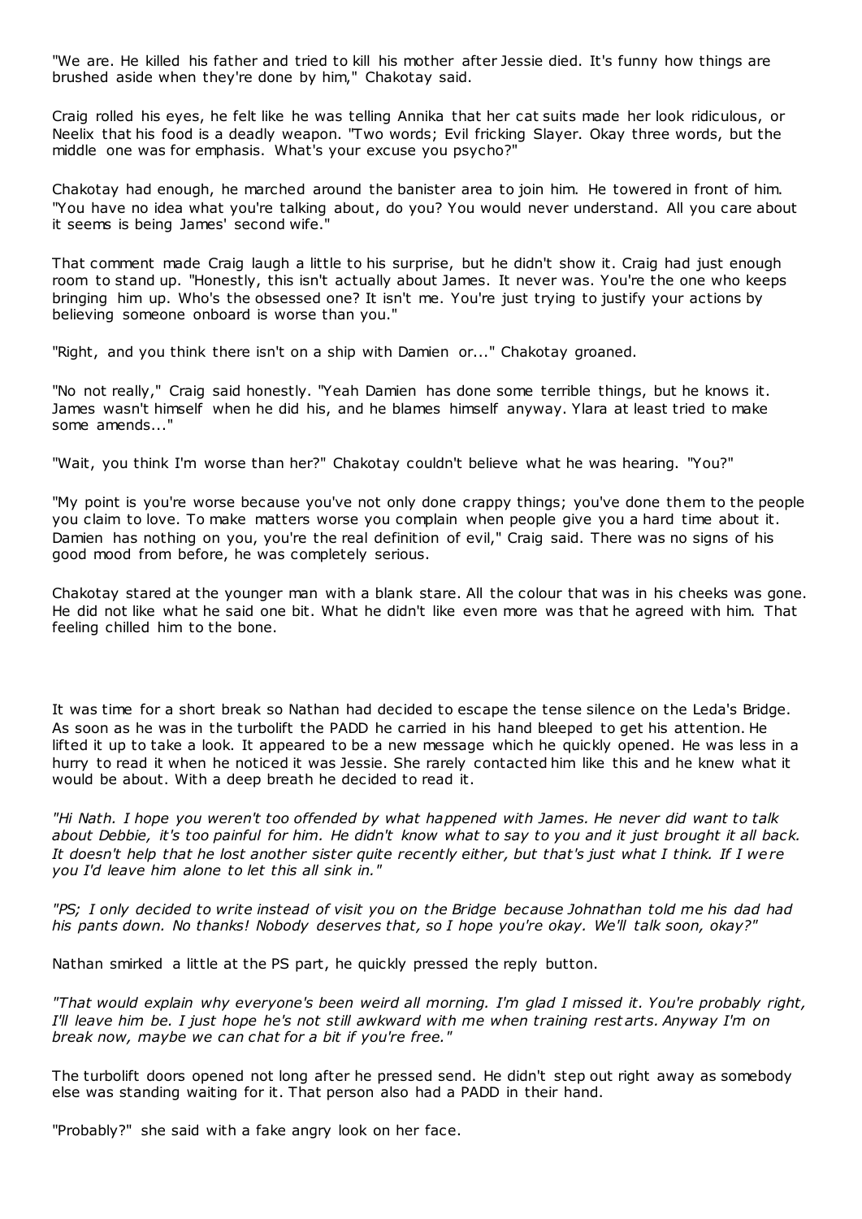"We are. He killed his father and tried to kill his mother after Jessie died. It's funny how things are brushed aside when they're done by him," Chakotay said.

Craig rolled his eyes, he felt like he was telling Annika that her cat suits made her look ridiculous, or Neelix that his food is a deadly weapon. "Two words; Evil fricking Slayer. Okay three words, but the middle one was for emphasis. What's your excuse you psycho?"

Chakotay had enough, he marched around the banister area to join him. He towered in front of him. "You have no idea what you're talking about, do you? You would never understand. All you care about it seems is being James' second wife."

That comment made Craig laugh a little to his surprise, but he didn't show it. Craig had just enough room to stand up. "Honestly, this isn't actually about James. It never was. You're the one who keeps bringing him up. Who's the obsessed one? It isn't me. You're just trying to justify your actions by believing someone onboard is worse than you."

"Right, and you think there isn't on a ship with Damien or..." Chakotay groaned.

"No not really," Craig said honestly. "Yeah Damien has done some terrible things, but he knows it. James wasn't himself when he did his, and he blames himself anyway. Ylara at least tried to make some amends..."

"Wait, you think I'm worse than her?" Chakotay couldn't believe what he was hearing. "You?"

"My point is you're worse because you've not only done crappy things; you've done them to the people you claim to love. To make matters worse you complain when people give you a hard time about it. Damien has nothing on you, you're the real definition of evil," Craig said. There was no signs of his good mood from before, he was completely serious.

Chakotay stared at the younger man with a blank stare. All the colour that was in his cheeks was gone. He did not like what he said one bit. What he didn't like even more was that he agreed with him. That feeling chilled him to the bone.

It was time for a short break so Nathan had decided to escape the tense silence on the Leda's Bridge. As soon as he was in the turbolift the PADD he carried in his hand bleeped to get his attention. He lifted it up to take a look. It appeared to be a new message which he quickly opened. He was less in a hurry to read it when he noticed it was Jessie. She rarely contacted him like this and he knew what it would be about. With a deep breath he decided to read it.

*"Hi Nath. I hope you weren't too offended by what happened with James. He never did want to talk about Debbie, it's too painful for him. He didn't know what to say to you and it just brought it all back. It doesn't help that he lost another sister quite recently either, but that's just what I think. If I were you I'd leave him alone to let this all sink in."*

*"PS; I only decided to write instead of visit you on the Bridge because Johnathan told me his dad had his pants down. No thanks! Nobody deserves that, so I hope you're okay. We'll talk soon, okay?"*

Nathan smirked a little at the PS part, he quickly pressed the reply button.

*"That would explain why everyone's been weird all morning. I'm glad I missed it. You're probably right, I'll leave him be. I just hope he's not still awkward with me when training restarts. Anyway I'm on break now, maybe we can chat for a bit if you're free."*

The turbolift doors opened not long after he pressed send. He didn't step out right away as somebody else was standing waiting for it. That person also had a PADD in their hand.

"Probably?" she said with a fake angry look on her face.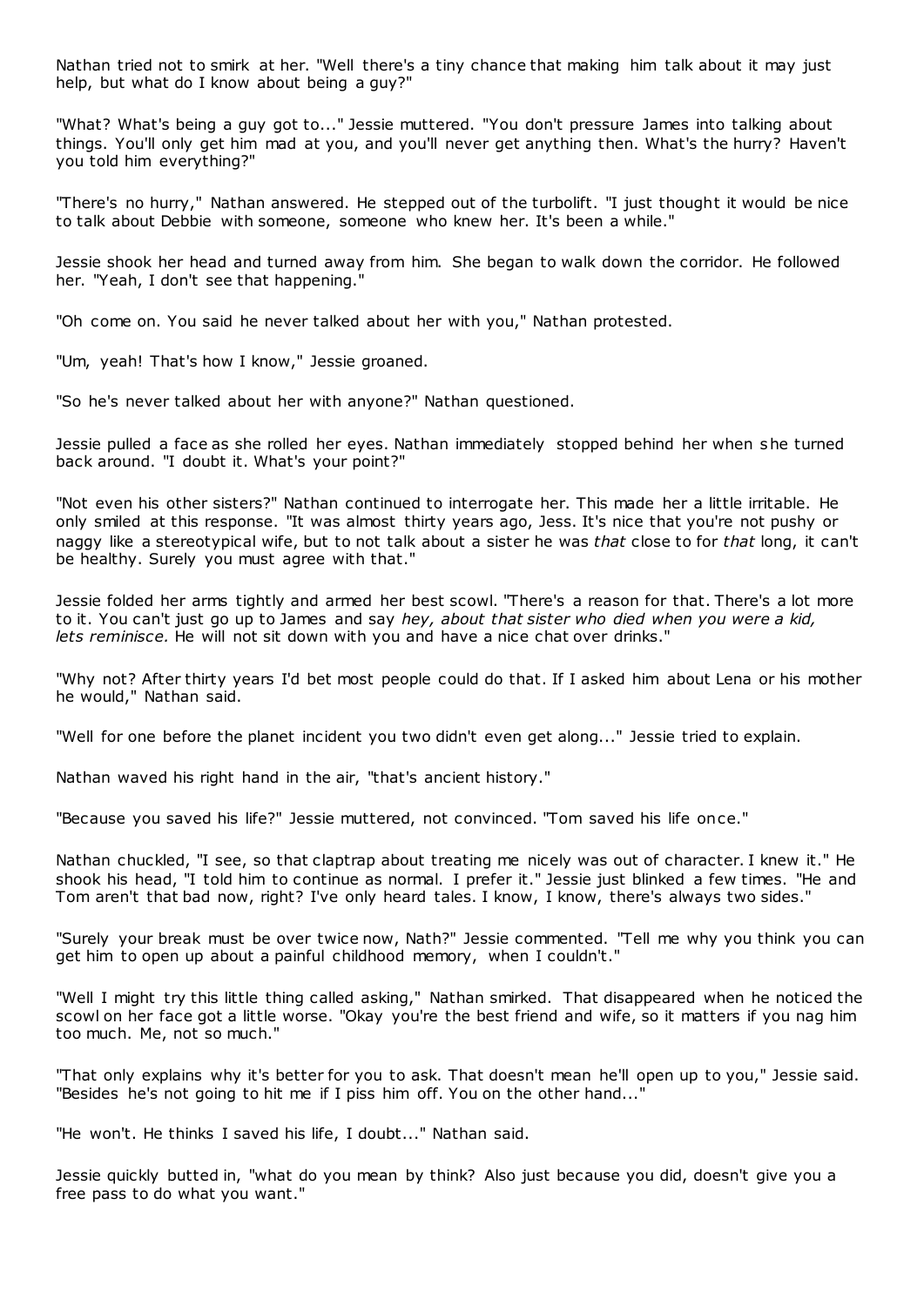Nathan tried not to smirk at her. "Well there's a tiny chance that making him talk about it may just help, but what do I know about being a guy?"

"What? What's being a guy got to..." Jessie muttered. "You don't pressure James into talking about things. You'll only get him mad at you, and you'll never get anything then. What's the hurry? Haven't you told him everything?"

"There's no hurry," Nathan answered. He stepped out of the turbolift. "I just thought it would be nice to talk about Debbie with someone, someone who knew her. It's been a while."

Jessie shook her head and turned away from him. She began to walk down the corridor. He followed her. "Yeah, I don't see that happening."

"Oh come on. You said he never talked about her with you," Nathan protested.

"Um, yeah! That's how I know," Jessie groaned.

"So he's never talked about her with anyone?" Nathan questioned.

Jessie pulled a face as she rolled her eyes. Nathan immediately stopped behind her when she turned back around. "I doubt it. What's your point?"

"Not even his other sisters?" Nathan continued to interrogate her. This made her a little irritable. He only smiled at this response. "It was almost thirty years ago, Jess. It's nice that you're not pushy or naggy like a stereotypical wife, but to not talk about a sister he was *that* close to for *that* long, it can't be healthy. Surely you must agree with that."

Jessie folded her arms tightly and armed her best scowl. "There's a reason for that. There's a lot more to it. You can't just go up to James and say *hey, about that sister who died when you were a kid, lets reminisce.* He will not sit down with you and have a nice chat over drinks."

"Why not? After thirty years I'd bet most people could do that. If I asked him about Lena or his mother he would," Nathan said.

"Well for one before the planet incident you two didn't even get along..." Jessie tried to explain.

Nathan waved his right hand in the air, "that's ancient history."

"Because you saved his life?" Jessie muttered, not convinced. "Tom saved his life once."

Nathan chuckled, "I see, so that claptrap about treating me nicely was out of character. I knew it." He shook his head, "I told him to continue as normal. I prefer it." Jessie just blinked a few times. "He and Tom aren't that bad now, right? I've only heard tales. I know, I know, there's always two sides."

"Surely your break must be over twice now, Nath?" Jessie commented. "Tell me why you think you can get him to open up about a painful childhood memory, when I couldn't."

"Well I might try this little thing called asking," Nathan smirked. That disappeared when he noticed the scowl on her face got a little worse. "Okay you're the best friend and wife, so it matters if you nag him too much. Me, not so much."

"That only explains why it's better for you to ask. That doesn't mean he'll open up to you," Jessie said. "Besides he's not going to hit me if I piss him off. You on the other hand..."

"He won't. He thinks I saved his life, I doubt..." Nathan said.

Jessie quickly butted in, "what do you mean by think? Also just because you did, doesn't give you a free pass to do what you want."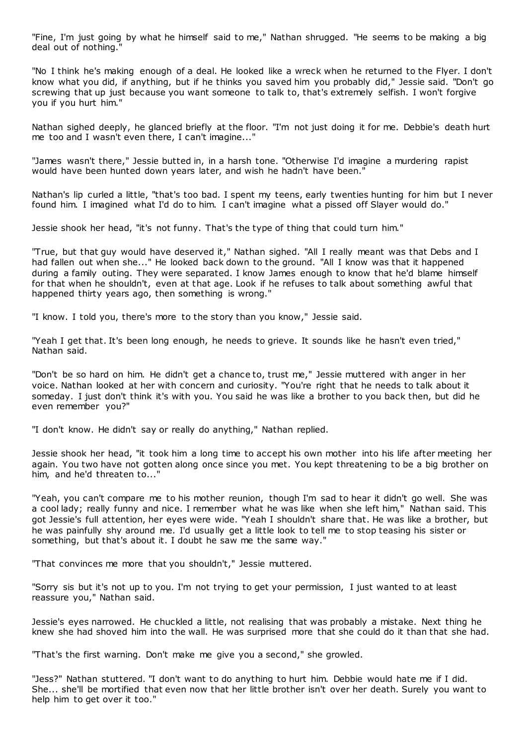"Fine, I'm just going by what he himself said to me," Nathan shrugged. "He seems to be making a big deal out of nothing."

"No I think he's making enough of a deal. He looked like a wreck when he returned to the Flyer. I don't know what you did, if anything, but if he thinks you saved him you probably did," Jessie said. "Don't go screwing that up just because you want someone to talk to, that's extremely selfish. I won't forgive you if you hurt him."

Nathan sighed deeply, he glanced briefly at the floor. "I'm not just doing it for me. Debbie's death hurt me too and I wasn't even there, I can't imagine..."

"James wasn't there," Jessie butted in, in a harsh tone. "Otherwise I'd imagine a murdering rapist would have been hunted down years later, and wish he hadn't have been."

Nathan's lip curled a little, "that's too bad. I spent my teens, early twenties hunting for him but I never found him. I imagined what I'd do to him. I can't imagine what a pissed off Slayer would do."

Jessie shook her head, "it's not funny. That's the type of thing that could turn him."

"True, but that guy would have deserved it," Nathan sighed. "All I really meant was that Debs and I had fallen out when she..." He looked back down to the ground. "All I know was that it happened during a family outing. They were separated. I know James enough to know that he'd blame himself for that when he shouldn't, even at that age. Look if he refuses to talk about something awful that happened thirty years ago, then something is wrong."

"I know. I told you, there's more to the story than you know," Jessie said.

"Yeah I get that. It's been long enough, he needs to grieve. It sounds like he hasn't even tried," Nathan said.

"Don't be so hard on him. He didn't get a chance to, trust me," Jessie muttered with anger in her voice. Nathan looked at her with concern and curiosity. "You're right that he needs to talk about it someday. I just don't think it's with you. You said he was like a brother to you back then, but did he even remember you?"

"I don't know. He didn't say or really do anything," Nathan replied.

Jessie shook her head, "it took him a long time to accept his own mother into his life after meeting her again. You two have not gotten along once since you met. You kept threatening to be a big brother on him, and he'd threaten to..."

"Yeah, you can't compare me to his mother reunion, though I'm sad to hear it didn't go well. She was a cool lady; really funny and nice. I remember what he was like when she left him," Nathan said. This got Jessie's full attention, her eyes were wide. "Yeah I shouldn't share that. He was like a brother, but he was painfully shy around me. I'd usually get a little look to tell me to stop teasing his sister or something, but that's about it. I doubt he saw me the same way."

"That convinces me more that you shouldn't," Jessie muttered.

"Sorry sis but it's not up to you. I'm not trying to get your permission, I just wanted to at least reassure you," Nathan said.

Jessie's eyes narrowed. He chuckled a little, not realising that was probably a mistake. Next thing he knew she had shoved him into the wall. He was surprised more that she could do it than that she had.

"That's the first warning. Don't make me give you a second," she growled.

"Jess?" Nathan stuttered. "I don't want to do anything to hurt him. Debbie would hate me if I did. She... she'll be mortified that even now that her little brother isn't over her death. Surely you want to help him to get over it too."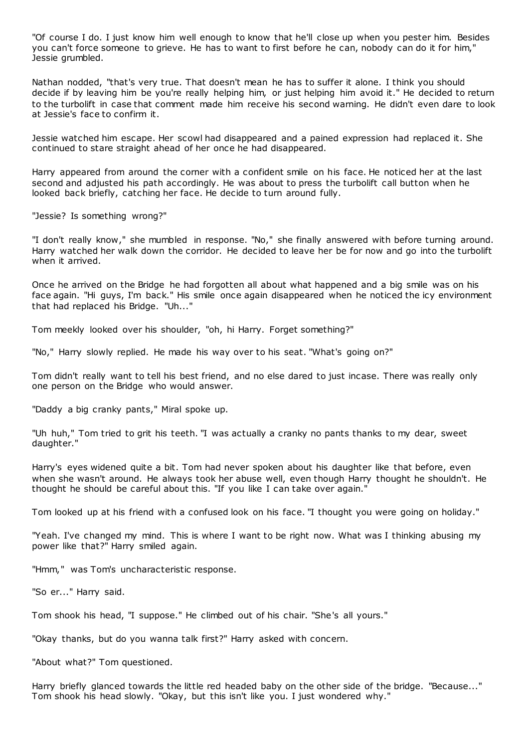"Of course I do. I just know him well enough to know that he'll close up when you pester him. Besides you can't force someone to grieve. He has to want to first before he can, nobody can do it for him," Jessie grumbled.

Nathan nodded, "that's very true. That doesn't mean he has to suffer it alone. I think you should decide if by leaving him be you're really helping him, or just helping him avoid it." He decided to return to the turbolift in case that comment made him receive his second warning. He didn't even dare to look at Jessie's face to confirm it.

Jessie watched him escape. Her scowl had disappeared and a pained expression had replaced it. She continued to stare straight ahead of her once he had disappeared.

Harry appeared from around the corner with a confident smile on his face. He noticed her at the last second and adjusted his path accordingly. He was about to press the turbolift call button when he looked back briefly, catching her face. He decide to turn around fully.

"Jessie? Is something wrong?"

"I don't really know," she mumbled in response. "No," she finally answered with before turning around. Harry watched her walk down the corridor. He decided to leave her be for now and go into the turbolift when it arrived.

Once he arrived on the Bridge he had forgotten all about what happened and a big smile was on his face again. "Hi guys, I'm back." His smile once again disappeared when he noticed the icy environment that had replaced his Bridge. "Uh..."

Tom meekly looked over his shoulder, "oh, hi Harry. Forget something?"

"No," Harry slowly replied. He made his way over to his seat. "What's going on?"

Tom didn't really want to tell his best friend, and no else dared to just incase. There was really only one person on the Bridge who would answer.

"Daddy a big cranky pants," Miral spoke up.

"Uh huh," Tom tried to grit his teeth. "I was actually a cranky no pants thanks to my dear, sweet daughter."

Harry's eyes widened quite a bit. Tom had never spoken about his daughter like that before, even when she wasn't around. He always took her abuse well, even though Harry thought he shouldn't. He thought he should be careful about this. "If you like I can take over again."

Tom looked up at his friend with a confused look on his face. "I thought you were going on holiday."

"Yeah. I've changed my mind. This is where I want to be right now. What was I thinking abusing my power like that?" Harry smiled again.

"Hmm," was Tom's uncharacteristic response.

"So er..." Harry said.

Tom shook his head, "I suppose." He climbed out of his chair. "She's all yours."

"Okay thanks, but do you wanna talk first?" Harry asked with concern.

"About what?" Tom questioned.

Harry briefly glanced towards the little red headed baby on the other side of the bridge. "Because..." Tom shook his head slowly. "Okay, but this isn't like you. I just wondered why."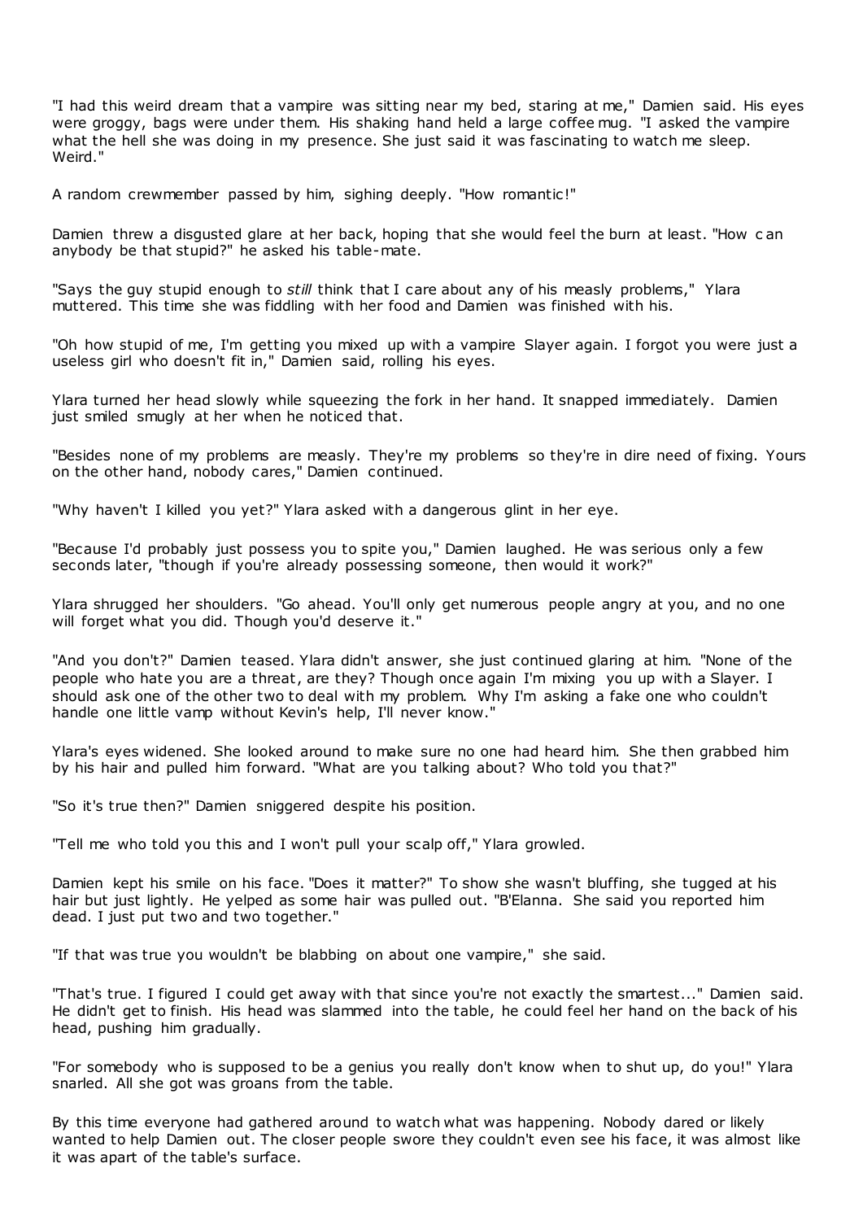"I had this weird dream that a vampire was sitting near my bed, staring at me," Damien said. His eyes were groggy, bags were under them. His shaking hand held a large coffee mug. "I asked the vampire what the hell she was doing in my presence. She just said it was fascinating to watch me sleep. Weird."

A random crewmember passed by him, sighing deeply. "How romantic!"

Damien threw a disgusted glare at her back, hoping that she would feel the burn at least. "How can anybody be that stupid?" he asked his table-mate.

"Says the guy stupid enough to *still* think that I care about any of his measly problems," Ylara muttered. This time she was fiddling with her food and Damien was finished with his.

"Oh how stupid of me, I'm getting you mixed up with a vampire Slayer again. I forgot you were just a useless girl who doesn't fit in," Damien said, rolling his eyes.

Ylara turned her head slowly while squeezing the fork in her hand. It snapped immediately. Damien just smiled smugly at her when he noticed that.

"Besides none of my problems are measly. They're my problems so they're in dire need of fixing. Yours on the other hand, nobody cares," Damien continued.

"Why haven't I killed you yet?" Ylara asked with a dangerous glint in her eye.

"Because I'd probably just possess you to spite you," Damien laughed. He was serious only a few seconds later, "though if you're already possessing someone, then would it work?"

Ylara shrugged her shoulders. "Go ahead. You'll only get numerous people angry at you, and no one will forget what you did. Though you'd deserve it."

"And you don't?" Damien teased. Ylara didn't answer, she just continued glaring at him. "None of the people who hate you are a threat, are they? Though once again I'm mixing you up with a Slayer. I should ask one of the other two to deal with my problem. Why I'm asking a fake one who couldn't handle one little vamp without Kevin's help, I'll never know."

Ylara's eyes widened. She looked around to make sure no one had heard him. She then grabbed him by his hair and pulled him forward. "What are you talking about? Who told you that?"

"So it's true then?" Damien sniggered despite his position.

"Tell me who told you this and I won't pull your scalp off," Ylara growled.

Damien kept his smile on his face. "Does it matter?" To show she wasn't bluffing, she tugged at his hair but just lightly. He yelped as some hair was pulled out. "B'Elanna. She said you reported him dead. I just put two and two together."

"If that was true you wouldn't be blabbing on about one vampire," she said.

"That's true. I figured I could get away with that since you're not exactly the smartest..." Damien said. He didn't get to finish. His head was slammed into the table, he could feel her hand on the back of his head, pushing him gradually.

"For somebody who is supposed to be a genius you really don't know when to shut up, do you!" Ylara snarled. All she got was groans from the table.

By this time everyone had gathered around to watch what was happening. Nobody dared or likely wanted to help Damien out. The closer people swore they couldn't even see his face, it was almost like it was apart of the table's surface.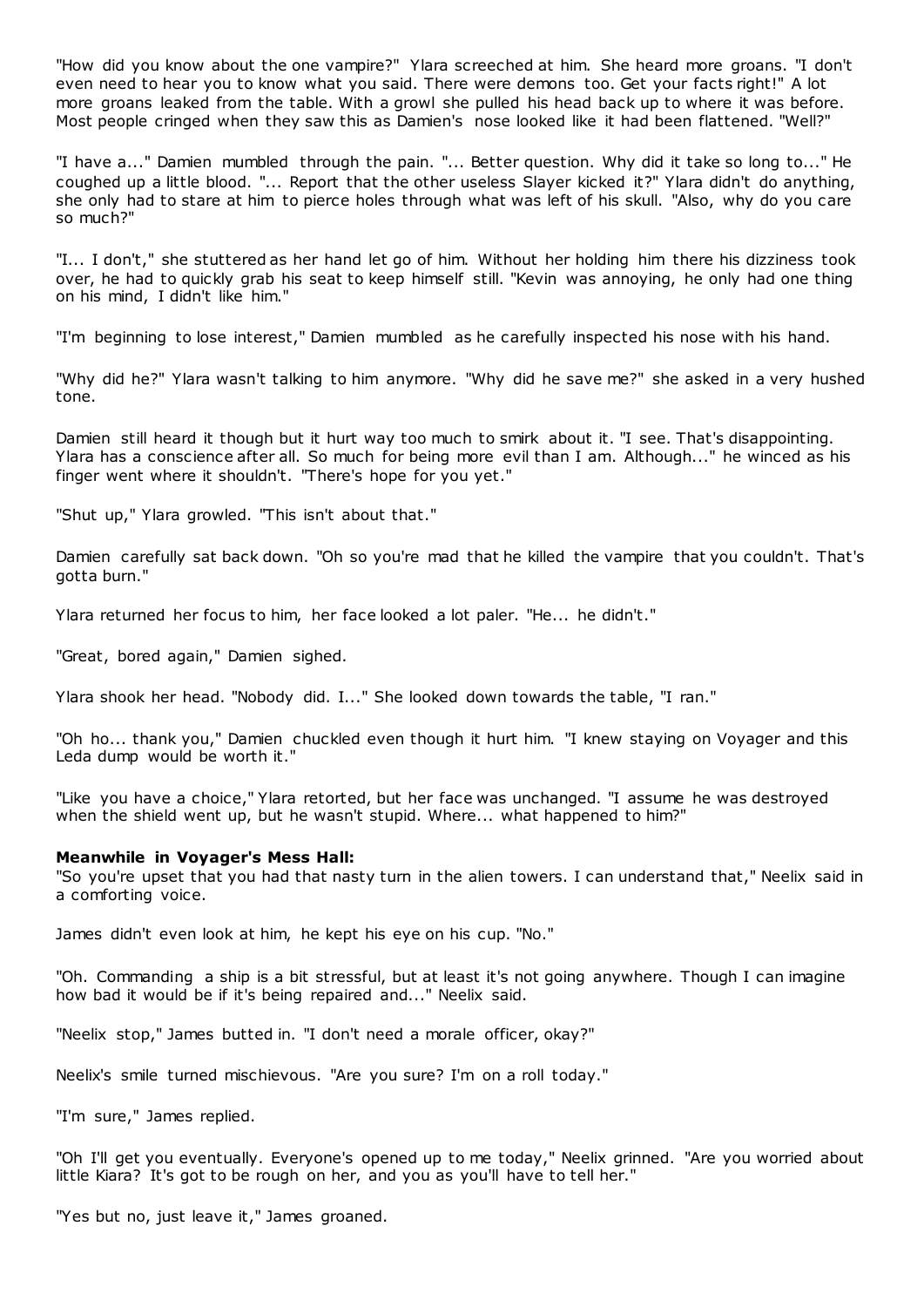"How did you know about the one vampire?" Ylara screeched at him. She heard more groans. "I don't even need to hear you to know what you said. There were demons too. Get your facts right!" A lot more groans leaked from the table. With a growl she pulled his head back up to where it was before. Most people cringed when they saw this as Damien's nose looked like it had been flattened. "Well?"

"I have a..." Damien mumbled through the pain. "... Better question. Why did it take so long to..." He coughed up a little blood. "... Report that the other useless Slayer kicked it?" Ylara didn't do anything, she only had to stare at him to pierce holes through what was left of his skull. "Also, why do you care so much?"

"I... I don't," she stuttered as her hand let go of him. Without her holding him there his dizziness took over, he had to quickly grab his seat to keep himself still. "Kevin was annoying, he only had one thing on his mind, I didn't like him."

"I'm beginning to lose interest," Damien mumbled as he carefully inspected his nose with his hand.

"Why did he?" Ylara wasn't talking to him anymore. "Why did he save me?" she asked in a very hushed tone.

Damien still heard it though but it hurt way too much to smirk about it. "I see. That's disappointing. Ylara has a conscience after all. So much for being more evil than I am. Although..." he winced as his finger went where it shouldn't. "There's hope for you yet."

"Shut up," Ylara growled. "This isn't about that."

Damien carefully sat back down. "Oh so you're mad that he killed the vampire that you couldn't. That's gotta burn."

Ylara returned her focus to him, her face looked a lot paler. "He... he didn't."

"Great, bored again," Damien sighed.

Ylara shook her head. "Nobody did. I..." She looked down towards the table, "I ran."

"Oh ho... thank you," Damien chuckled even though it hurt him. "I knew staying on Voyager and this Leda dump would be worth it."

"Like you have a choice," Ylara retorted, but her face was unchanged. "I assume he was destroyed when the shield went up, but he wasn't stupid. Where... what happened to him?"

**Meanwhile in Voyager's Mess Hall:**

"So you're upset that you had that nasty turn in the alien towers. I can understand that," Neelix said in a comforting voice.

James didn't even look at him, he kept his eye on his cup. "No."

"Oh. Commanding a ship is a bit stressful, but at least it's not going anywhere. Though I can imagine how bad it would be if it's being repaired and..." Neelix said.

"Neelix stop," James butted in. "I don't need a morale officer, okay?"

Neelix's smile turned mischievous. "Are you sure? I'm on a roll today."

"I'm sure," James replied.

"Oh I'll get you eventually. Everyone's opened up to me today," Neelix grinned. "Are you worried about little Kiara? It's got to be rough on her, and you as you'll have to tell her."

"Yes but no, just leave it," James groaned.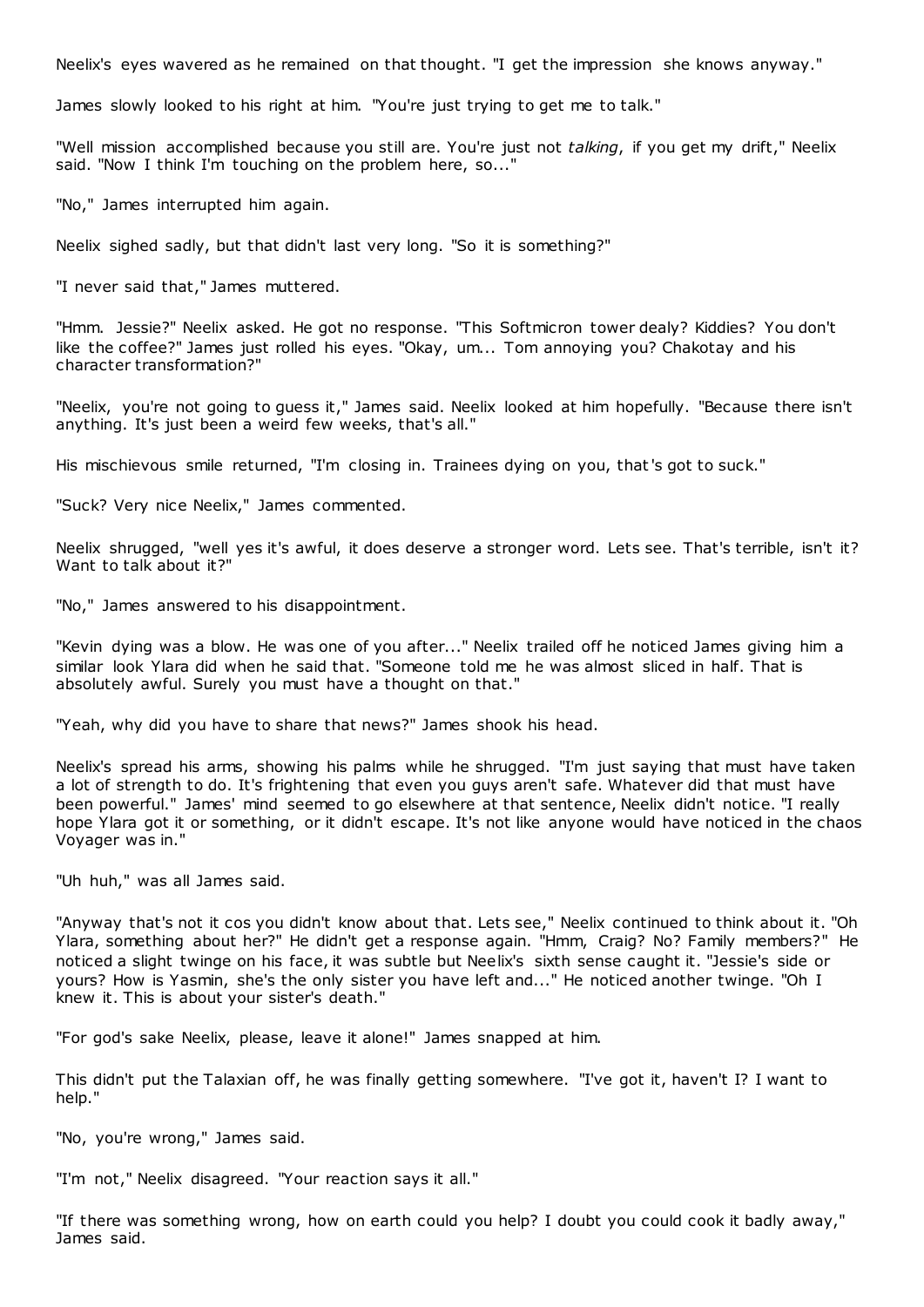Neelix's eyes wavered as he remained on that thought. "I get the impression she knows anyway."

James slowly looked to his right at him. "You're just trying to get me to talk."

"Well mission accomplished because you still are. You're just not *talking*, if you get my drift," Neelix said. "Now I think I'm touching on the problem here, so..."

"No," James interrupted him again.

Neelix sighed sadly, but that didn't last very long. "So it is something?"

"I never said that," James muttered.

"Hmm. Jessie?" Neelix asked. He got no response. "This Softmicron tower dealy? Kiddies? You don't like the coffee?" James just rolled his eyes. "Okay, um... Tom annoying you? Chakotay and his character transformation?"

"Neelix, you're not going to guess it," James said. Neelix looked at him hopefully. "Because there isn't anything. It's just been a weird few weeks, that's all."

His mischievous smile returned, "I'm closing in. Trainees dying on you, that's got to suck."

"Suck? Very nice Neelix," James commented.

Neelix shrugged, "well yes it's awful, it does deserve a stronger word. Lets see. That's terrible, isn't it? Want to talk about it?"

"No," James answered to his disappointment.

"Kevin dying was a blow. He was one of you after..." Neelix trailed off he noticed James giving him a similar look Ylara did when he said that. "Someone told me he was almost sliced in half. That is absolutely awful. Surely you must have a thought on that."

"Yeah, why did you have to share that news?" James shook his head.

Neelix's spread his arms, showing his palms while he shrugged. "I'm just saying that must have taken a lot of strength to do. It's frightening that even you guys aren't safe. Whatever did that must have been powerful." James' mind seemed to go elsewhere at that sentence, Neelix didn't notice. "I really hope Ylara got it or something, or it didn't escape. It's not like anyone would have noticed in the chaos Voyager was in."

"Uh huh," was all James said.

"Anyway that's not it cos you didn't know about that. Lets see," Neelix continued to think about it. "Oh Ylara, something about her?" He didn't get a response again. "Hmm, Craig? No? Family members?" He noticed a slight twinge on his face, it was subtle but Neelix's sixth sense caught it. "Jessie's side or yours? How is Yasmin, she's the only sister you have left and..." He noticed another twinge. "Oh I knew it. This is about your sister's death."

"For god's sake Neelix, please, leave it alone!" James snapped at him.

This didn't put the Talaxian off, he was finally getting somewhere. "I've got it, haven't I? I want to help."

"No, you're wrong," James said.

"I'm not," Neelix disagreed. "Your reaction says it all."

"If there was something wrong, how on earth could you help? I doubt you could cook it badly away," James said.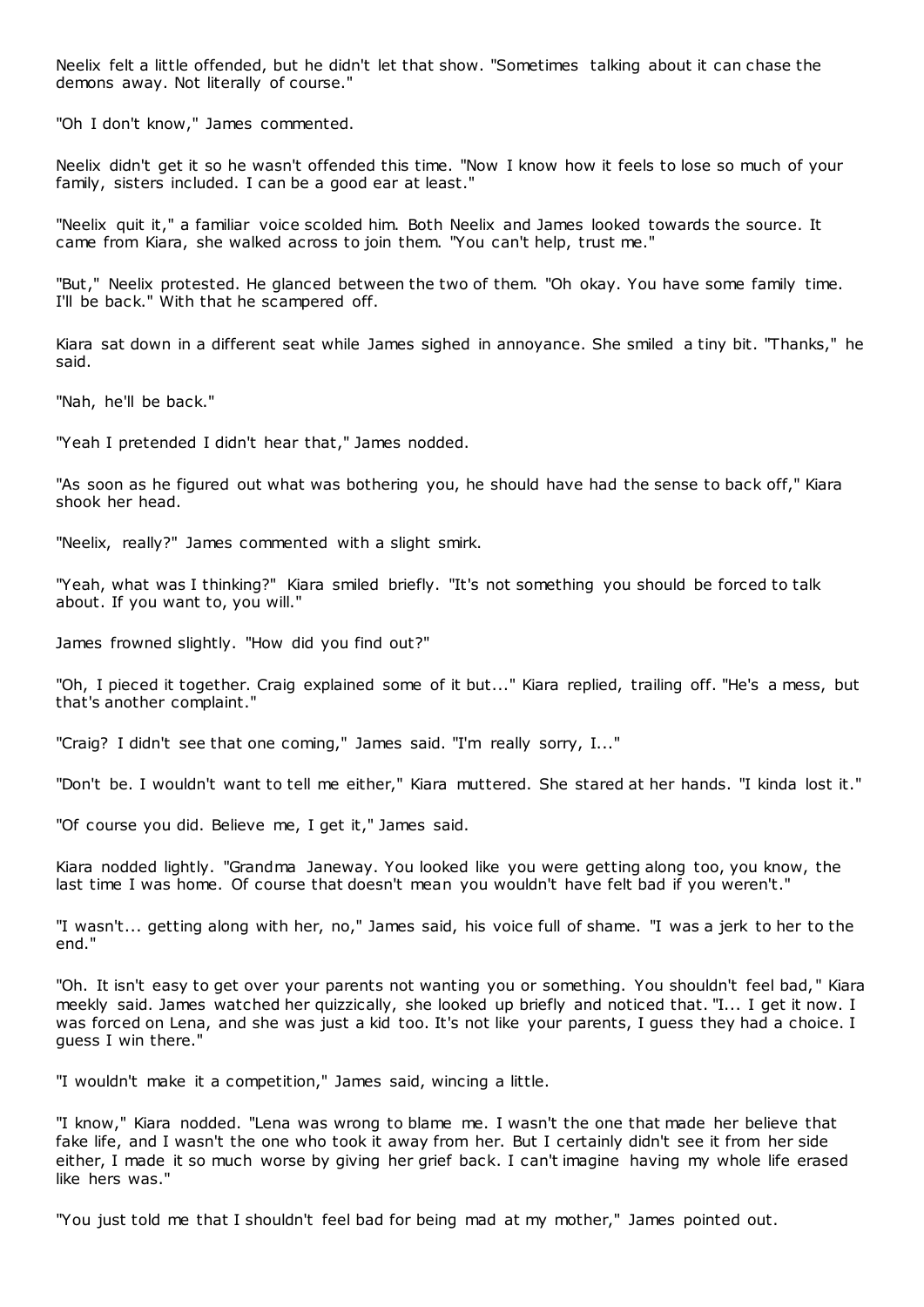Neelix felt a little offended, but he didn't let that show. "Sometimes talking about it can chase the demons away. Not literally of course."

"Oh I don't know," James commented.

Neelix didn't get it so he wasn't offended this time. "Now I know how it feels to lose so much of your family, sisters included. I can be a good ear at least."

"Neelix quit it," a familiar voice scolded him. Both Neelix and James looked towards the source. It came from Kiara, she walked across to join them. "You can't help, trust me."

"But," Neelix protested. He glanced between the two of them. "Oh okay. You have some family time. I'll be back." With that he scampered off.

Kiara sat down in a different seat while James sighed in annoyance. She smiled a tiny bit. "Thanks," he said.

"Nah, he'll be back."

"Yeah I pretended I didn't hear that," James nodded.

"As soon as he figured out what was bothering you, he should have had the sense to back off," Kiara shook her head.

"Neelix, really?" James commented with a slight smirk.

"Yeah, what was I thinking?" Kiara smiled briefly. "It's not something you should be forced to talk about. If you want to, you will."

James frowned slightly. "How did you find out?"

"Oh, I pieced it together. Craig explained some of it but..." Kiara replied, trailing off. "He's a mess, but that's another complaint."

"Craig? I didn't see that one coming," James said. "I'm really sorry, I..."

"Don't be. I wouldn't want to tell me either," Kiara muttered. She stared at her hands. "I kinda lost it."

"Of course you did. Believe me, I get it," James said.

Kiara nodded lightly. "Grandma Janeway. You looked like you were getting along too, you know, the last time I was home. Of course that doesn't mean you wouldn't have felt bad if you weren't."

"I wasn't... getting along with her, no," James said, his voice full of shame. "I was a jerk to her to the end."

"Oh. It isn't easy to get over your parents not wanting you or something. You shouldn't feel bad," Kiara meekly said. James watched her quizzically, she looked up briefly and noticed that. "I... I get it now. I was forced on Lena, and she was just a kid too. It's not like your parents, I guess they had a choice. I guess I win there."

"I wouldn't make it a competition," James said, wincing a little.

"I know," Kiara nodded. "Lena was wrong to blame me. I wasn't the one that made her believe that fake life, and I wasn't the one who took it away from her. But I certainly didn't see it from her side either, I made it so much worse by giving her grief back. I can't imagine having my whole life erased like hers was."

"You just told me that I shouldn't feel bad for being mad at my mother," James pointed out.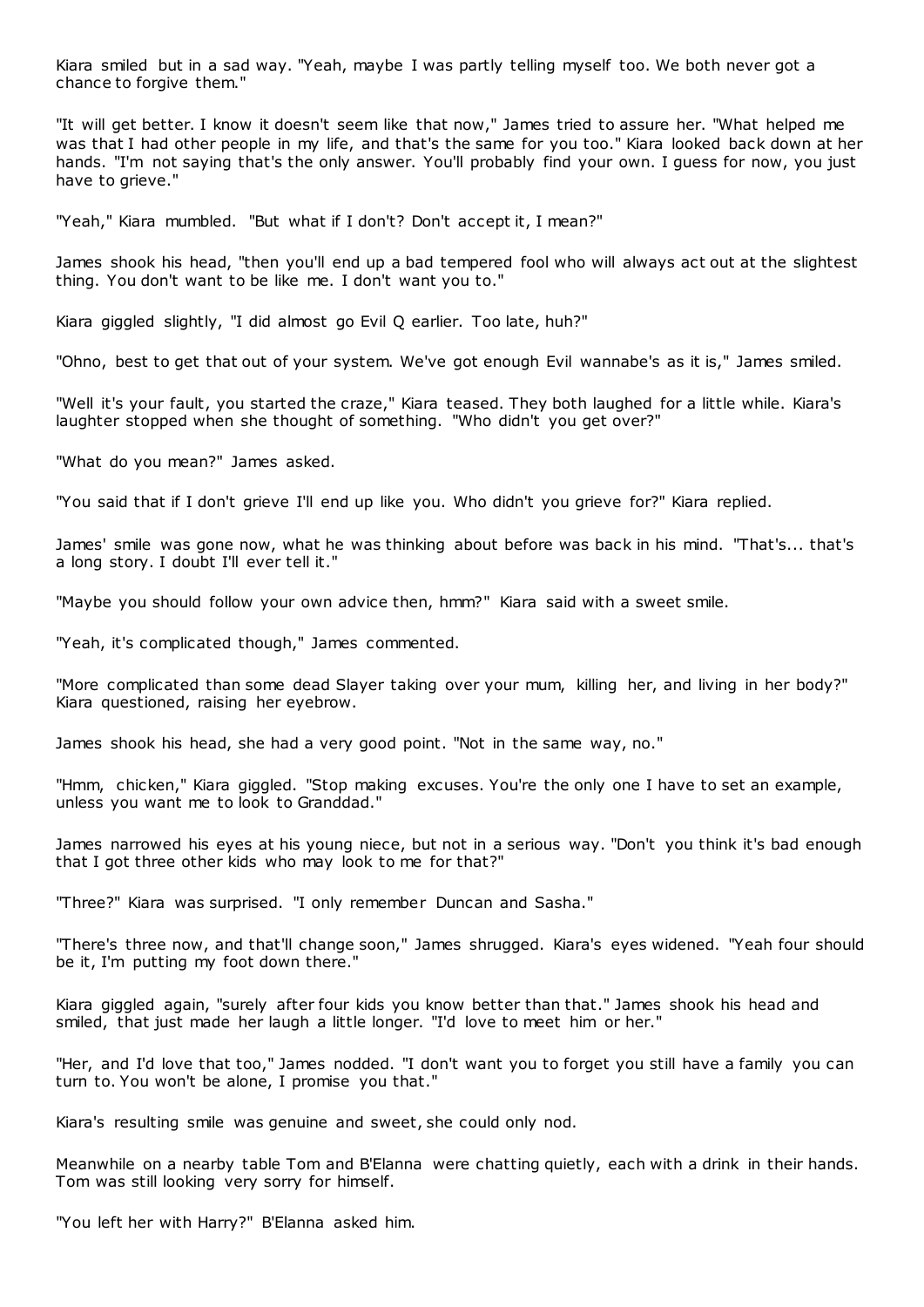Kiara smiled but in a sad way. "Yeah, maybe I was partly telling myself too. We both never got a chance to forgive them."

"It will get better. I know it doesn't seem like that now," James tried to assure her. "What helped me was that I had other people in my life, and that's the same for you too." Kiara looked back down at her hands. "I'm not saying that's the only answer. You'll probably find your own. I guess for now, you just have to grieve."

"Yeah," Kiara mumbled. "But what if I don't? Don't accept it, I mean?"

James shook his head, "then you'll end up a bad tempered fool who will always act out at the slightest thing. You don't want to be like me. I don't want you to."

Kiara giggled slightly, "I did almost go Evil Q earlier. Too late, huh?"

"Ohno, best to get that out of your system. We've got enough Evil wannabe's as it is," James smiled.

"Well it's your fault, you started the craze," Kiara teased. They both laughed for a little while. Kiara's laughter stopped when she thought of something. "Who didn't you get over?"

"What do you mean?" James asked.

"You said that if I don't grieve I'll end up like you. Who didn't you grieve for?" Kiara replied.

James' smile was gone now, what he was thinking about before was back in his mind. "That's... that's a long story. I doubt I'll ever tell it."

"Maybe you should follow your own advice then, hmm?" Kiara said with a sweet smile.

"Yeah, it's complicated though," James commented.

"More complicated than some dead Slayer taking over your mum, killing her, and living in her body?" Kiara questioned, raising her eyebrow.

James shook his head, she had a very good point. "Not in the same way, no."

"Hmm, chicken," Kiara giggled. "Stop making excuses. You're the only one I have to set an example, unless you want me to look to Granddad."

James narrowed his eyes at his young niece, but not in a serious way. "Don't you think it's bad enough that I got three other kids who may look to me for that?"

"Three?" Kiara was surprised. "I only remember Duncan and Sasha."

"There's three now, and that'll change soon," James shrugged. Kiara's eyes widened. "Yeah four should be it, I'm putting my foot down there."

Kiara giggled again, "surely after four kids you know better than that." James shook his head and smiled, that just made her laugh a little longer. "I'd love to meet him or her."

"Her, and I'd love that too," James nodded. "I don't want you to forget you still have a family you can turn to. You won't be alone, I promise you that."

Kiara's resulting smile was genuine and sweet, she could only nod.

Meanwhile on a nearby table Tom and B'Elanna were chatting quietly, each with a drink in their hands. Tom was still looking very sorry for himself.

"You left her with Harry?" B'Elanna asked him.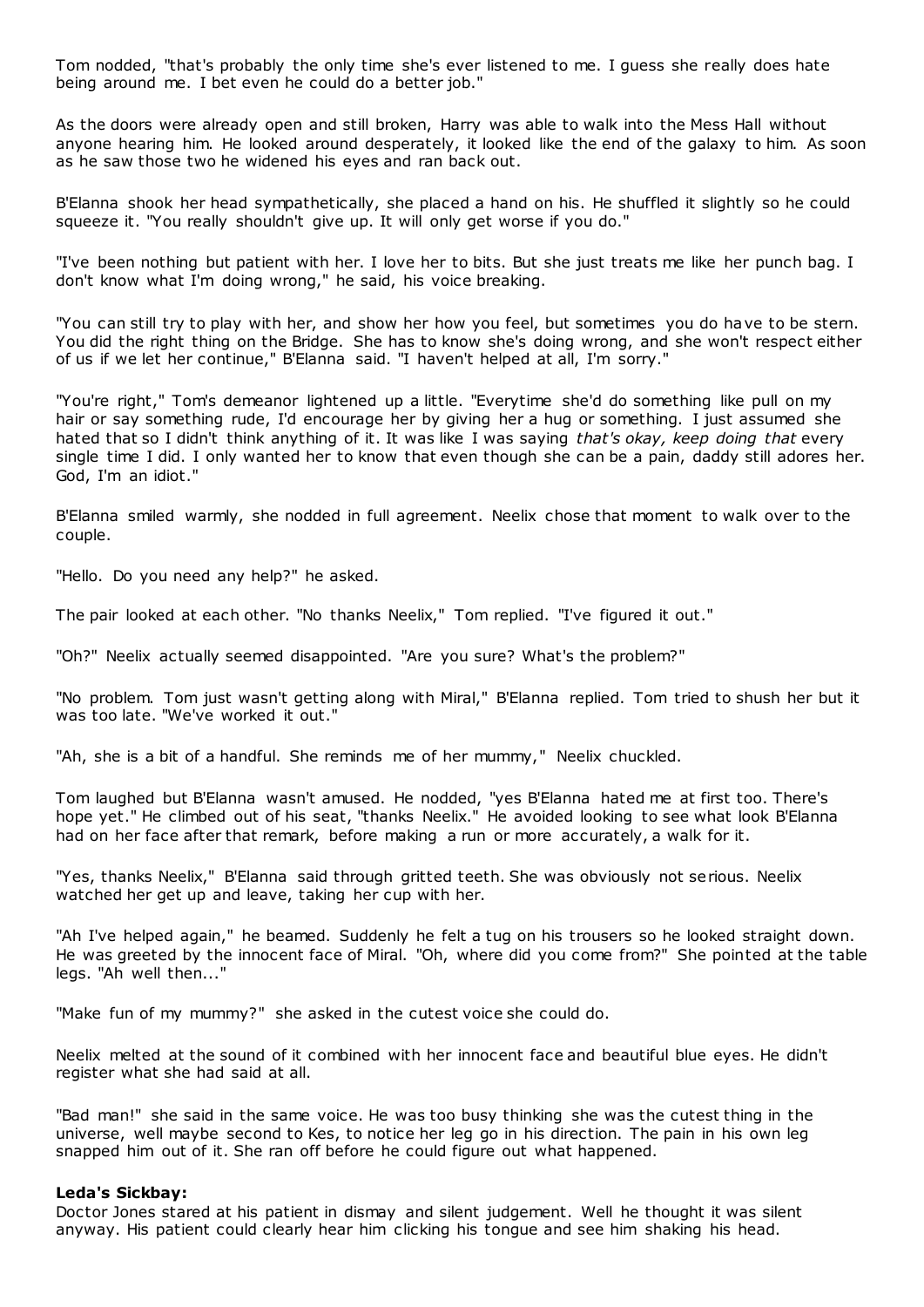Tom nodded, "that's probably the only time she's ever listened to me. I guess she really does hate being around me. I bet even he could do a better job."

As the doors were already open and still broken, Harry was able to walk into the Mess Hall without anyone hearing him. He looked around desperately, it looked like the end of the galaxy to him. As soon as he saw those two he widened his eyes and ran back out.

B'Elanna shook her head sympathetically, she placed a hand on his. He shuffled it slightly so he could squeeze it. "You really shouldn't give up. It will only get worse if you do."

"I've been nothing but patient with her. I love her to bits. But she just treats me like her punch bag. I don't know what I'm doing wrong," he said, his voice breaking.

"You can still try to play with her, and show her how you feel, but sometimes you do have to be stern. You did the right thing on the Bridge. She has to know she's doing wrong, and she won't respect either of us if we let her continue," B'Elanna said. "I haven't helped at all, I'm sorry."

"You're right," Tom's demeanor lightened up a little. "Everytime she'd do something like pull on my hair or say something rude, I'd encourage her by giving her a hug or something. I just assumed she hated that so I didn't think anything of it. It was like I was saying *that's okay, keep doing that* every single time I did. I only wanted her to know that even though she can be a pain, daddy still adores her. God, I'm an idiot."

B'Elanna smiled warmly, she nodded in full agreement. Neelix chose that moment to walk over to the couple.

"Hello. Do you need any help?" he asked.

The pair looked at each other. "No thanks Neelix," Tom replied. "I've figured it out."

"Oh?" Neelix actually seemed disappointed. "Are you sure? What's the problem?"

"No problem. Tom just wasn't getting along with Miral," B'Elanna replied. Tom tried to shush her but it was too late. "We've worked it out."

"Ah, she is a bit of a handful. She reminds me of her mummy," Neelix chuckled.

Tom laughed but B'Elanna wasn't amused. He nodded, "yes B'Elanna hated me at first too. There's hope yet." He climbed out of his seat, "thanks Neelix." He avoided looking to see what look B'Elanna had on her face after that remark, before making a run or more accurately, a walk for it.

"Yes, thanks Neelix," B'Elanna said through gritted teeth. She was obviously not serious. Neelix watched her get up and leave, taking her cup with her.

"Ah I've helped again," he beamed. Suddenly he felt a tug on his trousers so he looked straight down. He was greeted by the innocent face of Miral. "Oh, where did you come from?" She pointed at the table legs. "Ah well then..."

"Make fun of my mummy?" she asked in the cutest voice she could do.

Neelix melted at the sound of it combined with her innocent face and beautiful blue eyes. He didn't register what she had said at all.

"Bad man!" she said in the same voice. He was too busy thinking she was the cutest thing in the universe, well maybe second to Kes, to notice her leg go in his direction. The pain in his own leg snapped him out of it. She ran off before he could figure out what happened.

**Leda's Sickbay:**
Doctor Jones stared at his patient in dismay and silent judgement. Well he thought it was silent anyway. His patient could clearly hear him clicking his tongue and see him shaking his head.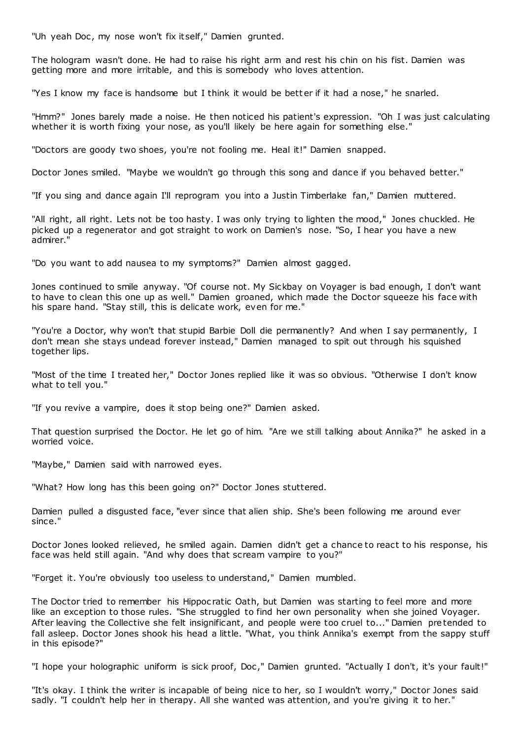"Uh yeah Doc, my nose won't fix itself," Damien grunted.

The hologram wasn't done. He had to raise his right arm and rest his chin on his fist. Damien was getting more and more irritable, and this is somebody who loves attention.

"Yes I know my face is handsome but I think it would be better if it had a nose," he snarled.

"Hmm?" Jones barely made a noise. He then noticed his patient's expression. "Oh I was just calculating whether it is worth fixing your nose, as you'll likely be here again for something else."

"Doctors are goody two shoes, you're not fooling me. Heal it!" Damien snapped.

Doctor Jones smiled. "Maybe we wouldn't go through this song and dance if you behaved better."

"If you sing and dance again I'll reprogram you into a Justin Timberlake fan," Damien muttered.

"All right, all right. Lets not be too hasty. I was only trying to lighten the mood," Jones chuckled. He picked up a regenerator and got straight to work on Damien's nose. "So, I hear you have a new admirer."

"Do you want to add nausea to my symptoms?" Damien almost gagged.

Jones continued to smile anyway. "Of course not. My Sickbay on Voyager is bad enough, I don't want to have to clean this one up as well." Damien groaned, which made the Doctor squeeze his face with his spare hand. "Stay still, this is delicate work, even for me."

"You're a Doctor, why won't that stupid Barbie Doll die permanently? And when I say permanently, I don't mean she stays undead forever instead," Damien managed to spit out through his squished together lips.

"Most of the time I treated her," Doctor Jones replied like it was so obvious. "Otherwise I don't know what to tell you."

"If you revive a vampire, does it stop being one?" Damien asked.

That question surprised the Doctor. He let go of him. "Are we still talking about Annika?" he asked in a worried voice.

"Maybe," Damien said with narrowed eyes.

"What? How long has this been going on?" Doctor Jones stuttered.

Damien pulled a disgusted face, "ever since that alien ship. She's been following me around ever since."

Doctor Jones looked relieved, he smiled again. Damien didn't get a chance to react to his response, his face was held still again. "And why does that scream vampire to you?"

"Forget it. You're obviously too useless to understand," Damien mumbled.

The Doctor tried to remember his Hippocratic Oath, but Damien was starting to feel more and more like an exception to those rules. "She struggled to find her own personality when she joined Voyager. After leaving the Collective she felt insignificant, and people were too cruel to..." Damien pretended to fall asleep. Doctor Jones shook his head a little. "What, you think Annika's exempt from the sappy stuff in this episode?"

"I hope your holographic uniform is sick proof, Doc," Damien grunted. "Actually I don't, it's your fault!"

"It's okay. I think the writer is incapable of being nice to her, so I wouldn't worry," Doctor Jones said sadly. "I couldn't help her in therapy. All she wanted was attention, and you're giving it to her."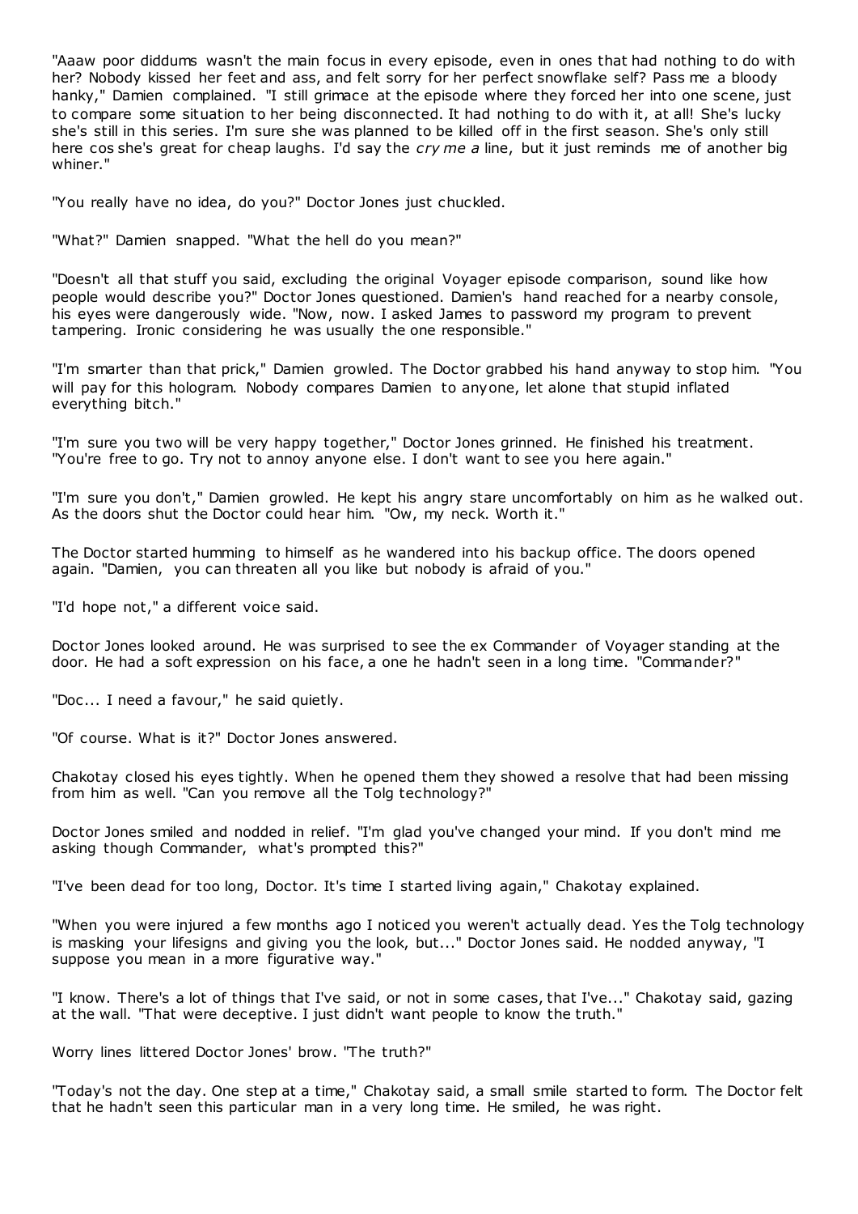"Aaaw poor diddums wasn't the main focus in every episode, even in ones that had nothing to do with her? Nobody kissed her feet and ass, and felt sorry for her perfect snowflake self? Pass me a bloody hanky," Damien complained. "I still grimace at the episode where they forced her into one scene, just to compare some situation to her being disconnected. It had nothing to do with it, at all! She's lucky she's still in this series. I'm sure she was planned to be killed off in the first season. She's only still here cos she's great for cheap laughs. I'd say the *cry me a* line, but it just reminds me of another big whiner."

"You really have no idea, do you?" Doctor Jones just chuckled.

"What?" Damien snapped. "What the hell do you mean?"

"Doesn't all that stuff you said, excluding the original Voyager episode comparison, sound like how people would describe you?" Doctor Jones questioned. Damien's hand reached for a nearby console, his eyes were dangerously wide. "Now, now. I asked James to password my program to prevent tampering. Ironic considering he was usually the one responsible."

"I'm smarter than that prick," Damien growled. The Doctor grabbed his hand anyway to stop him. "You will pay for this hologram. Nobody compares Damien to anyone, let alone that stupid inflated everything bitch."

"I'm sure you two will be very happy together," Doctor Jones grinned. He finished his treatment. "You're free to go. Try not to annoy anyone else. I don't want to see you here again."

"I'm sure you don't," Damien growled. He kept his angry stare uncomfortably on him as he walked out. As the doors shut the Doctor could hear him. "Ow, my neck. Worth it."

The Doctor started humming to himself as he wandered into his backup office. The doors opened again. "Damien, you can threaten all you like but nobody is afraid of you."

"I'd hope not," a different voice said.

Doctor Jones looked around. He was surprised to see the ex Commander of Voyager standing at the door. He had a soft expression on his face, a one he hadn't seen in a long time. "Commander?"

"Doc... I need a favour," he said quietly.

"Of course. What is it?" Doctor Jones answered.

Chakotay closed his eyes tightly. When he opened them they showed a resolve that had been missing from him as well. "Can you remove all the Tolg technology?"

Doctor Jones smiled and nodded in relief. "I'm glad you've changed your mind. If you don't mind me asking though Commander, what's prompted this?"

"I've been dead for too long, Doctor. It's time I started living again," Chakotay explained.

"When you were injured a few months ago I noticed you weren't actually dead. Yes the Tolg technology is masking your lifesigns and giving you the look, but..." Doctor Jones said. He nodded anyway, "I suppose you mean in a more figurative way."

"I know. There's a lot of things that I've said, or not in some cases, that I've..." Chakotay said, gazing at the wall. "That were deceptive. I just didn't want people to know the truth."

Worry lines littered Doctor Jones' brow. "The truth?"

"Today's not the day. One step at a time," Chakotay said, a small smile started to form. The Doctor felt that he hadn't seen this particular man in a very long time. He smiled, he was right.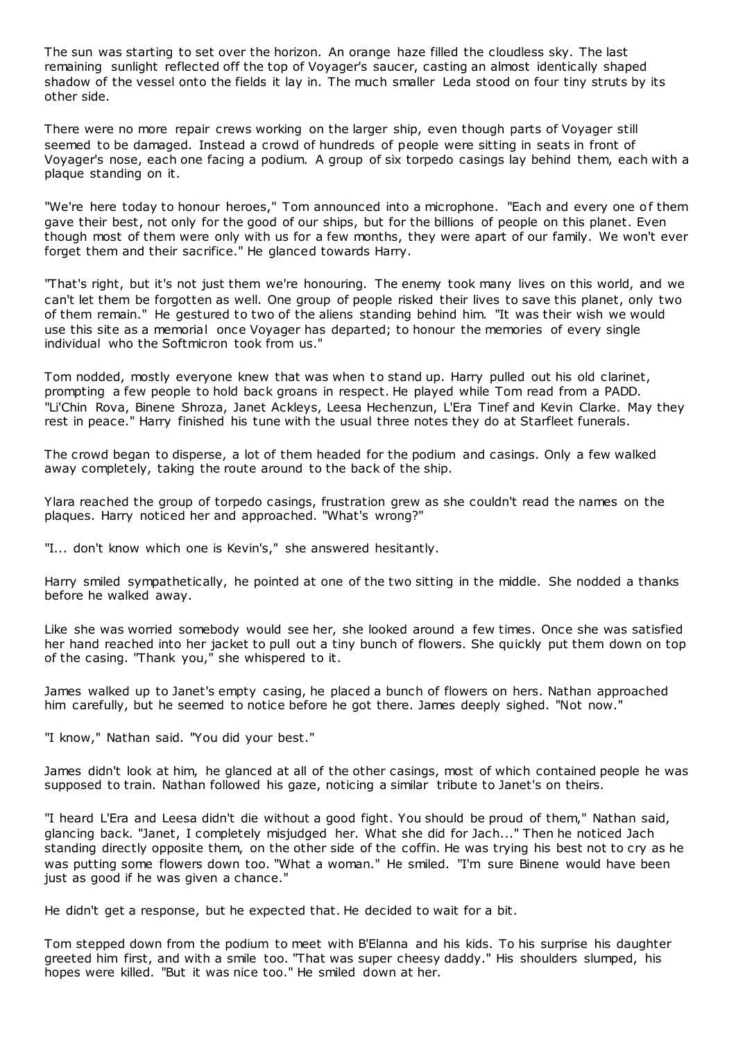The sun was starting to set over the horizon. An orange haze filled the cloudless sky. The last remaining sunlight reflected off the top of Voyager's saucer, casting an almost identically shaped shadow of the vessel onto the fields it lay in. The much smaller Leda stood on four tiny struts by its other side.

There were no more repair crews working on the larger ship, even though parts of Voyager still seemed to be damaged. Instead a crowd of hundreds of people were sitting in seats in front of Voyager's nose, each one facing a podium. A group of six torpedo casings lay behind them, each with a plaque standing on it.

"We're here today to honour heroes," Tom announced into a microphone. "Each and every one of them gave their best, not only for the good of our ships, but for the billions of people on this planet. Even though most of them were only with us for a few months, they were apart of our family. We won't ever forget them and their sacrifice." He glanced towards Harry.

"That's right, but it's not just them we're honouring. The enemy took many lives on this world, and we can't let them be forgotten as well. One group of people risked their lives to save this planet, only two of them remain." He gestured to two of the aliens standing behind him. "It was their wish we would use this site as a memorial once Voyager has departed; to honour the memories of every single individual who the Softmicron took from us."

Tom nodded, mostly everyone knew that was when to stand up. Harry pulled out his old clarinet, prompting a few people to hold back groans in respect. He played while Tom read from a PADD. "Li'Chin Rova, Binene Shroza, Janet Ackleys, Leesa Hechenzun, L'Era Tinef and Kevin Clarke. May they rest in peace." Harry finished his tune with the usual three notes they do at Starfleet funerals.

The crowd began to disperse, a lot of them headed for the podium and casings. Only a few walked away completely, taking the route around to the back of the ship.

Ylara reached the group of torpedo casings, frustration grew as she couldn't read the names on the plaques. Harry noticed her and approached. "What's wrong?"

"I... don't know which one is Kevin's," she answered hesitantly.

Harry smiled sympathetically, he pointed at one of the two sitting in the middle. She nodded a thanks before he walked away.

Like she was worried somebody would see her, she looked around a few times. Once she was satisfied her hand reached into her jacket to pull out a tiny bunch of flowers. She quickly put them down on top of the casing. "Thank you," she whispered to it.

James walked up to Janet's empty casing, he placed a bunch of flowers on hers. Nathan approached him carefully, but he seemed to notice before he got there. James deeply sighed. "Not now."

"I know," Nathan said. "You did your best."

James didn't look at him, he glanced at all of the other casings, most of which contained people he was supposed to train. Nathan followed his gaze, noticing a similar tribute to Janet's on theirs.

"I heard L'Era and Leesa didn't die without a good fight. You should be proud of them," Nathan said, glancing back. "Janet, I completely misjudged her. What she did for Jach..." Then he noticed Jach standing directly opposite them, on the other side of the coffin. He was trying his best not to cry as he was putting some flowers down too. "What a woman." He smiled. "I'm sure Binene would have been just as good if he was given a chance."

He didn't get a response, but he expected that. He decided to wait for a bit.

Tom stepped down from the podium to meet with B'Elanna and his kids. To his surprise his daughter greeted him first, and with a smile too. "That was super cheesy daddy." His shoulders slumped, his hopes were killed. "But it was nice too." He smiled down at her.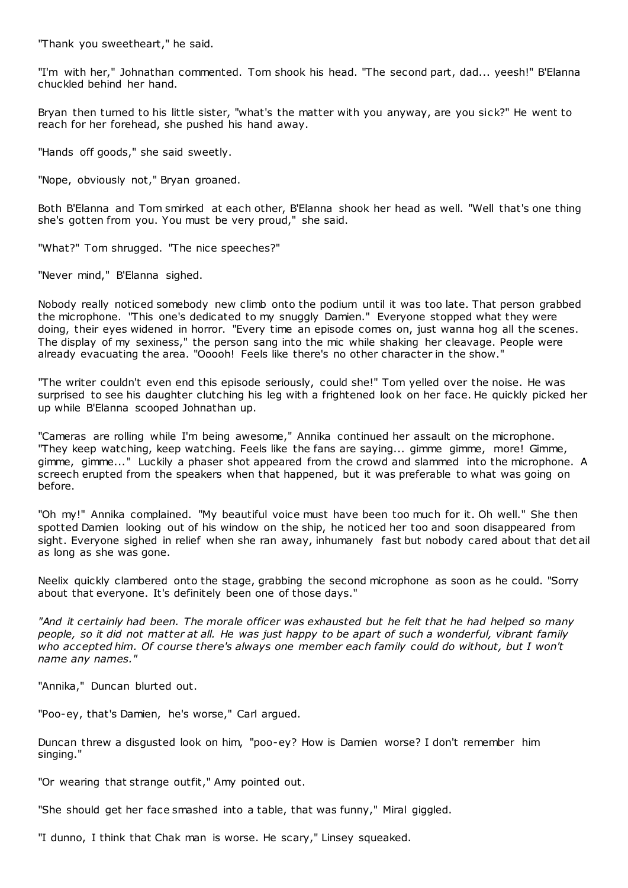"Thank you sweetheart," he said.

"I'm with her," Johnathan commented. Tom shook his head. "The second part, dad... yeesh!" B'Elanna chuckled behind her hand.

Bryan then turned to his little sister, "what's the matter with you anyway, are you sick?" He went to reach for her forehead, she pushed his hand away.

"Hands off goods," she said sweetly.

"Nope, obviously not," Bryan groaned.

Both B'Elanna and Tom smirked at each other, B'Elanna shook her head as well. "Well that's one thing she's gotten from you. You must be very proud," she said.

"What?" Tom shrugged. "The nice speeches?"

"Never mind," B'Elanna sighed.

Nobody really noticed somebody new climb onto the podium until it was too late. That person grabbed the microphone. "This one's dedicated to my snuggly Damien." Everyone stopped what they were doing, their eyes widened in horror. "Every time an episode comes on, just wanna hog all the scenes. The display of my sexiness," the person sang into the mic while shaking her cleavage. People were already evacuating the area. "Ooooh! Feels like there's no other character in the show."

"The writer couldn't even end this episode seriously, could she!" Tom yelled over the noise. He was surprised to see his daughter clutching his leg with a frightened look on her face. He quickly picked her up while B'Elanna scooped Johnathan up.

"Cameras are rolling while I'm being awesome," Annika continued her assault on the microphone. "They keep watching, keep watching. Feels like the fans are saying... gimme gimme, more! Gimme, gimme, gimme..." Luckily a phaser shot appeared from the crowd and slammed into the microphone. A screech erupted from the speakers when that happened, but it was preferable to what was going on before.

"Oh my!" Annika complained. "My beautiful voice must have been too much for it. Oh well." She then spotted Damien looking out of his window on the ship, he noticed her too and soon disappeared from sight. Everyone sighed in relief when she ran away, inhumanely fast but nobody cared about that detail as long as she was gone.

Neelix quickly clambered onto the stage, grabbing the second microphone as soon as he could. "Sorry about that everyone. It's definitely been one of those days."

*"And it certainly had been. The morale officer was exhausted but he felt that he had helped so many people, so it did not matter at all. He was just happy to be apart of such a wonderful, vibrant family who accepted him. Of course there's always one member each family could do without, but I won't name any names."*

"Annika," Duncan blurted out.

"Poo-ey, that's Damien, he's worse," Carl argued.

Duncan threw a disgusted look on him, "poo-ey? How is Damien worse? I don't remember him singing."

"Or wearing that strange outfit," Amy pointed out.

"She should get her face smashed into a table, that was funny," Miral giggled.

"I dunno, I think that Chak man is worse. He scary," Linsey squeaked.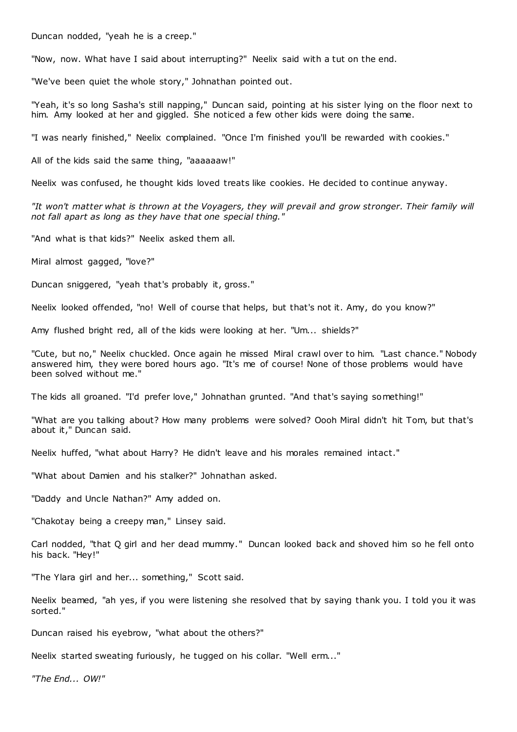Duncan nodded, "yeah he is a creep."

"Now, now. What have I said about interrupting?" Neelix said with a tut on the end.

"We've been quiet the whole story," Johnathan pointed out.

"Yeah, it's so long Sasha's still napping," Duncan said, pointing at his sister lying on the floor next to him. Amy looked at her and giggled. She noticed a few other kids were doing the same.

"I was nearly finished," Neelix complained. "Once I'm finished you'll be rewarded with cookies."

All of the kids said the same thing, "aaaaaaw!"

Neelix was confused, he thought kids loved treats like cookies. He decided to continue anyway.

*"It won't matter what is thrown at the Voyagers, they will prevail and grow stronger. Their family will not fall apart as long as they have that one special thing."*

"And what is that kids?" Neelix asked them all.

Miral almost gagged, "love?"

Duncan sniggered, "yeah that's probably it, gross."

Neelix looked offended, "no! Well of course that helps, but that's not it. Amy, do you know?"

Amy flushed bright red, all of the kids were looking at her. "Um... shields?"

"Cute, but no," Neelix chuckled. Once again he missed Miral crawl over to him. "Last chance." Nobody answered him, they were bored hours ago. "It's me of course! None of those problems would have been solved without me."

The kids all groaned. "I'd prefer love," Johnathan grunted. "And that's saying something!"

"What are you talking about? How many problems were solved? Oooh Miral didn't hit Tom, but that's about it," Duncan said.

Neelix huffed, "what about Harry? He didn't leave and his morales remained intact."

"What about Damien and his stalker?" Johnathan asked.

"Daddy and Uncle Nathan?" Amy added on.

"Chakotay being a creepy man," Linsey said.

Carl nodded, "that Q girl and her dead mummy." Duncan looked back and shoved him so he fell onto his back. "Hey!"

"The Ylara girl and her... something," Scott said.

Neelix beamed, "ah yes, if you were listening she resolved that by saying thank you. I told you it was sorted."

Duncan raised his eyebrow, "what about the others?"

Neelix started sweating furiously, he tugged on his collar. "Well erm..."

*"The End... OW!"*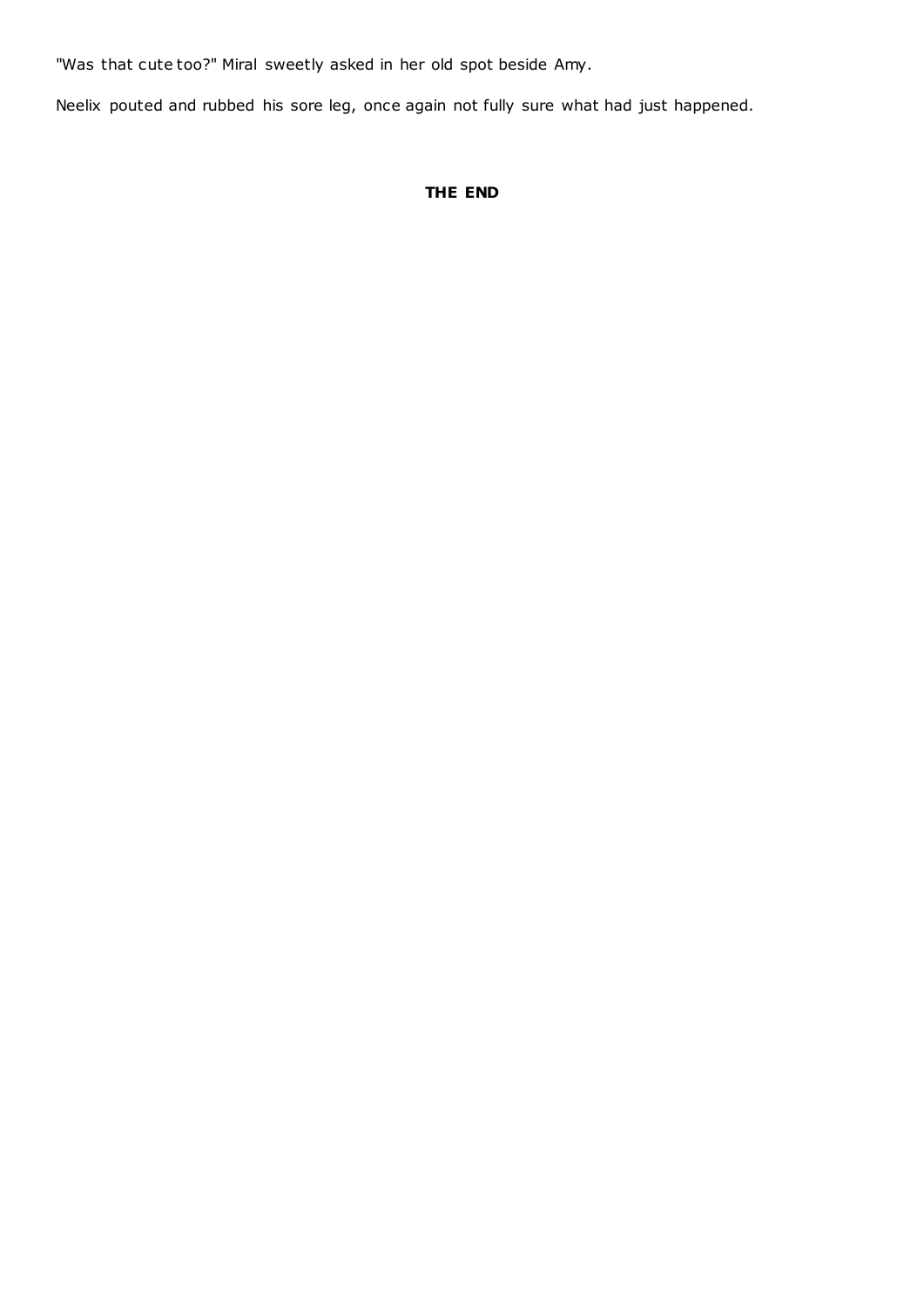"Was that cute too?" Miral sweetly asked in her old spot beside Amy.

Neelix pouted and rubbed his sore leg, once again not fully sure what had just happened.

**THE END**